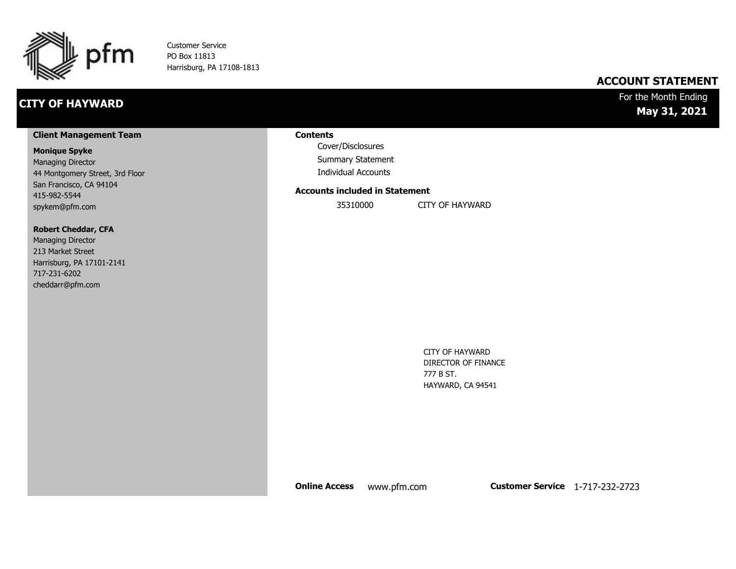pfm

Customer Service
PO Box 11813
Harrisburg, PA 17108-1813

# ACCOUNT STATEMENT

## CITY OF HAYWARD

For the Month Ending
**May 31, 2021**

### Client Management Team

**Monique Spyke**
Managing Director
44 Montgomery Street, 3rd Floor
San Francisco, CA 94104
415-982-5544
spykem@pfm.com

**Robert Cheddar, CFA**
Managing Director
213 Market Street
Harrisburg, PA 17101-2141
717-231-6202
cheddarr@pfm.com

### Contents

- Cover/Disclosures
- Summary Statement
- Individual Accounts

### Accounts included in Statement

| Account | Name |
|---|---|
| 35310000 | CITY OF HAYWARD |

CITY OF HAYWARD
DIRECTOR OF FINANCE
777 B ST.
HAYWARD, CA 94541

**Online Access** www.pfm.com  **Customer Service** 1-717-232-2723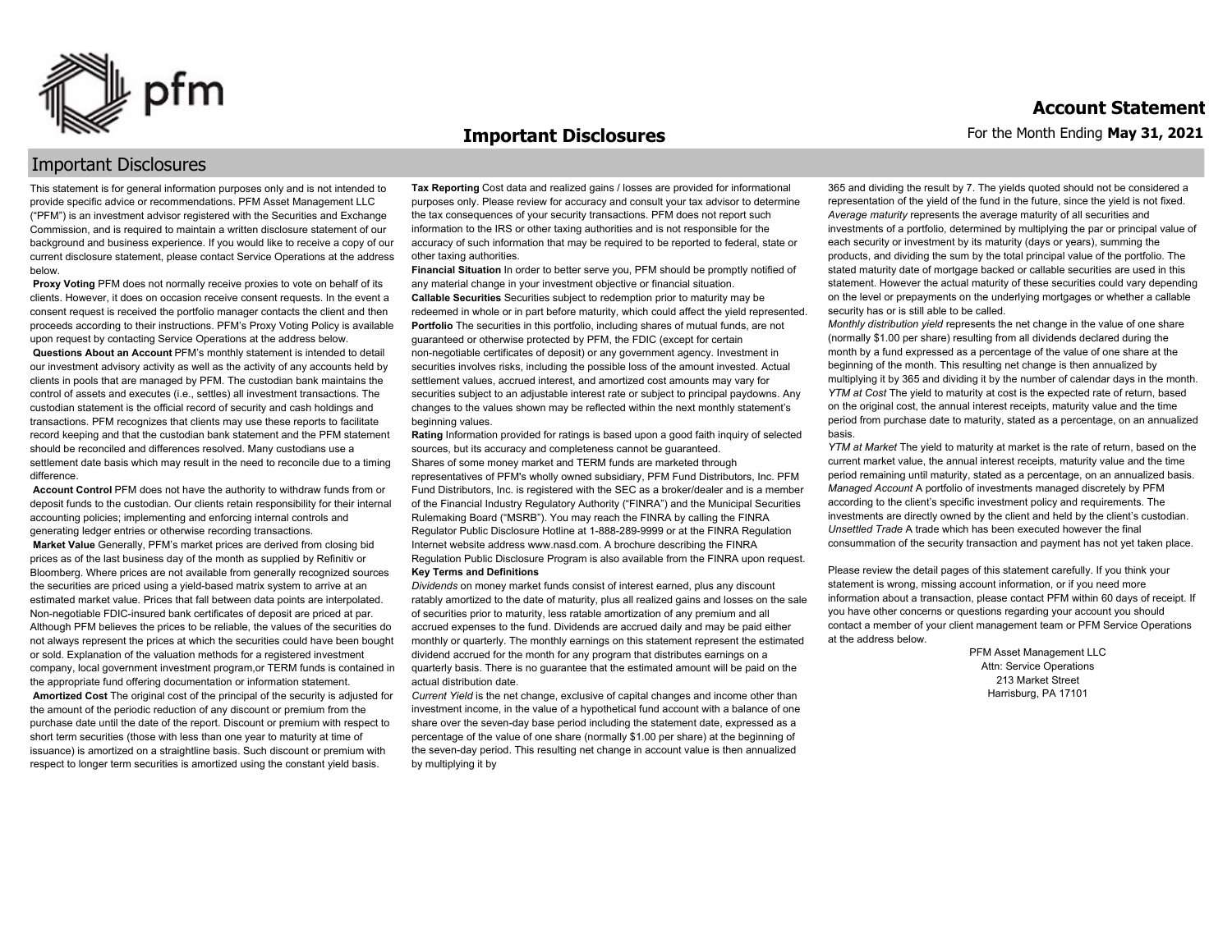# Important Disclosures

## Important Disclosures

This statement is for general information purposes only and is not intended to provide specific advice or recommendations. PFM Asset Management LLC ("PFM") is an investment advisor registered with the Securities and Exchange Commission, and is required to maintain a written disclosure statement of our background and business experience. If you would like to receive a copy of our current disclosure statement, please contact Service Operations at the address below.

**Proxy Voting** PFM does not normally receive proxies to vote on behalf of its clients. However, it does on occasion receive consent requests. In the event a consent request is received the portfolio manager contacts the client and then proceeds according to their instructions. PFM's Proxy Voting Policy is available upon request by contacting Service Operations at the address below.

**Questions About an Account** PFM's monthly statement is intended to detail our investment advisory activity as well as the activity of any accounts held by clients in pools that are managed by PFM. The custodian bank maintains the control of assets and executes (i.e., settles) all investment transactions. The custodian statement is the official record of security and cash holdings and transactions. PFM recognizes that clients may use these reports to facilitate record keeping and that the custodian bank statement and the PFM statement should be reconciled and differences resolved. Many custodians use a settlement date basis which may result in the need to reconcile due to a timing difference.

**Account Control** PFM does not have the authority to withdraw funds from or deposit funds to the custodian. Our clients retain responsibility for their internal accounting policies; implementing and enforcing internal controls and generating ledger entries or otherwise recording transactions.

**Market Value** Generally, PFM's market prices are derived from closing bid prices as of the last business day of the month as supplied by Refinitiv or Bloomberg. Where prices are not available from generally recognized sources the securities are priced using a yield-based matrix system to arrive at an estimated market value. Prices that fall between data points are interpolated. Non-negotiable FDIC-insured bank certificates of deposit are priced at par. Although PFM believes the prices to be reliable, the values of the securities do not always represent the prices at which the securities could have been bought or sold. Explanation of the valuation methods for a registered investment company, local government investment program,or TERM funds is contained in the appropriate fund offering documentation or information statement.

**Amortized Cost** The original cost of the principal of the security is adjusted for the amount of the periodic reduction of any discount or premium from the purchase date until the date of the report. Discount or premium with respect to short term securities (those with less than one year to maturity at time of issuance) is amortized on a straightline basis. Such discount or premium with respect to longer term securities is amortized using the constant yield basis.

**Tax Reporting** Cost data and realized gains / losses are provided for informational purposes only. Please review for accuracy and consult your tax advisor to determine the tax consequences of your security transactions. PFM does not report such information to the IRS or other taxing authorities and is not responsible for the accuracy of such information that may be required to be reported to federal, state or other taxing authorities.

**Financial Situation** In order to better serve you, PFM should be promptly notified of any material change in your investment objective or financial situation.

**Callable Securities** Securities subject to redemption prior to maturity may be redeemed in whole or in part before maturity, which could affect the yield represented.

**Portfolio** The securities in this portfolio, including shares of mutual funds, are not guaranteed or otherwise protected by PFM, the FDIC (except for certain non-negotiable certificates of deposit) or any government agency. Investment in securities involves risks, including the possible loss of the amount invested. Actual settlement values, accrued interest, and amortized cost amounts may vary for securities subject to an adjustable interest rate or subject to principal paydowns. Any changes to the values shown may be reflected within the next monthly statement's beginning values.

**Rating** Information provided for ratings is based upon a good faith inquiry of selected sources, but its accuracy and completeness cannot be guaranteed.

Shares of some money market and TERM funds are marketed through representatives of PFM's wholly owned subsidiary, PFM Fund Distributors, Inc. PFM Fund Distributors, Inc. is registered with the SEC as a broker/dealer and is a member of the Financial Industry Regulatory Authority ("FINRA") and the Municipal Securities Rulemaking Board ("MSRB"). You may reach the FINRA by calling the FINRA Regulator Public Disclosure Hotline at 1-888-289-9999 or at the FINRA Regulation Internet website address www.nasd.com. A brochure describing the FINRA Regulation Public Disclosure Program is also available from the FINRA upon request.

**Key Terms and Definitions**

*Dividends* on money market funds consist of interest earned, plus any discount ratably amortized to the date of maturity, plus all realized gains and losses on the sale of securities prior to maturity, less ratable amortization of any premium and all accrued expenses to the fund. Dividends are accrued daily and may be paid either monthly or quarterly. The monthly earnings on this statement represent the estimated dividend accrued for the month for any program that distributes earnings on a quarterly basis. There is no guarantee that the estimated amount will be paid on the actual distribution date.

*Current Yield* is the net change, exclusive of capital changes and income other than investment income, in the value of a hypothetical fund account with a balance of one share over the seven-day base period including the statement date, expressed as a percentage of the value of one share (normally $1.00 per share) at the beginning of the seven-day period. This resulting net change in account value is then annualized by multiplying it by 365 and dividing the result by 7. The yields quoted should not be considered a representation of the yield of the fund in the future, since the yield is not fixed.

*Average maturity* represents the average maturity of all securities and investments of a portfolio, determined by multiplying the par or principal value of each security or investment by its maturity (days or years), summing the products, and dividing the sum by the total principal value of the portfolio. The stated maturity date of mortgage backed or callable securities are used in this statement. However the actual maturity of these securities could vary depending on the level or prepayments on the underlying mortgages or whether a callable security has or is still able to be called.

*Monthly distribution yield* represents the net change in the value of one share (normally $1.00 per share) resulting from all dividends declared during the month by a fund expressed as a percentage of the value of one share at the beginning of the month. This resulting net change is then annualized by multiplying it by 365 and dividing it by the number of calendar days in the month.

*YTM at Cost* The yield to maturity at cost is the expected rate of return, based on the original cost, the annual interest receipts, maturity value and the time period from purchase date to maturity, stated as a percentage, on an annualized basis.

*YTM at Market* The yield to maturity at market is the rate of return, based on the current market value, the annual interest receipts, maturity value and the time period remaining until maturity, stated as a percentage, on an annualized basis.

*Managed Account* A portfolio of investments managed discretely by PFM according to the client's specific investment policy and requirements. The investments are directly owned by the client and held by the client's custodian.

*Unsettled Trade* A trade which has been executed however the final consummation of the security transaction and payment has not yet taken place.

Please review the detail pages of this statement carefully. If you think your statement is wrong, missing account information, or if you need more information about a transaction, please contact PFM within 60 days of receipt. If you have other concerns or questions regarding your account you should contact a member of your client management team or PFM Service Operations at the address below.

PFM Asset Management LLC
Attn: Service Operations
213 Market Street
Harrisburg, PA 17101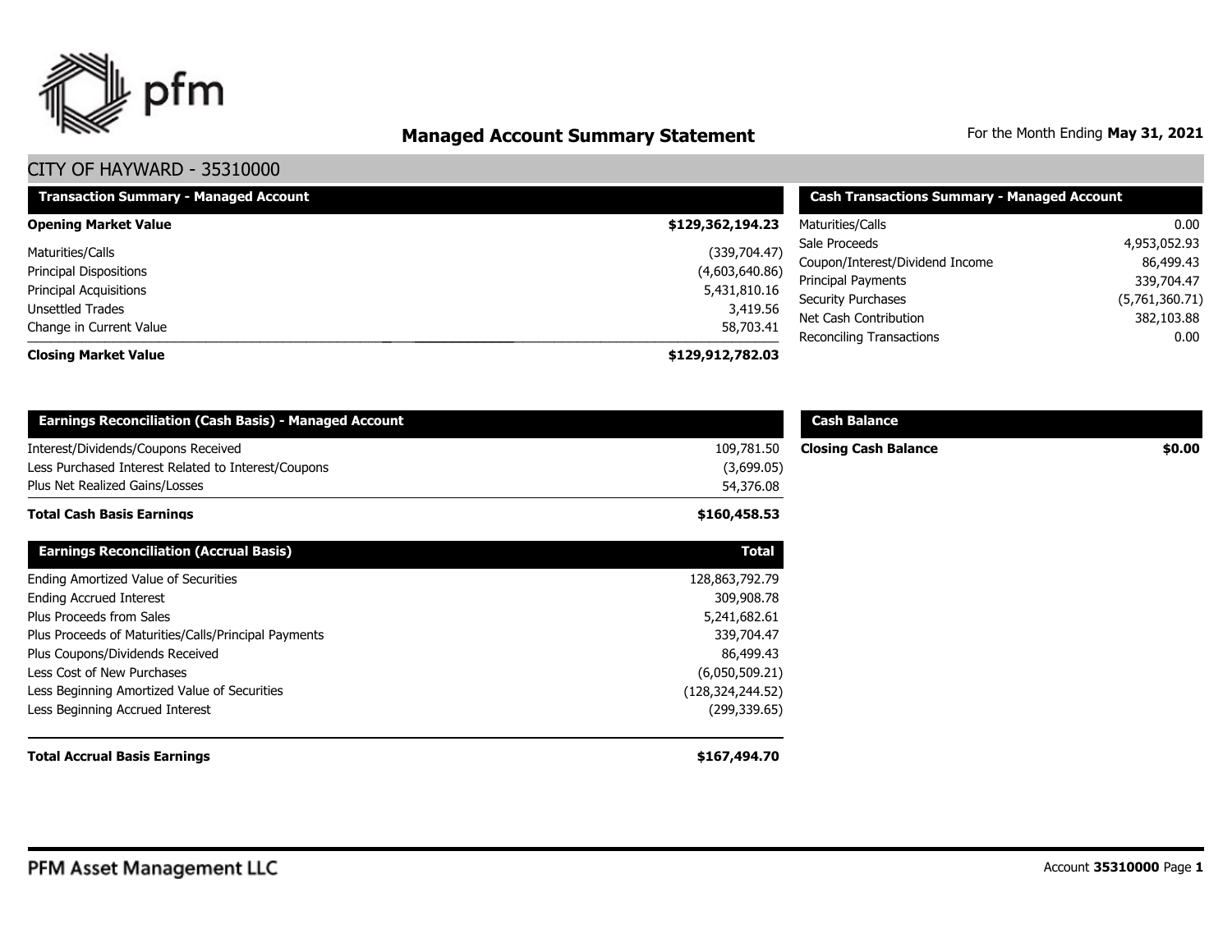# Managed Account Summary Statement

For the Month Ending **May 31, 2021**

## CITY OF HAYWARD - 35310000

| Transaction Summary - Managed Account | |
|---|---|
| **Opening Market Value** | **$129,362,194.23** |
| Maturities/Calls | (339,704.47) |
| Principal Dispositions | (4,603,640.86) |
| Principal Acquisitions | 5,431,810.16 |
| Unsettled Trades | 3,419.56 |
| Change in Current Value | 58,703.41 |
| **Closing Market Value** | **$129,912,782.03** |

| Cash Transactions Summary - Managed Account | |
|---|---|
| Maturities/Calls | 0.00 |
| Sale Proceeds | 4,953,052.93 |
| Coupon/Interest/Dividend Income | 86,499.43 |
| Principal Payments | 339,704.47 |
| Security Purchases | (5,761,360.71) |
| Net Cash Contribution | 382,103.88 |
| Reconciling Transactions | 0.00 |

| Earnings Reconciliation (Cash Basis) - Managed Account | |
|---|---|
| Interest/Dividends/Coupons Received | 109,781.50 |
| Less Purchased Interest Related to Interest/Coupons | (3,699.05) |
| Plus Net Realized Gains/Losses | 54,376.08 |
| **Total Cash Basis Earnings** | **$160,458.53** |

| Cash Balance | |
|---|---|
| **Closing Cash Balance** | **$0.00** |

| Earnings Reconciliation (Accrual Basis) | Total |
|---|---|
| Ending Amortized Value of Securities | 128,863,792.79 |
| Ending Accrued Interest | 309,908.78 |
| Plus Proceeds from Sales | 5,241,682.61 |
| Plus Proceeds of Maturities/Calls/Principal Payments | 339,704.47 |
| Plus Coupons/Dividends Received | 86,499.43 |
| Less Cost of New Purchases | (6,050,509.21) |
| Less Beginning Amortized Value of Securities | (128,324,244.52) |
| Less Beginning Accrued Interest | (299,339.65) |
| **Total Accrual Basis Earnings** | **$167,494.70** |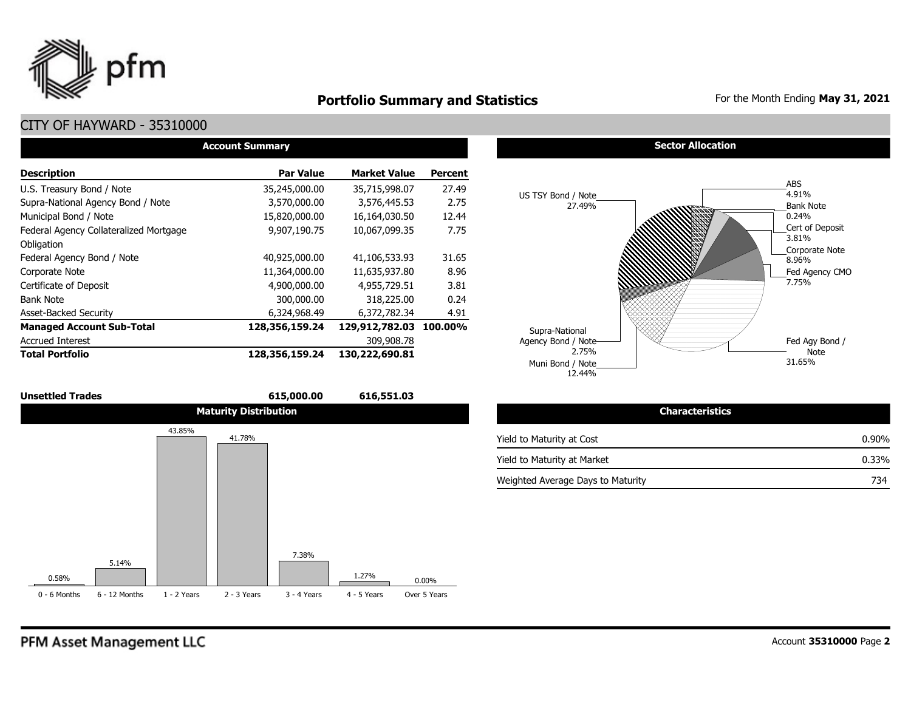# Portfolio Summary and Statistics

For the Month Ending **May 31, 2021**

## CITY OF HAYWARD - 35310000

### Account Summary

| Description | Par Value | Market Value | Percent |
|---|---|---|---|
| U.S. Treasury Bond / Note | 35,245,000.00 | 35,715,998.07 | 27.49 |
| Supra-National Agency Bond / Note | 3,570,000.00 | 3,576,445.53 | 2.75 |
| Municipal Bond / Note | 15,820,000.00 | 16,164,030.50 | 12.44 |
| Federal Agency Collateralized Mortgage Obligation | 9,907,190.75 | 10,067,099.35 | 7.75 |
| Federal Agency Bond / Note | 40,925,000.00 | 41,106,533.93 | 31.65 |
| Corporate Note | 11,364,000.00 | 11,635,937.80 | 8.96 |
| Certificate of Deposit | 4,900,000.00 | 4,955,729.51 | 3.81 |
| Bank Note | 300,000.00 | 318,225.00 | 0.24 |
| Asset-Backed Security | 6,324,968.49 | 6,372,782.34 | 4.91 |
| **Managed Account Sub-Total** | **128,356,159.24** | **129,912,782.03** | **100.00%** |
| Accrued Interest | | 309,908.78 | |
| **Total Portfolio** | **128,356,159.24** | **130,222,690.81** | |
| **Unsettled Trades** | **615,000.00** | **616,551.03** | |

### Sector Allocation

| Sector | Percent |
|---|---|
| US TSY Bond / Note | 27.49% |
| ABS | 4.91% |
| Bank Note | 0.24% |
| Cert of Deposit | 3.81% |
| Corporate Note | 8.96% |
| Fed Agency CMO | 7.75% |
| Fed Agy Bond / Note | 31.65% |
| Muni Bond / Note | 12.44% |
| Supra-National Agency Bond / Note | 2.75% |

### Maturity Distribution

| 0 - 6 Months | 6 - 12 Months | 1 - 2 Years | 2 - 3 Years | 3 - 4 Years | 4 - 5 Years | Over 5 Years |
|---|---|---|---|---|---|---|
| 0.58% | 5.14% | 43.85% | 41.78% | 7.38% | 1.27% | 0.00% |

### Characteristics

| | |
|---|---|
| Yield to Maturity at Cost | 0.90% |
| Yield to Maturity at Market | 0.33% |
| Weighted Average Days to Maturity | 734 |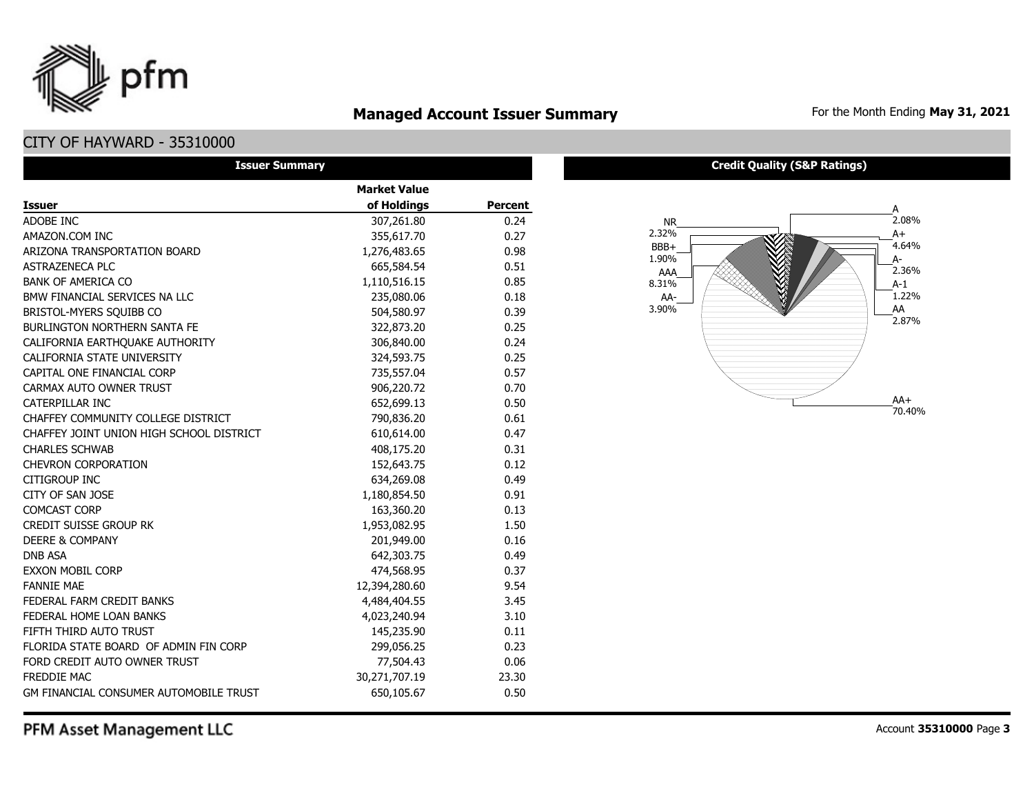# Managed Account Issuer Summary

For the Month Ending **May 31, 2021**

## CITY OF HAYWARD - 35310000

### Issuer Summary

| Issuer | Market Value of Holdings | Percent |
|---|---|---|
| ADOBE INC | 307,261.80 | 0.24 |
| AMAZON.COM INC | 355,617.70 | 0.27 |
| ARIZONA TRANSPORTATION BOARD | 1,276,483.65 | 0.98 |
| ASTRAZENECA PLC | 665,584.54 | 0.51 |
| BANK OF AMERICA CO | 1,110,516.15 | 0.85 |
| BMW FINANCIAL SERVICES NA LLC | 235,080.06 | 0.18 |
| BRISTOL-MYERS SQUIBB CO | 504,580.97 | 0.39 |
| BURLINGTON NORTHERN SANTA FE | 322,873.20 | 0.25 |
| CALIFORNIA EARTHQUAKE AUTHORITY | 306,840.00 | 0.24 |
| CALIFORNIA STATE UNIVERSITY | 324,593.75 | 0.25 |
| CAPITAL ONE FINANCIAL CORP | 735,557.04 | 0.57 |
| CARMAX AUTO OWNER TRUST | 906,220.72 | 0.70 |
| CATERPILLAR INC | 652,699.13 | 0.50 |
| CHAFFEY COMMUNITY COLLEGE DISTRICT | 790,836.20 | 0.61 |
| CHAFFEY JOINT UNION HIGH SCHOOL DISTRICT | 610,614.00 | 0.47 |
| CHARLES SCHWAB | 408,175.20 | 0.31 |
| CHEVRON CORPORATION | 152,643.75 | 0.12 |
| CITIGROUP INC | 634,269.08 | 0.49 |
| CITY OF SAN JOSE | 1,180,854.50 | 0.91 |
| COMCAST CORP | 163,360.20 | 0.13 |
| CREDIT SUISSE GROUP RK | 1,953,082.95 | 1.50 |
| DEERE & COMPANY | 201,949.00 | 0.16 |
| DNB ASA | 642,303.75 | 0.49 |
| EXXON MOBIL CORP | 474,568.95 | 0.37 |
| FANNIE MAE | 12,394,280.60 | 9.54 |
| FEDERAL FARM CREDIT BANKS | 4,484,404.55 | 3.45 |
| FEDERAL HOME LOAN BANKS | 4,023,240.94 | 3.10 |
| FIFTH THIRD AUTO TRUST | 145,235.90 | 0.11 |
| FLORIDA STATE BOARD OF ADMIN FIN CORP | 299,056.25 | 0.23 |
| FORD CREDIT AUTO OWNER TRUST | 77,504.43 | 0.06 |
| FREDDIE MAC | 30,271,707.19 | 23.30 |
| GM FINANCIAL CONSUMER AUTOMOBILE TRUST | 650,105.67 | 0.50 |

### Credit Quality (S&P Ratings)

| Rating | Percent |
|---|---|
| A | 2.08% |
| A+ | 4.64% |
| A- | 2.36% |
| A-1 | 1.22% |
| AA | 2.87% |
| AA+ | 70.40% |
| AA- | 3.90% |
| AAA | 8.31% |
| BBB+ | 1.90% |
| NR | 2.32% |

PFM Asset Management LLC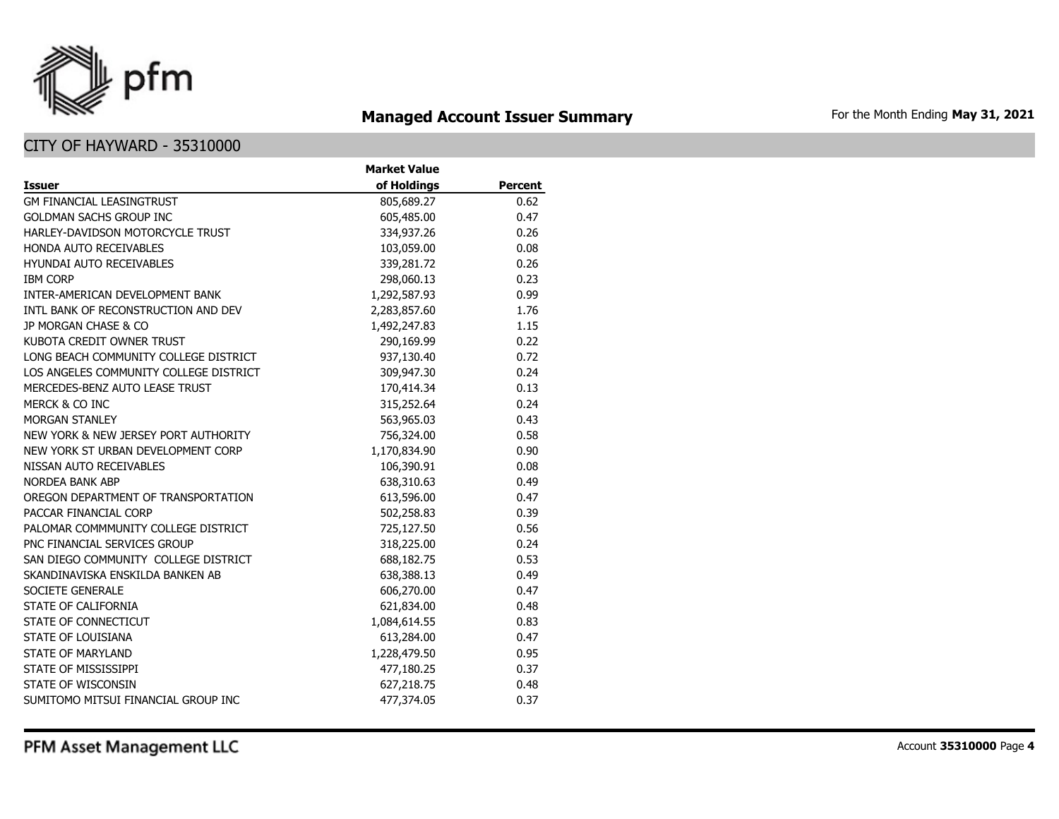## Managed Account Issuer Summary

For the Month Ending **May 31, 2021**

### CITY OF HAYWARD - 35310000

| Issuer | Market Value of Holdings | Percent |
|---|---|---|
| GM FINANCIAL LEASINGTRUST | 805,689.27 | 0.62 |
| GOLDMAN SACHS GROUP INC | 605,485.00 | 0.47 |
| HARLEY-DAVIDSON MOTORCYCLE TRUST | 334,937.26 | 0.26 |
| HONDA AUTO RECEIVABLES | 103,059.00 | 0.08 |
| HYUNDAI AUTO RECEIVABLES | 339,281.72 | 0.26 |
| IBM CORP | 298,060.13 | 0.23 |
| INTER-AMERICAN DEVELOPMENT BANK | 1,292,587.93 | 0.99 |
| INTL BANK OF RECONSTRUCTION AND DEV | 2,283,857.60 | 1.76 |
| JP MORGAN CHASE & CO | 1,492,247.83 | 1.15 |
| KUBOTA CREDIT OWNER TRUST | 290,169.99 | 0.22 |
| LONG BEACH COMMUNITY COLLEGE DISTRICT | 937,130.40 | 0.72 |
| LOS ANGELES COMMUNITY COLLEGE DISTRICT | 309,947.30 | 0.24 |
| MERCEDES-BENZ AUTO LEASE TRUST | 170,414.34 | 0.13 |
| MERCK & CO INC | 315,252.64 | 0.24 |
| MORGAN STANLEY | 563,965.03 | 0.43 |
| NEW YORK & NEW JERSEY PORT AUTHORITY | 756,324.00 | 0.58 |
| NEW YORK ST URBAN DEVELOPMENT CORP | 1,170,834.90 | 0.90 |
| NISSAN AUTO RECEIVABLES | 106,390.91 | 0.08 |
| NORDEA BANK ABP | 638,310.63 | 0.49 |
| OREGON DEPARTMENT OF TRANSPORTATION | 613,596.00 | 0.47 |
| PACCAR FINANCIAL CORP | 502,258.83 | 0.39 |
| PALOMAR COMMMUNITY COLLEGE DISTRICT | 725,127.50 | 0.56 |
| PNC FINANCIAL SERVICES GROUP | 318,225.00 | 0.24 |
| SAN DIEGO COMMUNITY COLLEGE DISTRICT | 688,182.75 | 0.53 |
| SKANDINAVISKA ENSKILDA BANKEN AB | 638,388.13 | 0.49 |
| SOCIETE GENERALE | 606,270.00 | 0.47 |
| STATE OF CALIFORNIA | 621,834.00 | 0.48 |
| STATE OF CONNECTICUT | 1,084,614.55 | 0.83 |
| STATE OF LOUISIANA | 613,284.00 | 0.47 |
| STATE OF MARYLAND | 1,228,479.50 | 0.95 |
| STATE OF MISSISSIPPI | 477,180.25 | 0.37 |
| STATE OF WISCONSIN | 627,218.75 | 0.48 |
| SUMITOMO MITSUI FINANCIAL GROUP INC | 477,374.05 | 0.37 |

PFM Asset Management LLC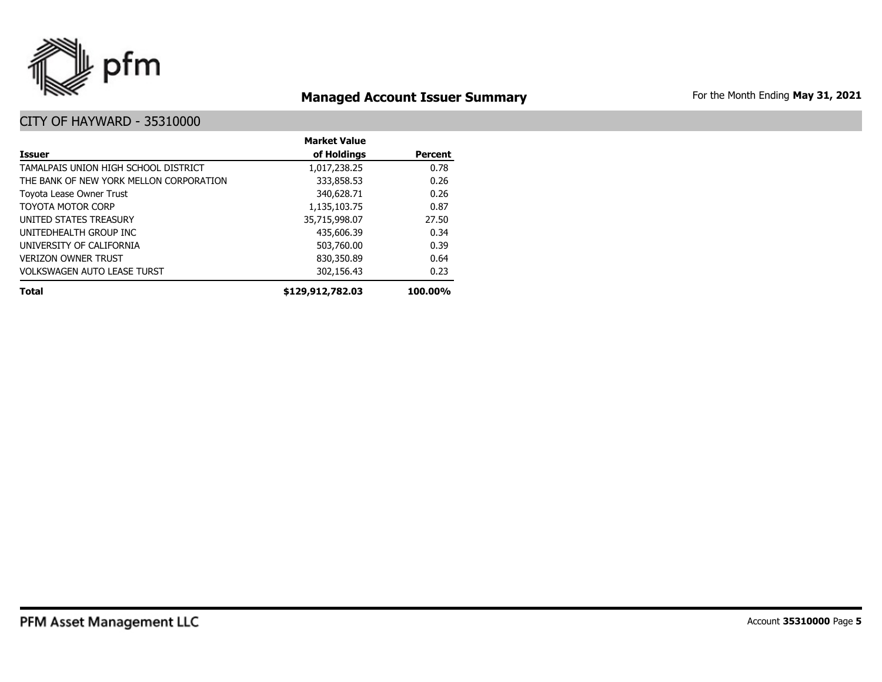# Managed Account Issuer Summary

For the Month Ending **May 31, 2021**

## CITY OF HAYWARD - 35310000

| Issuer | Market Value of Holdings | Percent |
|---|---|---|
| TAMALPAIS UNION HIGH SCHOOL DISTRICT | 1,017,238.25 | 0.78 |
| THE BANK OF NEW YORK MELLON CORPORATION | 333,858.53 | 0.26 |
| Toyota Lease Owner Trust | 340,628.71 | 0.26 |
| TOYOTA MOTOR CORP | 1,135,103.75 | 0.87 |
| UNITED STATES TREASURY | 35,715,998.07 | 27.50 |
| UNITEDHEALTH GROUP INC | 435,606.39 | 0.34 |
| UNIVERSITY OF CALIFORNIA | 503,760.00 | 0.39 |
| VERIZON OWNER TRUST | 830,350.89 | 0.64 |
| VOLKSWAGEN AUTO LEASE TURST | 302,156.43 | 0.23 |
| **Total** | **$129,912,782.03** | **100.00%** |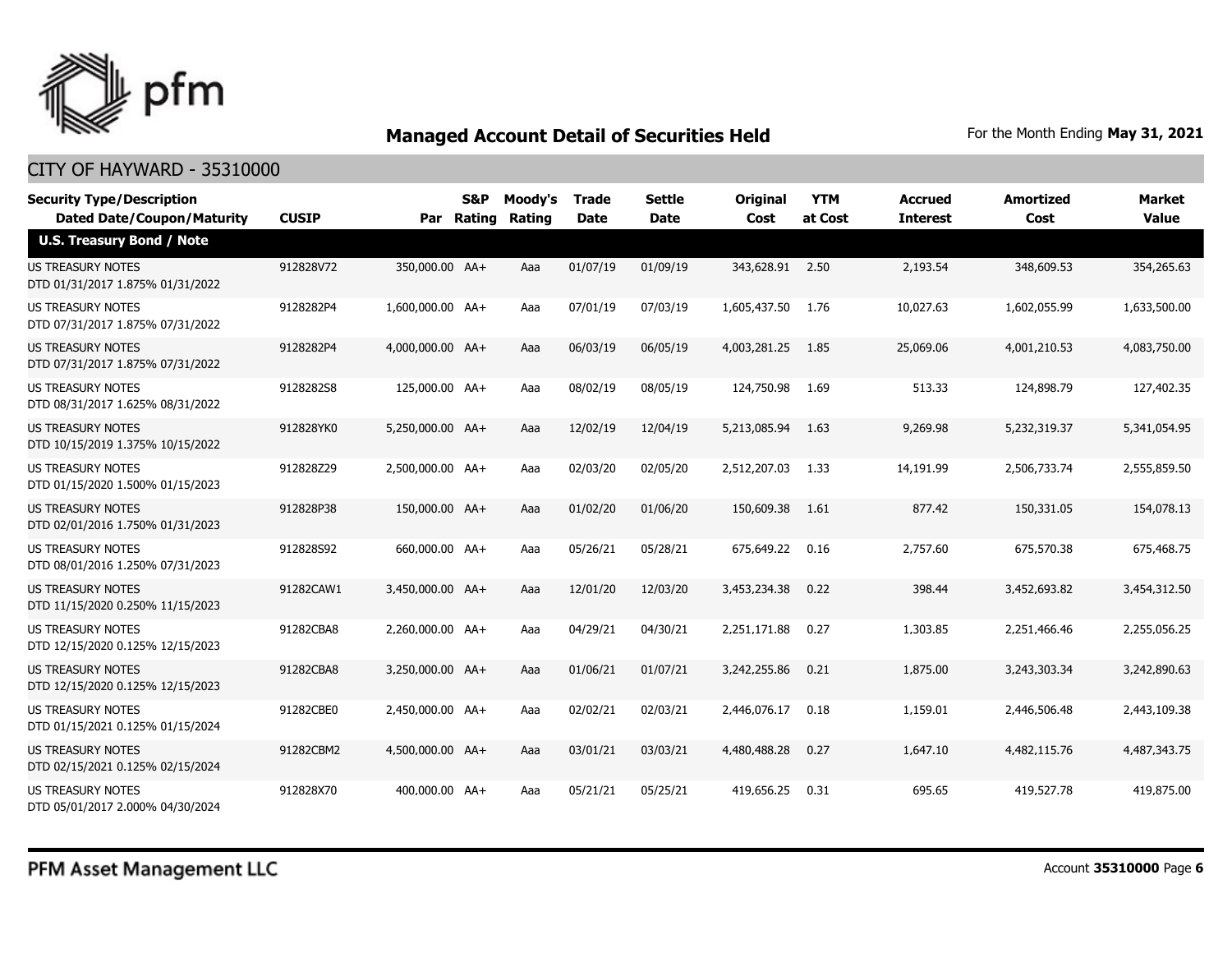## Managed Account Detail of Securities Held

For the Month Ending **May 31, 2021**

CITY OF HAYWARD - 35310000

| Security Type/Description Dated Date/Coupon/Maturity | CUSIP | Par | S&P Rating | Moody's Rating | Trade Date | Settle Date | Original Cost | YTM at Cost | Accrued Interest | Amortized Cost | Market Value |
|---|---|---|---|---|---|---|---|---|---|---|---|
| **U.S. Treasury Bond / Note** | | | | | | | | | | | |
| US TREASURY NOTES DTD 01/31/2017 1.875% 01/31/2022 | 912828V72 | 350,000.00 | AA+ | Aaa | 01/07/19 | 01/09/19 | 343,628.91 | 2.50 | 2,193.54 | 348,609.53 | 354,265.63 |
| US TREASURY NOTES DTD 07/31/2017 1.875% 07/31/2022 | 9128282P4 | 1,600,000.00 | AA+ | Aaa | 07/01/19 | 07/03/19 | 1,605,437.50 | 1.76 | 10,027.63 | 1,602,055.99 | 1,633,500.00 |
| US TREASURY NOTES DTD 07/31/2017 1.875% 07/31/2022 | 9128282P4 | 4,000,000.00 | AA+ | Aaa | 06/03/19 | 06/05/19 | 4,003,281.25 | 1.85 | 25,069.06 | 4,001,210.53 | 4,083,750.00 |
| US TREASURY NOTES DTD 08/31/2017 1.625% 08/31/2022 | 9128282S8 | 125,000.00 | AA+ | Aaa | 08/02/19 | 08/05/19 | 124,750.98 | 1.69 | 513.33 | 124,898.79 | 127,402.35 |
| US TREASURY NOTES DTD 10/15/2019 1.375% 10/15/2022 | 912828YK0 | 5,250,000.00 | AA+ | Aaa | 12/02/19 | 12/04/19 | 5,213,085.94 | 1.63 | 9,269.98 | 5,232,319.37 | 5,341,054.95 |
| US TREASURY NOTES DTD 01/15/2020 1.500% 01/15/2023 | 912828Z29 | 2,500,000.00 | AA+ | Aaa | 02/03/20 | 02/05/20 | 2,512,207.03 | 1.33 | 14,191.99 | 2,506,733.74 | 2,555,859.50 |
| US TREASURY NOTES DTD 02/01/2016 1.750% 01/31/2023 | 912828P38 | 150,000.00 | AA+ | Aaa | 01/02/20 | 01/06/20 | 150,609.38 | 1.61 | 877.42 | 150,331.05 | 154,078.13 |
| US TREASURY NOTES DTD 08/01/2016 1.250% 07/31/2023 | 912828S92 | 660,000.00 | AA+ | Aaa | 05/26/21 | 05/28/21 | 675,649.22 | 0.16 | 2,757.60 | 675,570.38 | 675,468.75 |
| US TREASURY NOTES DTD 11/15/2020 0.250% 11/15/2023 | 91282CAW1 | 3,450,000.00 | AA+ | Aaa | 12/01/20 | 12/03/20 | 3,453,234.38 | 0.22 | 398.44 | 3,452,693.82 | 3,454,312.50 |
| US TREASURY NOTES DTD 12/15/2020 0.125% 12/15/2023 | 91282CBA8 | 2,260,000.00 | AA+ | Aaa | 04/29/21 | 04/30/21 | 2,251,171.88 | 0.27 | 1,303.85 | 2,251,466.46 | 2,255,056.25 |
| US TREASURY NOTES DTD 12/15/2020 0.125% 12/15/2023 | 91282CBA8 | 3,250,000.00 | AA+ | Aaa | 01/06/21 | 01/07/21 | 3,242,255.86 | 0.21 | 1,875.00 | 3,243,303.34 | 3,242,890.63 |
| US TREASURY NOTES DTD 01/15/2021 0.125% 01/15/2024 | 91282CBE0 | 2,450,000.00 | AA+ | Aaa | 02/02/21 | 02/03/21 | 2,446,076.17 | 0.18 | 1,159.01 | 2,446,506.48 | 2,443,109.38 |
| US TREASURY NOTES DTD 02/15/2021 0.125% 02/15/2024 | 91282CBM2 | 4,500,000.00 | AA+ | Aaa | 03/01/21 | 03/03/21 | 4,480,488.28 | 0.27 | 1,647.10 | 4,482,115.76 | 4,487,343.75 |
| US TREASURY NOTES DTD 05/01/2017 2.000% 04/30/2024 | 912828X70 | 400,000.00 | AA+ | Aaa | 05/21/21 | 05/25/21 | 419,656.25 | 0.31 | 695.65 | 419,527.78 | 419,875.00 |

PFM Asset Management LLC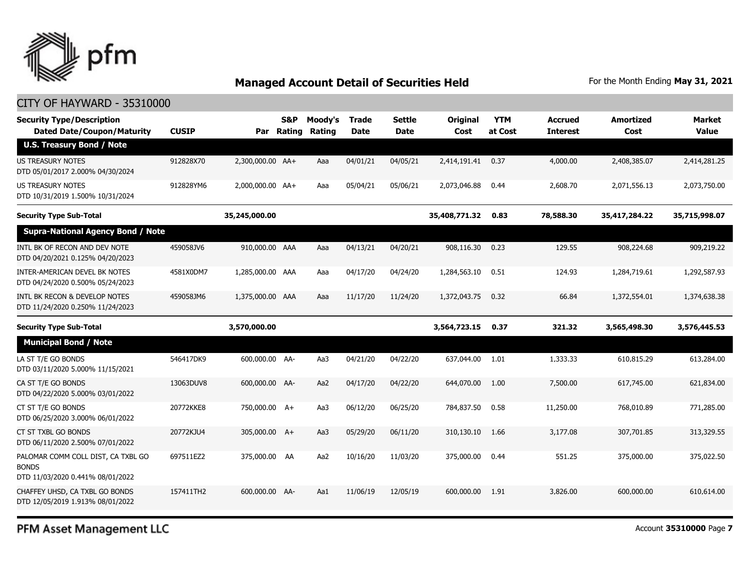## Managed Account Detail of Securities Held

For the Month Ending **May 31, 2021**

CITY OF HAYWARD - 35310000

| Security Type/Description Dated Date/Coupon/Maturity | CUSIP | Par | S&P Rating | Moody's Rating | Trade Date | Settle Date | Original Cost | YTM at Cost | Accrued Interest | Amortized Cost | Market Value |
|---|---|---|---|---|---|---|---|---|---|---|---|
| **U.S. Treasury Bond / Note** | | | | | | | | | | | |
| US TREASURY NOTES DTD 05/01/2017 2.000% 04/30/2024 | 912828X70 | 2,300,000.00 | AA+ | Aaa | 04/01/21 | 04/05/21 | 2,414,191.41 | 0.37 | 4,000.00 | 2,408,385.07 | 2,414,281.25 |
| US TREASURY NOTES DTD 10/31/2019 1.500% 10/31/2024 | 912828YM6 | 2,000,000.00 | AA+ | Aaa | 05/04/21 | 05/06/21 | 2,073,046.88 | 0.44 | 2,608.70 | 2,071,556.13 | 2,073,750.00 |
| **Security Type Sub-Total** | | **35,245,000.00** | | | | | **35,408,771.32** | **0.83** | **78,588.30** | **35,417,284.22** | **35,715,998.07** |
| **Supra-National Agency Bond / Note** | | | | | | | | | | | |
| INTL BK OF RECON AND DEV NOTE DTD 04/20/2021 0.125% 04/20/2023 | 459058JV6 | 910,000.00 | AAA | Aaa | 04/13/21 | 04/20/21 | 908,116.30 | 0.23 | 129.55 | 908,224.68 | 909,219.22 |
| INTER-AMERICAN DEVEL BK NOTES DTD 04/24/2020 0.500% 05/24/2023 | 4581X0DM7 | 1,285,000.00 | AAA | Aaa | 04/17/20 | 04/24/20 | 1,284,563.10 | 0.51 | 124.93 | 1,284,719.61 | 1,292,587.93 |
| INTL BK RECON & DEVELOP NOTES DTD 11/24/2020 0.250% 11/24/2023 | 459058JM6 | 1,375,000.00 | AAA | Aaa | 11/17/20 | 11/24/20 | 1,372,043.75 | 0.32 | 66.84 | 1,372,554.01 | 1,374,638.38 |
| **Security Type Sub-Total** | | **3,570,000.00** | | | | | **3,564,723.15** | **0.37** | **321.32** | **3,565,498.30** | **3,576,445.53** |
| **Municipal Bond / Note** | | | | | | | | | | | |
| LA ST T/E GO BONDS DTD 03/11/2020 5.000% 11/15/2021 | 546417DK9 | 600,000.00 | AA- | Aa3 | 04/21/20 | 04/22/20 | 637,044.00 | 1.01 | 1,333.33 | 610,815.29 | 613,284.00 |
| CA ST T/E GO BONDS DTD 04/22/2020 5.000% 03/01/2022 | 13063DUV8 | 600,000.00 | AA- | Aa2 | 04/17/20 | 04/22/20 | 644,070.00 | 1.00 | 7,500.00 | 617,745.00 | 621,834.00 |
| CT ST T/E GO BONDS DTD 06/25/2020 3.000% 06/01/2022 | 20772KKE8 | 750,000.00 | A+ | Aa3 | 06/12/20 | 06/25/20 | 784,837.50 | 0.58 | 11,250.00 | 768,010.89 | 771,285.00 |
| CT ST TXBL GO BONDS DTD 06/11/2020 2.500% 07/01/2022 | 20772KJU4 | 305,000.00 | A+ | Aa3 | 05/29/20 | 06/11/20 | 310,130.10 | 1.66 | 3,177.08 | 307,701.85 | 313,329.55 |
| PALOMAR COMM COLL DIST, CA TXBL GO BONDS DTD 11/03/2020 0.441% 08/01/2022 | 697511EZ2 | 375,000.00 | AA | Aa2 | 10/16/20 | 11/03/20 | 375,000.00 | 0.44 | 551.25 | 375,000.00 | 375,022.50 |
| CHAFFEY UHSD, CA TXBL GO BONDS DTD 12/05/2019 1.913% 08/01/2022 | 157411TH2 | 600,000.00 | AA- | Aa1 | 11/06/19 | 12/05/19 | 600,000.00 | 1.91 | 3,826.00 | 600,000.00 | 610,614.00 |

PFM Asset Management LLC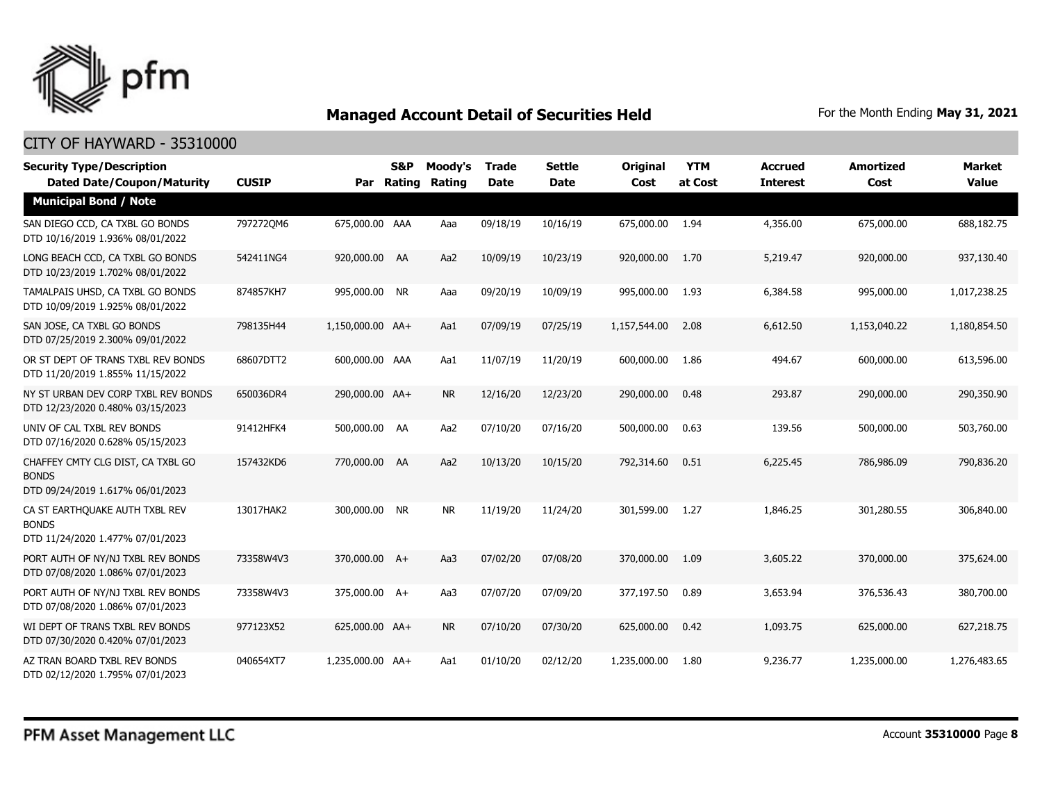## Managed Account Detail of Securities Held

For the Month Ending **May 31, 2021**

CITY OF HAYWARD - 35310000

| Security Type/Description Dated Date/Coupon/Maturity | CUSIP | Par | S&P Rating | Moody's Rating | Trade Date | Settle Date | Original Cost | YTM at Cost | Accrued Interest | Amortized Cost | Market Value |
|---|---|---|---|---|---|---|---|---|---|---|---|
| **Municipal Bond / Note** | | | | | | | | | | | |
| SAN DIEGO CCD, CA TXBL GO BONDS DTD 10/16/2019 1.936% 08/01/2022 | 797272QM6 | 675,000.00 | AAA | Aaa | 09/18/19 | 10/16/19 | 675,000.00 | 1.94 | 4,356.00 | 675,000.00 | 688,182.75 |
| LONG BEACH CCD, CA TXBL GO BONDS DTD 10/23/2019 1.702% 08/01/2022 | 542411NG4 | 920,000.00 | AA | Aa2 | 10/09/19 | 10/23/19 | 920,000.00 | 1.70 | 5,219.47 | 920,000.00 | 937,130.40 |
| TAMALPAIS UHSD, CA TXBL GO BONDS DTD 10/09/2019 1.925% 08/01/2022 | 874857KH7 | 995,000.00 | NR | Aaa | 09/20/19 | 10/09/19 | 995,000.00 | 1.93 | 6,384.58 | 995,000.00 | 1,017,238.25 |
| SAN JOSE, CA TXBL GO BONDS DTD 07/25/2019 2.300% 09/01/2022 | 798135H44 | 1,150,000.00 | AA+ | Aa1 | 07/09/19 | 07/25/19 | 1,157,544.00 | 2.08 | 6,612.50 | 1,153,040.22 | 1,180,854.50 |
| OR ST DEPT OF TRANS TXBL REV BONDS DTD 11/20/2019 1.855% 11/15/2022 | 68607DTT2 | 600,000.00 | AAA | Aa1 | 11/07/19 | 11/20/19 | 600,000.00 | 1.86 | 494.67 | 600,000.00 | 613,596.00 |
| NY ST URBAN DEV CORP TXBL REV BONDS DTD 12/23/2020 0.480% 03/15/2023 | 650036DR4 | 290,000.00 | AA+ | NR | 12/16/20 | 12/23/20 | 290,000.00 | 0.48 | 293.87 | 290,000.00 | 290,350.90 |
| UNIV OF CAL TXBL REV BONDS DTD 07/16/2020 0.628% 05/15/2023 | 91412HFK4 | 500,000.00 | AA | Aa2 | 07/10/20 | 07/16/20 | 500,000.00 | 0.63 | 139.56 | 500,000.00 | 503,760.00 |
| CHAFFEY CMTY CLG DIST, CA TXBL GO BONDS DTD 09/24/2019 1.617% 06/01/2023 | 157432KD6 | 770,000.00 | AA | Aa2 | 10/13/20 | 10/15/20 | 792,314.60 | 0.51 | 6,225.45 | 786,986.09 | 790,836.20 |
| CA ST EARTHQUAKE AUTH TXBL REV BONDS DTD 11/24/2020 1.477% 07/01/2023 | 13017HAK2 | 300,000.00 | NR | NR | 11/19/20 | 11/24/20 | 301,599.00 | 1.27 | 1,846.25 | 301,280.55 | 306,840.00 |
| PORT AUTH OF NY/NJ TXBL REV BONDS DTD 07/08/2020 1.086% 07/01/2023 | 73358W4V3 | 370,000.00 | A+ | Aa3 | 07/02/20 | 07/08/20 | 370,000.00 | 1.09 | 3,605.22 | 370,000.00 | 375,624.00 |
| PORT AUTH OF NY/NJ TXBL REV BONDS DTD 07/08/2020 1.086% 07/01/2023 | 73358W4V3 | 375,000.00 | A+ | Aa3 | 07/07/20 | 07/09/20 | 377,197.50 | 0.89 | 3,653.94 | 376,536.43 | 380,700.00 |
| WI DEPT OF TRANS TXBL REV BONDS DTD 07/30/2020 0.420% 07/01/2023 | 977123X52 | 625,000.00 | AA+ | NR | 07/10/20 | 07/30/20 | 625,000.00 | 0.42 | 1,093.75 | 625,000.00 | 627,218.75 |
| AZ TRAN BOARD TXBL REV BONDS DTD 02/12/2020 1.795% 07/01/2023 | 040654XT7 | 1,235,000.00 | AA+ | Aa1 | 01/10/20 | 02/12/20 | 1,235,000.00 | 1.80 | 9,236.77 | 1,235,000.00 | 1,276,483.65 |

PFM Asset Management LLC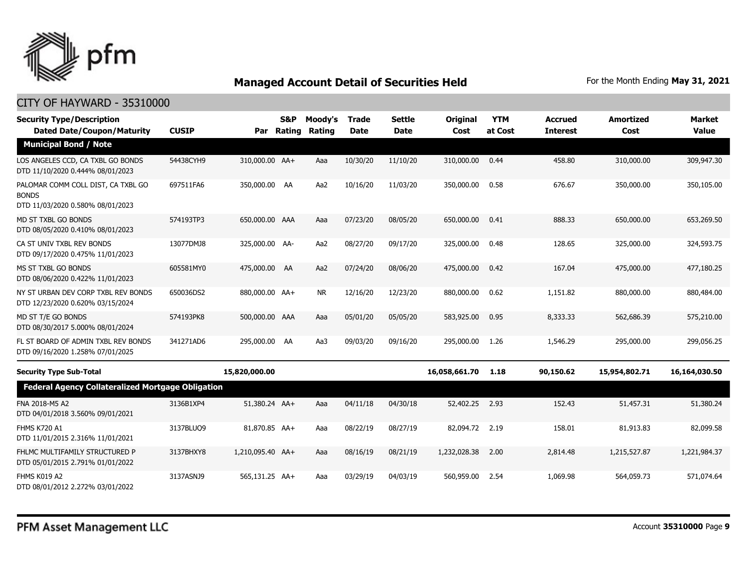# Managed Account Detail of Securities Held

For the Month Ending **May 31, 2021**

## CITY OF HAYWARD - 35310000

| Security Type/Description Dated Date/Coupon/Maturity | CUSIP | Par | S&P Rating | Moody's Rating | Trade Date | Settle Date | Original Cost | YTM at Cost | Accrued Interest | Amortized Cost | Market Value |
|---|---|---|---|---|---|---|---|---|---|---|---|
| **Municipal Bond / Note** | | | | | | | | | | | |
| LOS ANGELES CCD, CA TXBL GO BONDS DTD 11/10/2020 0.444% 08/01/2023 | 54438CYH9 | 310,000.00 | AA+ | Aaa | 10/30/20 | 11/10/20 | 310,000.00 | 0.44 | 458.80 | 310,000.00 | 309,947.30 |
| PALOMAR COMM COLL DIST, CA TXBL GO BONDS DTD 11/03/2020 0.580% 08/01/2023 | 697511FA6 | 350,000.00 | AA | Aa2 | 10/16/20 | 11/03/20 | 350,000.00 | 0.58 | 676.67 | 350,000.00 | 350,105.00 |
| MD ST TXBL GO BONDS DTD 08/05/2020 0.410% 08/01/2023 | 574193TP3 | 650,000.00 | AAA | Aaa | 07/23/20 | 08/05/20 | 650,000.00 | 0.41 | 888.33 | 650,000.00 | 653,269.50 |
| CA ST UNIV TXBL REV BONDS DTD 09/17/2020 0.475% 11/01/2023 | 13077DMJ8 | 325,000.00 | AA- | Aa2 | 08/27/20 | 09/17/20 | 325,000.00 | 0.48 | 128.65 | 325,000.00 | 324,593.75 |
| MS ST TXBL GO BONDS DTD 08/06/2020 0.422% 11/01/2023 | 605581MY0 | 475,000.00 | AA | Aa2 | 07/24/20 | 08/06/20 | 475,000.00 | 0.42 | 167.04 | 475,000.00 | 477,180.25 |
| NY ST URBAN DEV CORP TXBL REV BONDS DTD 12/23/2020 0.620% 03/15/2024 | 650036DS2 | 880,000.00 | AA+ | NR | 12/16/20 | 12/23/20 | 880,000.00 | 0.62 | 1,151.82 | 880,000.00 | 880,484.00 |
| MD ST T/E GO BONDS DTD 08/30/2017 5.000% 08/01/2024 | 574193PK8 | 500,000.00 | AAA | Aaa | 05/01/20 | 05/05/20 | 583,925.00 | 0.95 | 8,333.33 | 562,686.39 | 575,210.00 |
| FL ST BOARD OF ADMIN TXBL REV BONDS DTD 09/16/2020 1.258% 07/01/2025 | 341271AD6 | 295,000.00 | AA | Aa3 | 09/03/20 | 09/16/20 | 295,000.00 | 1.26 | 1,546.29 | 295,000.00 | 299,056.25 |
| **Security Type Sub-Total** | | **15,820,000.00** | | | | | **16,058,661.70** | **1.18** | **90,150.62** | **15,954,802.71** | **16,164,030.50** |
| **Federal Agency Collateralized Mortgage Obligation** | | | | | | | | | | | |
| FNA 2018-M5 A2 DTD 04/01/2018 3.560% 09/01/2021 | 3136B1XP4 | 51,380.24 | AA+ | Aaa | 04/11/18 | 04/30/18 | 52,402.25 | 2.93 | 152.43 | 51,457.31 | 51,380.24 |
| FHMS K720 A1 DTD 11/01/2015 2.316% 11/01/2021 | 3137BLUQ9 | 81,870.85 | AA+ | Aaa | 08/22/19 | 08/27/19 | 82,094.72 | 2.19 | 158.01 | 81,913.83 | 82,099.58 |
| FHLMC MULTIFAMILY STRUCTURED P DTD 05/01/2015 2.791% 01/01/2022 | 3137BHXY8 | 1,210,095.40 | AA+ | Aaa | 08/16/19 | 08/21/19 | 1,232,028.38 | 2.00 | 2,814.48 | 1,215,527.87 | 1,221,984.37 |
| FHMS K019 A2 DTD 08/01/2012 2.272% 03/01/2022 | 3137ASNJ9 | 565,131.25 | AA+ | Aaa | 03/29/19 | 04/03/19 | 560,959.00 | 2.54 | 1,069.98 | 564,059.73 | 571,074.64 |

PFM Asset Management LLC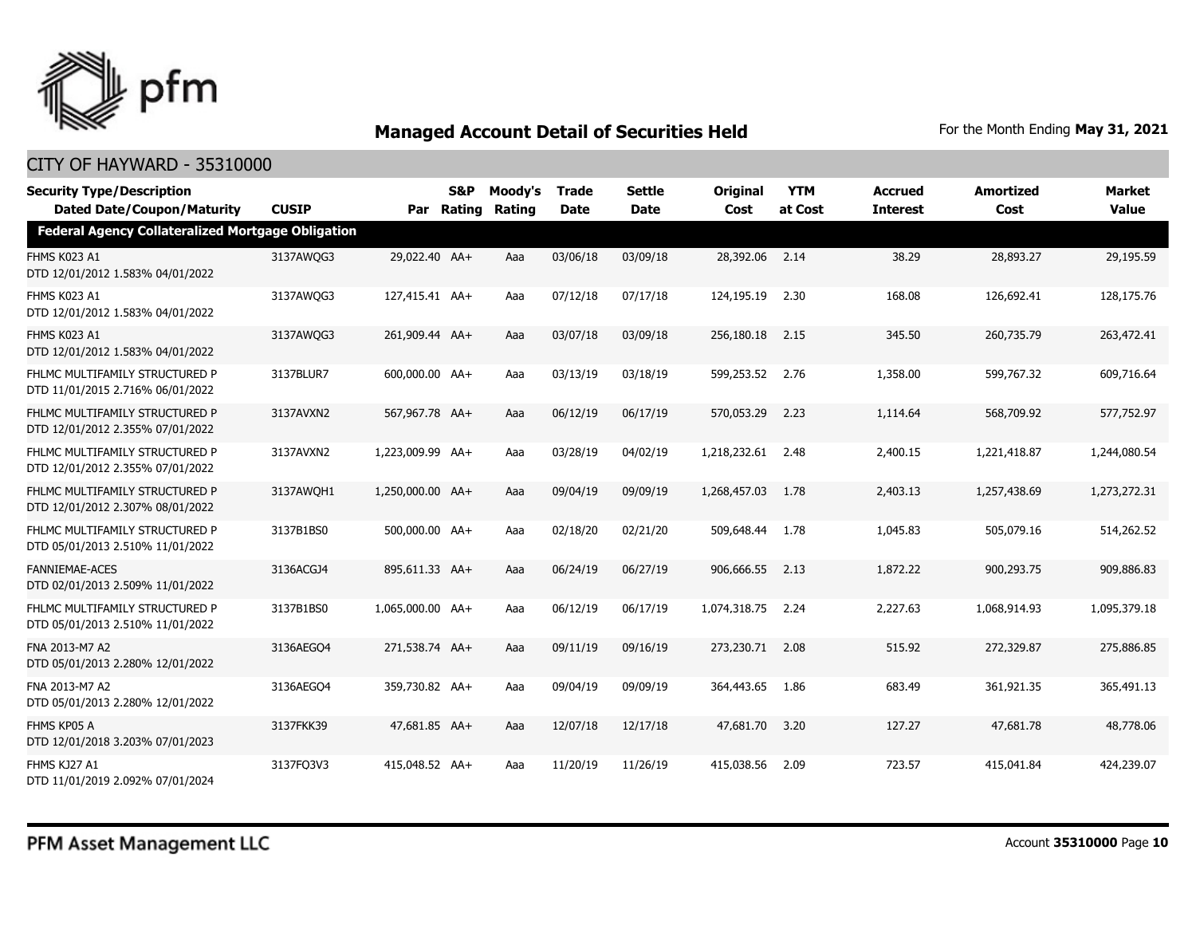## Managed Account Detail of Securities Held

For the Month Ending **May 31, 2021**

### CITY OF HAYWARD - 35310000

| Security Type/Description Dated Date/Coupon/Maturity | CUSIP | Par | S&P Rating | Moody's Rating | Trade Date | Settle Date | Original Cost | YTM at Cost | Accrued Interest | Amortized Cost | Market Value |
|---|---|---|---|---|---|---|---|---|---|---|---|
| **Federal Agency Collateralized Mortgage Obligation** | | | | | | | | | | | |
| FHMS K023 A1 DTD 12/01/2012 1.583% 04/01/2022 | 3137AWQG3 | 29,022.40 | AA+ | Aaa | 03/06/18 | 03/09/18 | 28,392.06 | 2.14 | 38.29 | 28,893.27 | 29,195.59 |
| FHMS K023 A1 DTD 12/01/2012 1.583% 04/01/2022 | 3137AWQG3 | 127,415.41 | AA+ | Aaa | 07/12/18 | 07/17/18 | 124,195.19 | 2.30 | 168.08 | 126,692.41 | 128,175.76 |
| FHMS K023 A1 DTD 12/01/2012 1.583% 04/01/2022 | 3137AWQG3 | 261,909.44 | AA+ | Aaa | 03/07/18 | 03/09/18 | 256,180.18 | 2.15 | 345.50 | 260,735.79 | 263,472.41 |
| FHLMC MULTIFAMILY STRUCTURED P DTD 11/01/2015 2.716% 06/01/2022 | 3137BLUR7 | 600,000.00 | AA+ | Aaa | 03/13/19 | 03/18/19 | 599,253.52 | 2.76 | 1,358.00 | 599,767.32 | 609,716.64 |
| FHLMC MULTIFAMILY STRUCTURED P DTD 12/01/2012 2.355% 07/01/2022 | 3137AVXN2 | 567,967.78 | AA+ | Aaa | 06/12/19 | 06/17/19 | 570,053.29 | 2.23 | 1,114.64 | 568,709.92 | 577,752.97 |
| FHLMC MULTIFAMILY STRUCTURED P DTD 12/01/2012 2.355% 07/01/2022 | 3137AVXN2 | 1,223,009.99 | AA+ | Aaa | 03/28/19 | 04/02/19 | 1,218,232.61 | 2.48 | 2,400.15 | 1,221,418.87 | 1,244,080.54 |
| FHLMC MULTIFAMILY STRUCTURED P DTD 12/01/2012 2.307% 08/01/2022 | 3137AWQH1 | 1,250,000.00 | AA+ | Aaa | 09/04/19 | 09/09/19 | 1,268,457.03 | 1.78 | 2,403.13 | 1,257,438.69 | 1,273,272.31 |
| FHLMC MULTIFAMILY STRUCTURED P DTD 05/01/2013 2.510% 11/01/2022 | 3137B1BS0 | 500,000.00 | AA+ | Aaa | 02/18/20 | 02/21/20 | 509,648.44 | 1.78 | 1,045.83 | 505,079.16 | 514,262.52 |
| FANNIEMAE-ACES DTD 02/01/2013 2.509% 11/01/2022 | 3136ACGJ4 | 895,611.33 | AA+ | Aaa | 06/24/19 | 06/27/19 | 906,666.55 | 2.13 | 1,872.22 | 900,293.75 | 909,886.83 |
| FHLMC MULTIFAMILY STRUCTURED P DTD 05/01/2013 2.510% 11/01/2022 | 3137B1BS0 | 1,065,000.00 | AA+ | Aaa | 06/12/19 | 06/17/19 | 1,074,318.75 | 2.24 | 2,227.63 | 1,068,914.93 | 1,095,379.18 |
| FNA 2013-M7 A2 DTD 05/01/2013 2.280% 12/01/2022 | 3136AEGO4 | 271,538.74 | AA+ | Aaa | 09/11/19 | 09/16/19 | 273,230.71 | 2.08 | 515.92 | 272,329.87 | 275,886.85 |
| FNA 2013-M7 A2 DTD 05/01/2013 2.280% 12/01/2022 | 3136AEGO4 | 359,730.82 | AA+ | Aaa | 09/04/19 | 09/09/19 | 364,443.65 | 1.86 | 683.49 | 361,921.35 | 365,491.13 |
| FHMS KP05 A DTD 12/01/2018 3.203% 07/01/2023 | 3137FKK39 | 47,681.85 | AA+ | Aaa | 12/07/18 | 12/17/18 | 47,681.70 | 3.20 | 127.27 | 47,681.78 | 48,778.06 |
| FHMS KJ27 A1 DTD 11/01/2019 2.092% 07/01/2024 | 3137FQ3V3 | 415,048.52 | AA+ | Aaa | 11/20/19 | 11/26/19 | 415,038.56 | 2.09 | 723.57 | 415,041.84 | 424,239.07 |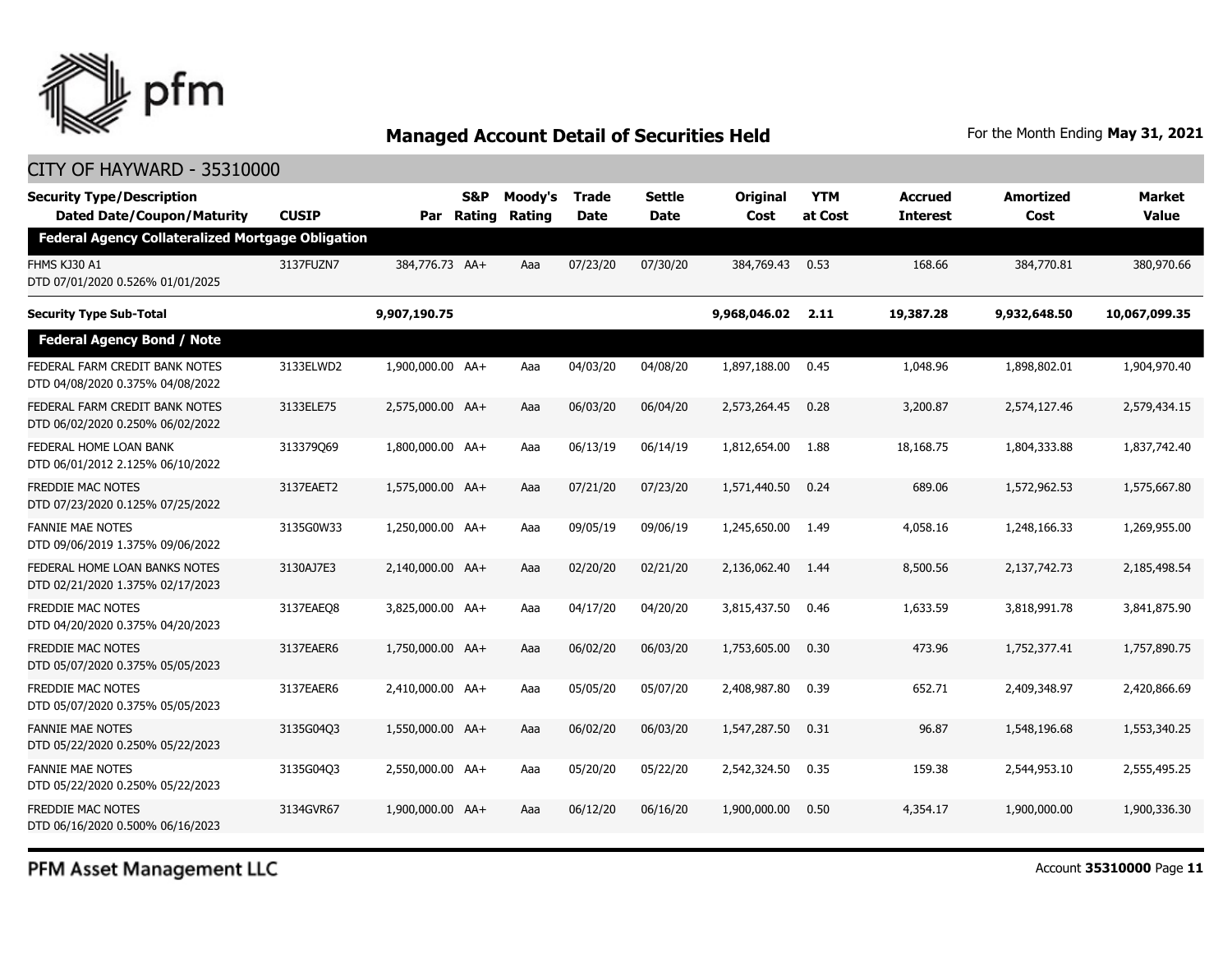## Managed Account Detail of Securities Held

For the Month Ending **May 31, 2021**

CITY OF HAYWARD - 35310000

| Security Type/Description Dated Date/Coupon/Maturity | CUSIP | Par | S&P Rating | Moody's Rating | Trade Date | Settle Date | Original Cost | YTM at Cost | Accrued Interest | Amortized Cost | Market Value |
|---|---|---|---|---|---|---|---|---|---|---|---|
| **Federal Agency Collateralized Mortgage Obligation** | | | | | | | | | | | |
| FHMS KJ30 A1 DTD 07/01/2020 0.526% 01/01/2025 | 3137FUZN7 | 384,776.73 | AA+ | Aaa | 07/23/20 | 07/30/20 | 384,769.43 | 0.53 | 168.66 | 384,770.81 | 380,970.66 |
| **Security Type Sub-Total** | | **9,907,190.75** | | | | | **9,968,046.02** | **2.11** | **19,387.28** | **9,932,648.50** | **10,067,099.35** |
| **Federal Agency Bond / Note** | | | | | | | | | | | |
| FEDERAL FARM CREDIT BANK NOTES DTD 04/08/2020 0.375% 04/08/2022 | 3133ELWD2 | 1,900,000.00 | AA+ | Aaa | 04/03/20 | 04/08/20 | 1,897,188.00 | 0.45 | 1,048.96 | 1,898,802.01 | 1,904,970.40 |
| FEDERAL FARM CREDIT BANK NOTES DTD 06/02/2020 0.250% 06/02/2022 | 3133ELE75 | 2,575,000.00 | AA+ | Aaa | 06/03/20 | 06/04/20 | 2,573,264.45 | 0.28 | 3,200.87 | 2,574,127.46 | 2,579,434.15 |
| FEDERAL HOME LOAN BANK DTD 06/01/2012 2.125% 06/10/2022 | 313379Q69 | 1,800,000.00 | AA+ | Aaa | 06/13/19 | 06/14/19 | 1,812,654.00 | 1.88 | 18,168.75 | 1,804,333.88 | 1,837,742.40 |
| FREDDIE MAC NOTES DTD 07/23/2020 0.125% 07/25/2022 | 3137EAET2 | 1,575,000.00 | AA+ | Aaa | 07/21/20 | 07/23/20 | 1,571,440.50 | 0.24 | 689.06 | 1,572,962.53 | 1,575,667.80 |
| FANNIE MAE NOTES DTD 09/06/2019 1.375% 09/06/2022 | 3135G0W33 | 1,250,000.00 | AA+ | Aaa | 09/05/19 | 09/06/19 | 1,245,650.00 | 1.49 | 4,058.16 | 1,248,166.33 | 1,269,955.00 |
| FEDERAL HOME LOAN BANKS NOTES DTD 02/21/2020 1.375% 02/17/2023 | 3130AJ7E3 | 2,140,000.00 | AA+ | Aaa | 02/20/20 | 02/21/20 | 2,136,062.40 | 1.44 | 8,500.56 | 2,137,742.73 | 2,185,498.54 |
| FREDDIE MAC NOTES DTD 04/20/2020 0.375% 04/20/2023 | 3137EAEQ8 | 3,825,000.00 | AA+ | Aaa | 04/17/20 | 04/20/20 | 3,815,437.50 | 0.46 | 1,633.59 | 3,818,991.78 | 3,841,875.90 |
| FREDDIE MAC NOTES DTD 05/07/2020 0.375% 05/05/2023 | 3137EAER6 | 1,750,000.00 | AA+ | Aaa | 06/02/20 | 06/03/20 | 1,753,605.00 | 0.30 | 473.96 | 1,752,377.41 | 1,757,890.75 |
| FREDDIE MAC NOTES DTD 05/07/2020 0.375% 05/05/2023 | 3137EAER6 | 2,410,000.00 | AA+ | Aaa | 05/05/20 | 05/07/20 | 2,408,987.80 | 0.39 | 652.71 | 2,409,348.97 | 2,420,866.69 |
| FANNIE MAE NOTES DTD 05/22/2020 0.250% 05/22/2023 | 3135G04Q3 | 1,550,000.00 | AA+ | Aaa | 06/02/20 | 06/03/20 | 1,547,287.50 | 0.31 | 96.87 | 1,548,196.68 | 1,553,340.25 |
| FANNIE MAE NOTES DTD 05/22/2020 0.250% 05/22/2023 | 3135G04Q3 | 2,550,000.00 | AA+ | Aaa | 05/20/20 | 05/22/20 | 2,542,324.50 | 0.35 | 159.38 | 2,544,953.10 | 2,555,495.25 |
| FREDDIE MAC NOTES DTD 06/16/2020 0.500% 06/16/2023 | 3134GVR67 | 1,900,000.00 | AA+ | Aaa | 06/12/20 | 06/16/20 | 1,900,000.00 | 0.50 | 4,354.17 | 1,900,000.00 | 1,900,336.30 |

PFM Asset Management LLC

Account **35310000**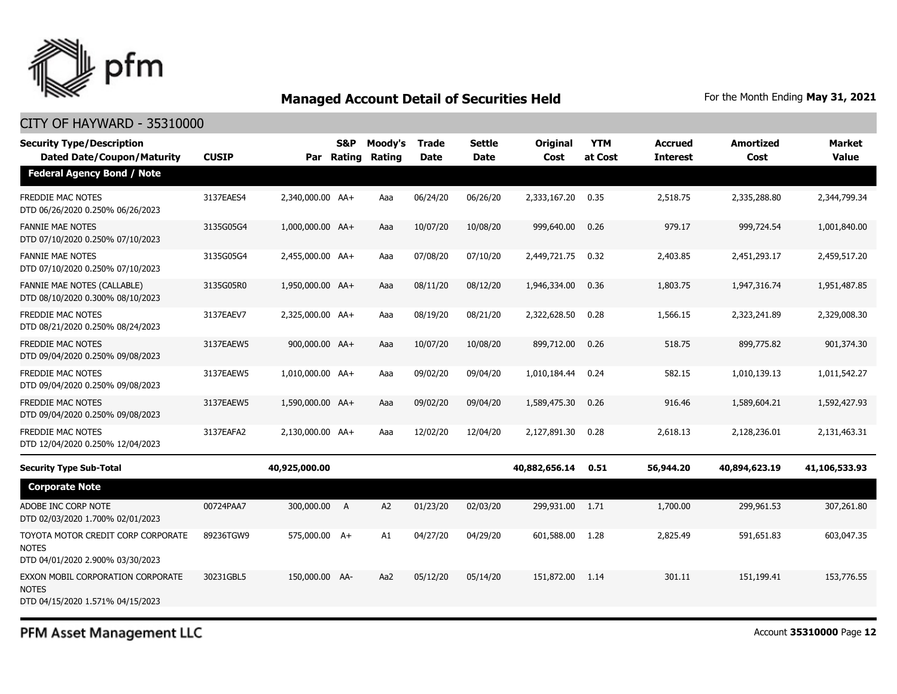## Managed Account Detail of Securities Held

For the Month Ending **May 31, 2021**

CITY OF HAYWARD - 35310000

| Security Type/Description Dated Date/Coupon/Maturity | CUSIP | Par | S&P Rating | Moody's Rating | Trade Date | Settle Date | Original Cost | YTM at Cost | Accrued Interest | Amortized Cost | Market Value |
|---|---|---|---|---|---|---|---|---|---|---|---|
| **Federal Agency Bond / Note** | | | | | | | | | | | |
| FREDDIE MAC NOTES DTD 06/26/2020 0.250% 06/26/2023 | 3137EAES4 | 2,340,000.00 | AA+ | Aaa | 06/24/20 | 06/26/20 | 2,333,167.20 | 0.35 | 2,518.75 | 2,335,288.80 | 2,344,799.34 |
| FANNIE MAE NOTES DTD 07/10/2020 0.250% 07/10/2023 | 3135G05G4 | 1,000,000.00 | AA+ | Aaa | 10/07/20 | 10/08/20 | 999,640.00 | 0.26 | 979.17 | 999,724.54 | 1,001,840.00 |
| FANNIE MAE NOTES DTD 07/10/2020 0.250% 07/10/2023 | 3135G05G4 | 2,455,000.00 | AA+ | Aaa | 07/08/20 | 07/10/20 | 2,449,721.75 | 0.32 | 2,403.85 | 2,451,293.17 | 2,459,517.20 |
| FANNIE MAE NOTES (CALLABLE) DTD 08/10/2020 0.300% 08/10/2023 | 3135G05R0 | 1,950,000.00 | AA+ | Aaa | 08/11/20 | 08/12/20 | 1,946,334.00 | 0.36 | 1,803.75 | 1,947,316.74 | 1,951,487.85 |
| FREDDIE MAC NOTES DTD 08/21/2020 0.250% 08/24/2023 | 3137EAEV7 | 2,325,000.00 | AA+ | Aaa | 08/19/20 | 08/21/20 | 2,322,628.50 | 0.28 | 1,566.15 | 2,323,241.89 | 2,329,008.30 |
| FREDDIE MAC NOTES DTD 09/04/2020 0.250% 09/08/2023 | 3137EAEW5 | 900,000.00 | AA+ | Aaa | 10/07/20 | 10/08/20 | 899,712.00 | 0.26 | 518.75 | 899,775.82 | 901,374.30 |
| FREDDIE MAC NOTES DTD 09/04/2020 0.250% 09/08/2023 | 3137EAEW5 | 1,010,000.00 | AA+ | Aaa | 09/02/20 | 09/04/20 | 1,010,184.44 | 0.24 | 582.15 | 1,010,139.13 | 1,011,542.27 |
| FREDDIE MAC NOTES DTD 09/04/2020 0.250% 09/08/2023 | 3137EAEW5 | 1,590,000.00 | AA+ | Aaa | 09/02/20 | 09/04/20 | 1,589,475.30 | 0.26 | 916.46 | 1,589,604.21 | 1,592,427.93 |
| FREDDIE MAC NOTES DTD 12/04/2020 0.250% 12/04/2023 | 3137EAFA2 | 2,130,000.00 | AA+ | Aaa | 12/02/20 | 12/04/20 | 2,127,891.30 | 0.28 | 2,618.13 | 2,128,236.01 | 2,131,463.31 |
| **Security Type Sub-Total** | | **40,925,000.00** | | | | | **40,882,656.14** | **0.51** | **56,944.20** | **40,894,623.19** | **41,106,533.93** |
| **Corporate Note** | | | | | | | | | | | |
| ADOBE INC CORP NOTE DTD 02/03/2020 1.700% 02/01/2023 | 00724PAA7 | 300,000.00 | A | A2 | 01/23/20 | 02/03/20 | 299,931.00 | 1.71 | 1,700.00 | 299,961.53 | 307,261.80 |
| TOYOTA MOTOR CREDIT CORP CORPORATE NOTES DTD 04/01/2020 2.900% 03/30/2023 | 89236TGW9 | 575,000.00 | A+ | A1 | 04/27/20 | 04/29/20 | 601,588.00 | 1.28 | 2,825.49 | 591,651.83 | 603,047.35 |
| EXXON MOBIL CORPORATION CORPORATE NOTES DTD 04/15/2020 1.571% 04/15/2023 | 30231GBL5 | 150,000.00 | AA- | Aa2 | 05/12/20 | 05/14/20 | 151,872.00 | 1.14 | 301.11 | 151,199.41 | 153,776.55 |

PFM Asset Management LLC

Account **35310000**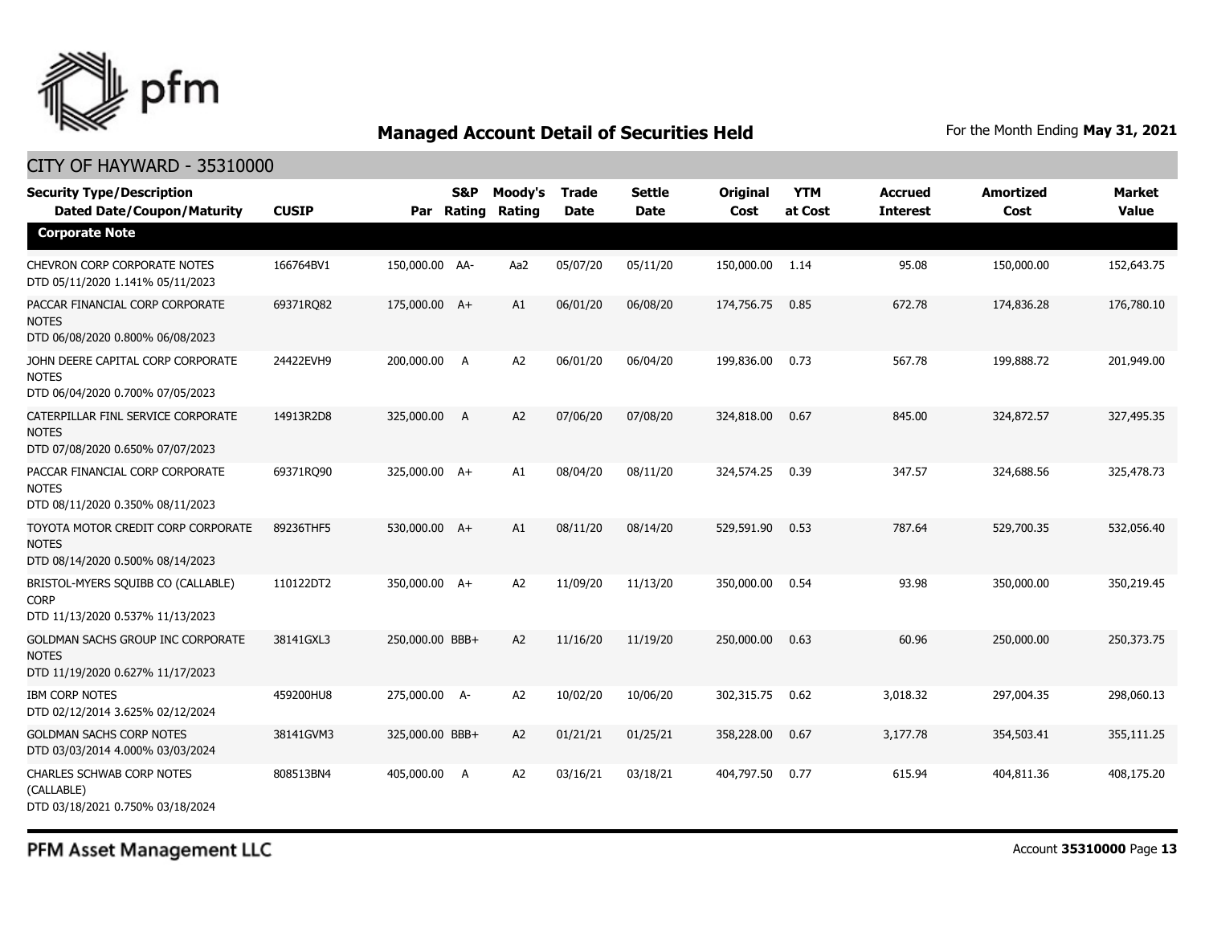## Managed Account Detail of Securities Held

For the Month Ending **May 31, 2021**

CITY OF HAYWARD - 35310000

| Security Type/Description Dated Date/Coupon/Maturity | CUSIP | Par | S&P Rating | Moody's Rating | Trade Date | Settle Date | Original Cost | YTM at Cost | Accrued Interest | Amortized Cost | Market Value |
|---|---|---|---|---|---|---|---|---|---|---|---|
| **Corporate Note** | | | | | | | | | | | |
| CHEVRON CORP CORPORATE NOTES DTD 05/11/2020 1.141% 05/11/2023 | 166764BV1 | 150,000.00 | AA- | Aa2 | 05/07/20 | 05/11/20 | 150,000.00 | 1.14 | 95.08 | 150,000.00 | 152,643.75 |
| PACCAR FINANCIAL CORP CORPORATE NOTES DTD 06/08/2020 0.800% 06/08/2023 | 69371RQ82 | 175,000.00 | A+ | A1 | 06/01/20 | 06/08/20 | 174,756.75 | 0.85 | 672.78 | 174,836.28 | 176,780.10 |
| JOHN DEERE CAPITAL CORP CORPORATE NOTES DTD 06/04/2020 0.700% 07/05/2023 | 24422EVH9 | 200,000.00 | A | A2 | 06/01/20 | 06/04/20 | 199,836.00 | 0.73 | 567.78 | 199,888.72 | 201,949.00 |
| CATERPILLAR FINL SERVICE CORPORATE NOTES DTD 07/08/2020 0.650% 07/07/2023 | 14913R2D8 | 325,000.00 | A | A2 | 07/06/20 | 07/08/20 | 324,818.00 | 0.67 | 845.00 | 324,872.57 | 327,495.35 |
| PACCAR FINANCIAL CORP CORPORATE NOTES DTD 08/11/2020 0.350% 08/11/2023 | 69371RQ90 | 325,000.00 | A+ | A1 | 08/04/20 | 08/11/20 | 324,574.25 | 0.39 | 347.57 | 324,688.56 | 325,478.73 |
| TOYOTA MOTOR CREDIT CORP CORPORATE NOTES DTD 08/14/2020 0.500% 08/14/2023 | 89236THF5 | 530,000.00 | A+ | A1 | 08/11/20 | 08/14/20 | 529,591.90 | 0.53 | 787.64 | 529,700.35 | 532,056.40 |
| BRISTOL-MYERS SQUIBB CO (CALLABLE) CORP DTD 11/13/2020 0.537% 11/13/2023 | 110122DT2 | 350,000.00 | A+ | A2 | 11/09/20 | 11/13/20 | 350,000.00 | 0.54 | 93.98 | 350,000.00 | 350,219.45 |
| GOLDMAN SACHS GROUP INC CORPORATE NOTES DTD 11/19/2020 0.627% 11/17/2023 | 38141GXL3 | 250,000.00 | BBB+ | A2 | 11/16/20 | 11/19/20 | 250,000.00 | 0.63 | 60.96 | 250,000.00 | 250,373.75 |
| IBM CORP NOTES DTD 02/12/2014 3.625% 02/12/2024 | 459200HU8 | 275,000.00 | A- | A2 | 10/02/20 | 10/06/20 | 302,315.75 | 0.62 | 3,018.32 | 297,004.35 | 298,060.13 |
| GOLDMAN SACHS CORP NOTES DTD 03/03/2014 4.000% 03/03/2024 | 38141GVM3 | 325,000.00 | BBB+ | A2 | 01/21/21 | 01/25/21 | 358,228.00 | 0.67 | 3,177.78 | 354,503.41 | 355,111.25 |
| CHARLES SCHWAB CORP NOTES (CALLABLE) DTD 03/18/2021 0.750% 03/18/2024 | 808513BN4 | 405,000.00 | A | A2 | 03/16/21 | 03/18/21 | 404,797.50 | 0.77 | 615.94 | 404,811.36 | 408,175.20 |

PFM Asset Management LLC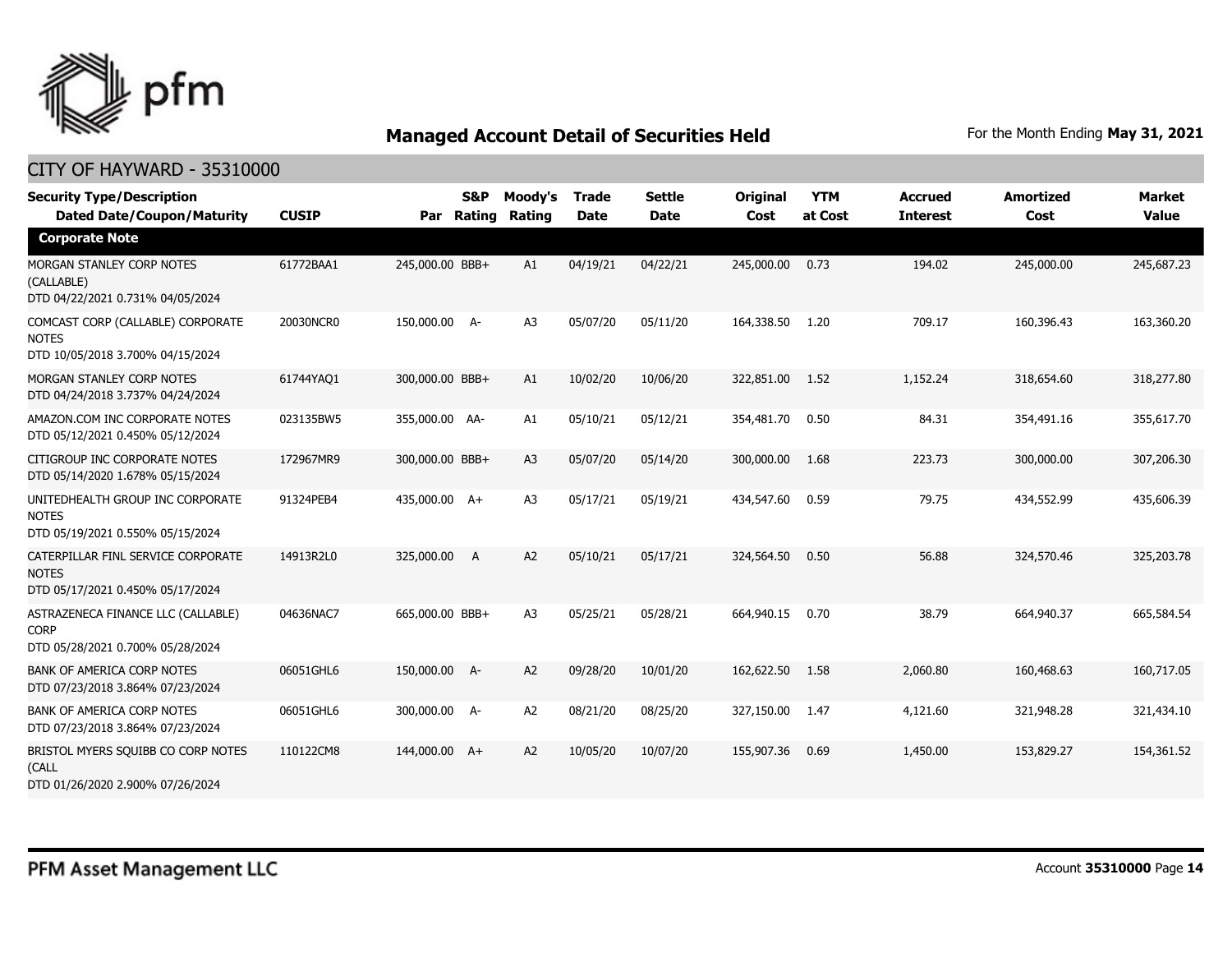## Managed Account Detail of Securities Held

For the Month Ending **May 31, 2021**

CITY OF HAYWARD - 35310000

| Security Type/Description Dated Date/Coupon/Maturity | CUSIP | Par | S&P Rating | Moody's Rating | Trade Date | Settle Date | Original Cost | YTM at Cost | Accrued Interest | Amortized Cost | Market Value |
|---|---|---|---|---|---|---|---|---|---|---|---|
| **Corporate Note** | | | | | | | | | | | |
| MORGAN STANLEY CORP NOTES (CALLABLE) DTD 04/22/2021 0.731% 04/05/2024 | 61772BAA1 | 245,000.00 | BBB+ | A1 | 04/19/21 | 04/22/21 | 245,000.00 | 0.73 | 194.02 | 245,000.00 | 245,687.23 |
| COMCAST CORP (CALLABLE) CORPORATE NOTES DTD 10/05/2018 3.700% 04/15/2024 | 20030NCR0 | 150,000.00 | A- | A3 | 05/07/20 | 05/11/20 | 164,338.50 | 1.20 | 709.17 | 160,396.43 | 163,360.20 |
| MORGAN STANLEY CORP NOTES DTD 04/24/2018 3.737% 04/24/2024 | 61744YAQ1 | 300,000.00 | BBB+ | A1 | 10/02/20 | 10/06/20 | 322,851.00 | 1.52 | 1,152.24 | 318,654.60 | 318,277.80 |
| AMAZON.COM INC CORPORATE NOTES DTD 05/12/2021 0.450% 05/12/2024 | 023135BW5 | 355,000.00 | AA- | A1 | 05/10/21 | 05/12/21 | 354,481.70 | 0.50 | 84.31 | 354,491.16 | 355,617.70 |
| CITIGROUP INC CORPORATE NOTES DTD 05/14/2020 1.678% 05/15/2024 | 172967MR9 | 300,000.00 | BBB+ | A3 | 05/07/20 | 05/14/20 | 300,000.00 | 1.68 | 223.73 | 300,000.00 | 307,206.30 |
| UNITEDHEALTH GROUP INC CORPORATE NOTES DTD 05/19/2021 0.550% 05/15/2024 | 91324PEB4 | 435,000.00 | A+ | A3 | 05/17/21 | 05/19/21 | 434,547.60 | 0.59 | 79.75 | 434,552.99 | 435,606.39 |
| CATERPILLAR FINL SERVICE CORPORATE NOTES DTD 05/17/2021 0.450% 05/17/2024 | 14913R2L0 | 325,000.00 | A | A2 | 05/10/21 | 05/17/21 | 324,564.50 | 0.50 | 56.88 | 324,570.46 | 325,203.78 |
| ASTRAZENECA FINANCE LLC (CALLABLE) CORP DTD 05/28/2021 0.700% 05/28/2024 | 04636NAC7 | 665,000.00 | BBB+ | A3 | 05/25/21 | 05/28/21 | 664,940.15 | 0.70 | 38.79 | 664,940.37 | 665,584.54 |
| BANK OF AMERICA CORP NOTES DTD 07/23/2018 3.864% 07/23/2024 | 06051GHL6 | 150,000.00 | A- | A2 | 09/28/20 | 10/01/20 | 162,622.50 | 1.58 | 2,060.80 | 160,468.63 | 160,717.05 |
| BANK OF AMERICA CORP NOTES DTD 07/23/2018 3.864% 07/23/2024 | 06051GHL6 | 300,000.00 | A- | A2 | 08/21/20 | 08/25/20 | 327,150.00 | 1.47 | 4,121.60 | 321,948.28 | 321,434.10 |
| BRISTOL MYERS SQUIBB CO CORP NOTES (CALL DTD 01/26/2020 2.900% 07/26/2024 | 110122CM8 | 144,000.00 | A+ | A2 | 10/05/20 | 10/07/20 | 155,907.36 | 0.69 | 1,450.00 | 153,829.27 | 154,361.52 |

PFM Asset Management LLC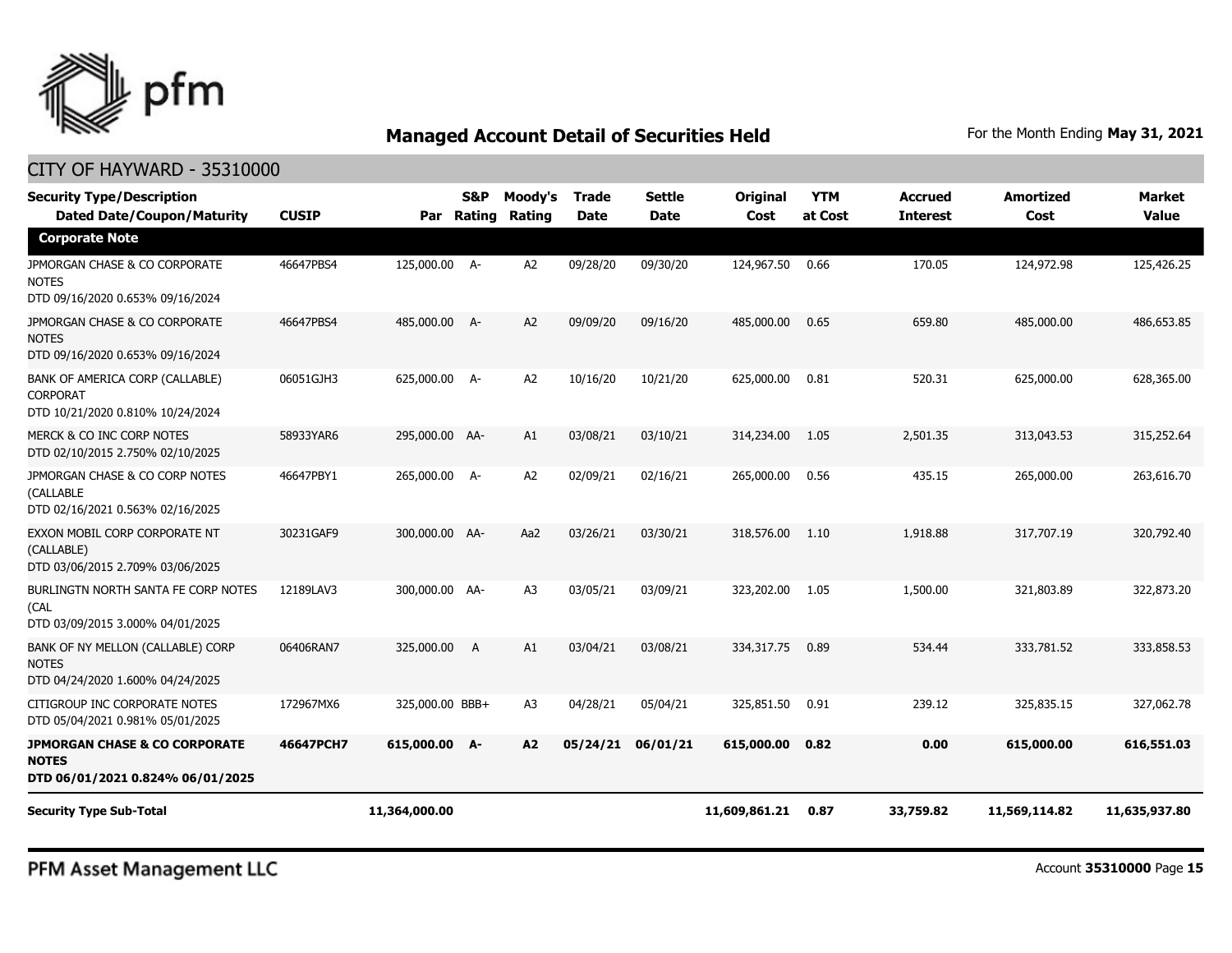## Managed Account Detail of Securities Held

For the Month Ending **May 31, 2021**

CITY OF HAYWARD - 35310000

| Security Type/Description Dated Date/Coupon/Maturity | CUSIP | Par | S&P Rating | Moody's Rating | Trade Date | Settle Date | Original Cost | YTM at Cost | Accrued Interest | Amortized Cost | Market Value |
|---|---|---|---|---|---|---|---|---|---|---|---|
| **Corporate Note** | | | | | | | | | | | |
| JPMORGAN CHASE & CO CORPORATE NOTES DTD 09/16/2020 0.653% 09/16/2024 | 46647PBS4 | 125,000.00 | A- | A2 | 09/28/20 | 09/30/20 | 124,967.50 | 0.66 | 170.05 | 124,972.98 | 125,426.25 |
| JPMORGAN CHASE & CO CORPORATE NOTES DTD 09/16/2020 0.653% 09/16/2024 | 46647PBS4 | 485,000.00 | A- | A2 | 09/09/20 | 09/16/20 | 485,000.00 | 0.65 | 659.80 | 485,000.00 | 486,653.85 |
| BANK OF AMERICA CORP (CALLABLE) CORPORAT DTD 10/21/2020 0.810% 10/24/2024 | 06051GJH3 | 625,000.00 | A- | A2 | 10/16/20 | 10/21/20 | 625,000.00 | 0.81 | 520.31 | 625,000.00 | 628,365.00 |
| MERCK & CO INC CORP NOTES DTD 02/10/2015 2.750% 02/10/2025 | 58933YAR6 | 295,000.00 | AA- | A1 | 03/08/21 | 03/10/21 | 314,234.00 | 1.05 | 2,501.35 | 313,043.53 | 315,252.64 |
| JPMORGAN CHASE & CO CORP NOTES (CALLABLE DTD 02/16/2021 0.563% 02/16/2025 | 46647PBY1 | 265,000.00 | A- | A2 | 02/09/21 | 02/16/21 | 265,000.00 | 0.56 | 435.15 | 265,000.00 | 263,616.70 |
| EXXON MOBIL CORP CORPORATE NT (CALLABLE) DTD 03/06/2015 2.709% 03/06/2025 | 30231GAF9 | 300,000.00 | AA- | Aa2 | 03/26/21 | 03/30/21 | 318,576.00 | 1.10 | 1,918.88 | 317,707.19 | 320,792.40 |
| BURLINGTN NORTH SANTA FE CORP NOTES (CAL DTD 03/09/2015 3.000% 04/01/2025 | 12189LAV3 | 300,000.00 | AA- | A3 | 03/05/21 | 03/09/21 | 323,202.00 | 1.05 | 1,500.00 | 321,803.89 | 322,873.20 |
| BANK OF NY MELLON (CALLABLE) CORP NOTES DTD 04/24/2020 1.600% 04/24/2025 | 06406RAN7 | 325,000.00 | A | A1 | 03/04/21 | 03/08/21 | 334,317.75 | 0.89 | 534.44 | 333,781.52 | 333,858.53 |
| CITIGROUP INC CORPORATE NOTES DTD 05/04/2021 0.981% 05/01/2025 | 172967MX6 | 325,000.00 | BBB+ | A3 | 04/28/21 | 05/04/21 | 325,851.50 | 0.91 | 239.12 | 325,835.15 | 327,062.78 |
| **JPMORGAN CHASE & CO CORPORATE NOTES DTD 06/01/2021 0.824% 06/01/2025** | **46647PCH7** | **615,000.00** | **A-** | **A2** | **05/24/21** | **06/01/21** | **615,000.00** | **0.82** | **0.00** | **615,000.00** | **616,551.03** |
| **Security Type Sub-Total** | | **11,364,000.00** | | | | | **11,609,861.21** | **0.87** | **33,759.82** | **11,569,114.82** | **11,635,937.80** |

PFM Asset Management LLC

Account **35310000**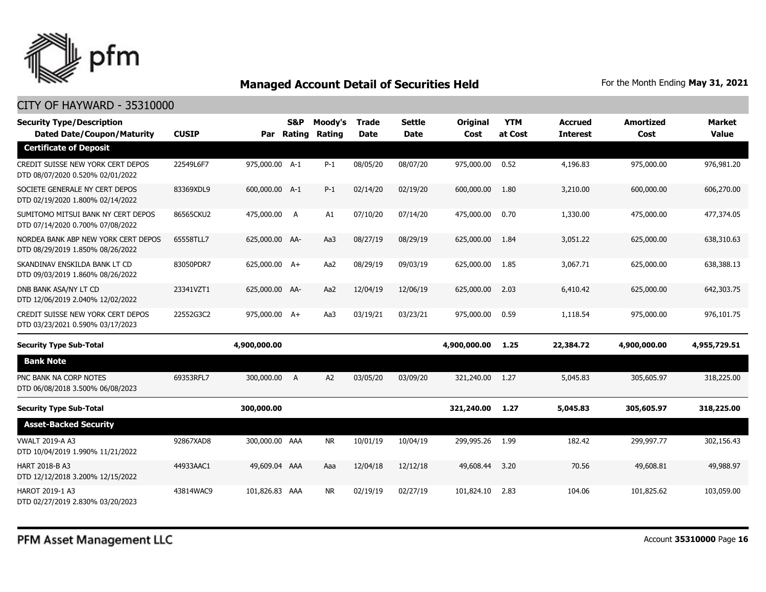## Managed Account Detail of Securities Held

For the Month Ending **May 31, 2021**

CITY OF HAYWARD - 35310000

| Security Type/Description Dated Date/Coupon/Maturity | CUSIP | Par | S&P Rating | Moody's Rating | Trade Date | Settle Date | Original Cost | YTM at Cost | Accrued Interest | Amortized Cost | Market Value |
|---|---|---|---|---|---|---|---|---|---|---|---|
| **Certificate of Deposit** | | | | | | | | | | | |
| CREDIT SUISSE NEW YORK CERT DEPOS DTD 08/07/2020 0.520% 02/01/2022 | 22549L6F7 | 975,000.00 | A-1 | P-1 | 08/05/20 | 08/07/20 | 975,000.00 | 0.52 | 4,196.83 | 975,000.00 | 976,981.20 |
| SOCIETE GENERALE NY CERT DEPOS DTD 02/19/2020 1.800% 02/14/2022 | 83369XDL9 | 600,000.00 | A-1 | P-1 | 02/14/20 | 02/19/20 | 600,000.00 | 1.80 | 3,210.00 | 600,000.00 | 606,270.00 |
| SUMITOMO MITSUI BANK NY CERT DEPOS DTD 07/14/2020 0.700% 07/08/2022 | 86565CKU2 | 475,000.00 | A | A1 | 07/10/20 | 07/14/20 | 475,000.00 | 0.70 | 1,330.00 | 475,000.00 | 477,374.05 |
| NORDEA BANK ABP NEW YORK CERT DEPOS DTD 08/29/2019 1.850% 08/26/2022 | 65558TLL7 | 625,000.00 | AA- | Aa3 | 08/27/19 | 08/29/19 | 625,000.00 | 1.84 | 3,051.22 | 625,000.00 | 638,310.63 |
| SKANDINAV ENSKILDA BANK LT CD DTD 09/03/2019 1.860% 08/26/2022 | 83050PDR7 | 625,000.00 | A+ | Aa2 | 08/29/19 | 09/03/19 | 625,000.00 | 1.85 | 3,067.71 | 625,000.00 | 638,388.13 |
| DNB BANK ASA/NY LT CD DTD 12/06/2019 2.040% 12/02/2022 | 23341VZT1 | 625,000.00 | AA- | Aa2 | 12/04/19 | 12/06/19 | 625,000.00 | 2.03 | 6,410.42 | 625,000.00 | 642,303.75 |
| CREDIT SUISSE NEW YORK CERT DEPOS DTD 03/23/2021 0.590% 03/17/2023 | 22552G3C2 | 975,000.00 | A+ | Aa3 | 03/19/21 | 03/23/21 | 975,000.00 | 0.59 | 1,118.54 | 975,000.00 | 976,101.75 |
| **Security Type Sub-Total** | | **4,900,000.00** | | | | | **4,900,000.00** | **1.25** | **22,384.72** | **4,900,000.00** | **4,955,729.51** |
| **Bank Note** | | | | | | | | | | | |
| PNC BANK NA CORP NOTES DTD 06/08/2018 3.500% 06/08/2023 | 69353RFL7 | 300,000.00 | A | A2 | 03/05/20 | 03/09/20 | 321,240.00 | 1.27 | 5,045.83 | 305,605.97 | 318,225.00 |
| **Security Type Sub-Total** | | **300,000.00** | | | | | **321,240.00** | **1.27** | **5,045.83** | **305,605.97** | **318,225.00** |
| **Asset-Backed Security** | | | | | | | | | | | |
| VWALT 2019-A A3 DTD 10/04/2019 1.990% 11/21/2022 | 92867XAD8 | 300,000.00 | AAA | NR | 10/01/19 | 10/04/19 | 299,995.26 | 1.99 | 182.42 | 299,997.77 | 302,156.43 |
| HART 2018-B A3 DTD 12/12/2018 3.200% 12/15/2022 | 44933AAC1 | 49,609.04 | AAA | Aaa | 12/04/18 | 12/12/18 | 49,608.44 | 3.20 | 70.56 | 49,608.81 | 49,988.97 |
| HAROT 2019-1 A3 DTD 02/27/2019 2.830% 03/20/2023 | 43814WAC9 | 101,826.83 | AAA | NR | 02/19/19 | 02/27/19 | 101,824.10 | 2.83 | 104.06 | 101,825.62 | 103,059.00 |

PFM Asset Management LLC

Account **35310000** Page **16**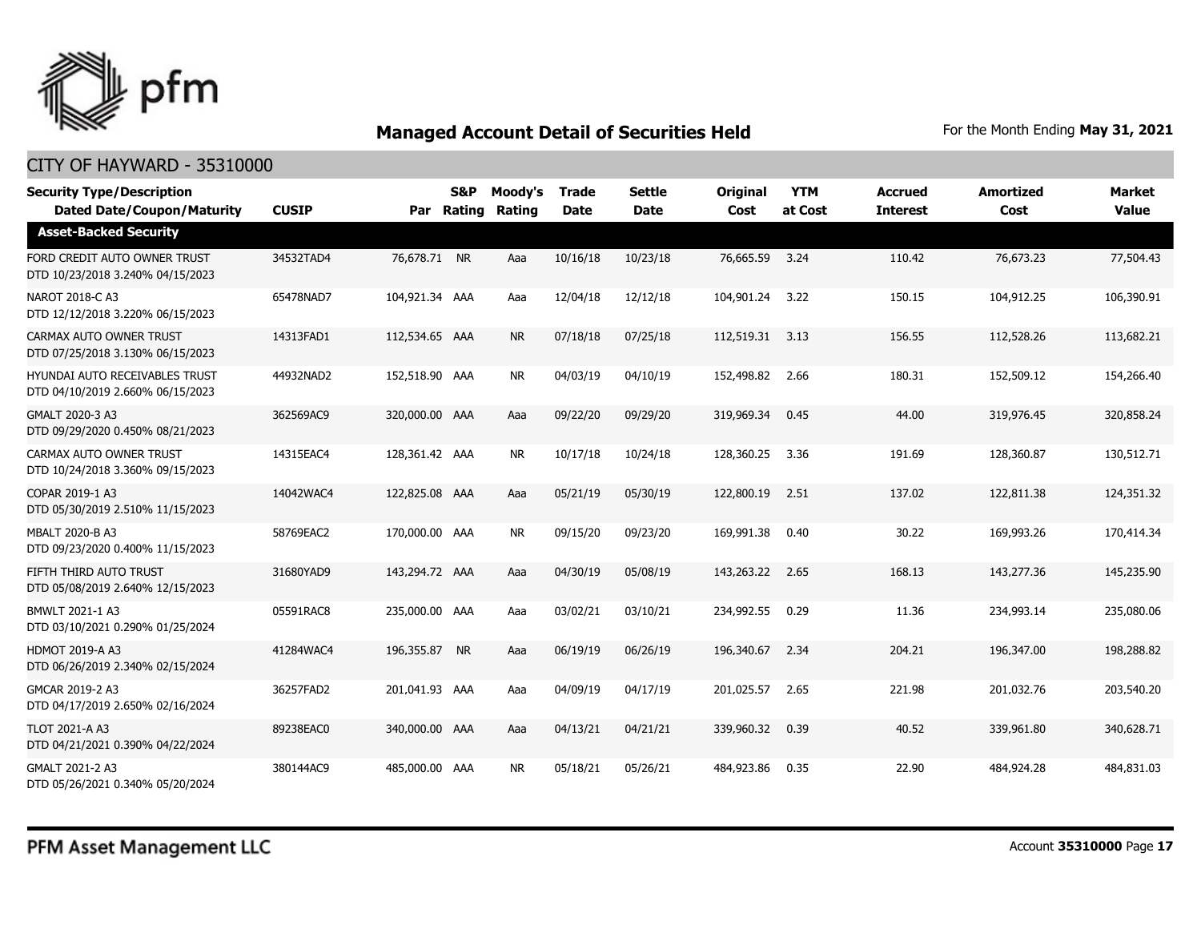# Managed Account Detail of Securities Held

For the Month Ending **May 31, 2021**

## CITY OF HAYWARD - 35310000

| Security Type/Description Dated Date/Coupon/Maturity | CUSIP | Par | S&P Rating | Moody's Rating | Trade Date | Settle Date | Original Cost | YTM at Cost | Accrued Interest | Amortized Cost | Market Value |
|---|---|---|---|---|---|---|---|---|---|---|---|
| **Asset-Backed Security** | | | | | | | | | | | |
| FORD CREDIT AUTO OWNER TRUST DTD 10/23/2018 3.240% 04/15/2023 | 34532TAD4 | 76,678.71 | NR | Aaa | 10/16/18 | 10/23/18 | 76,665.59 | 3.24 | 110.42 | 76,673.23 | 77,504.43 |
| NAROT 2018-C A3 DTD 12/12/2018 3.220% 06/15/2023 | 65478NAD7 | 104,921.34 | AAA | Aaa | 12/04/18 | 12/12/18 | 104,901.24 | 3.22 | 150.15 | 104,912.25 | 106,390.91 |
| CARMAX AUTO OWNER TRUST DTD 07/25/2018 3.130% 06/15/2023 | 14313FAD1 | 112,534.65 | AAA | NR | 07/18/18 | 07/25/18 | 112,519.31 | 3.13 | 156.55 | 112,528.26 | 113,682.21 |
| HYUNDAI AUTO RECEIVABLES TRUST DTD 04/10/2019 2.660% 06/15/2023 | 44932NAD2 | 152,518.90 | AAA | NR | 04/03/19 | 04/10/19 | 152,498.82 | 2.66 | 180.31 | 152,509.12 | 154,266.40 |
| GMALT 2020-3 A3 DTD 09/29/2020 0.450% 08/21/2023 | 362569AC9 | 320,000.00 | AAA | Aaa | 09/22/20 | 09/29/20 | 319,969.34 | 0.45 | 44.00 | 319,976.45 | 320,858.24 |
| CARMAX AUTO OWNER TRUST DTD 10/24/2018 3.360% 09/15/2023 | 14315EAC4 | 128,361.42 | AAA | NR | 10/17/18 | 10/24/18 | 128,360.25 | 3.36 | 191.69 | 128,360.87 | 130,512.71 |
| COPAR 2019-1 A3 DTD 05/30/2019 2.510% 11/15/2023 | 14042WAC4 | 122,825.08 | AAA | Aaa | 05/21/19 | 05/30/19 | 122,800.19 | 2.51 | 137.02 | 122,811.38 | 124,351.32 |
| MBALT 2020-B A3 DTD 09/23/2020 0.400% 11/15/2023 | 58769EAC2 | 170,000.00 | AAA | NR | 09/15/20 | 09/23/20 | 169,991.38 | 0.40 | 30.22 | 169,993.26 | 170,414.34 |
| FIFTH THIRD AUTO TRUST DTD 05/08/2019 2.640% 12/15/2023 | 31680YAD9 | 143,294.72 | AAA | Aaa | 04/30/19 | 05/08/19 | 143,263.22 | 2.65 | 168.13 | 143,277.36 | 145,235.90 |
| BMWLT 2021-1 A3 DTD 03/10/2021 0.290% 01/25/2024 | 05591RAC8 | 235,000.00 | AAA | Aaa | 03/02/21 | 03/10/21 | 234,992.55 | 0.29 | 11.36 | 234,993.14 | 235,080.06 |
| HDMOT 2019-A A3 DTD 06/26/2019 2.340% 02/15/2024 | 41284WAC4 | 196,355.87 | NR | Aaa | 06/19/19 | 06/26/19 | 196,340.67 | 2.34 | 204.21 | 196,347.00 | 198,288.82 |
| GMCAR 2019-2 A3 DTD 04/17/2019 2.650% 02/16/2024 | 36257FAD2 | 201,041.93 | AAA | Aaa | 04/09/19 | 04/17/19 | 201,025.57 | 2.65 | 221.98 | 201,032.76 | 203,540.20 |
| TLOT 2021-A A3 DTD 04/21/2021 0.390% 04/22/2024 | 89238EAC0 | 340,000.00 | AAA | Aaa | 04/13/21 | 04/21/21 | 339,960.32 | 0.39 | 40.52 | 339,961.80 | 340,628.71 |
| GMALT 2021-2 A3 DTD 05/26/2021 0.340% 05/20/2024 | 380144AC9 | 485,000.00 | AAA | NR | 05/18/21 | 05/26/21 | 484,923.86 | 0.35 | 22.90 | 484,924.28 | 484,831.03 |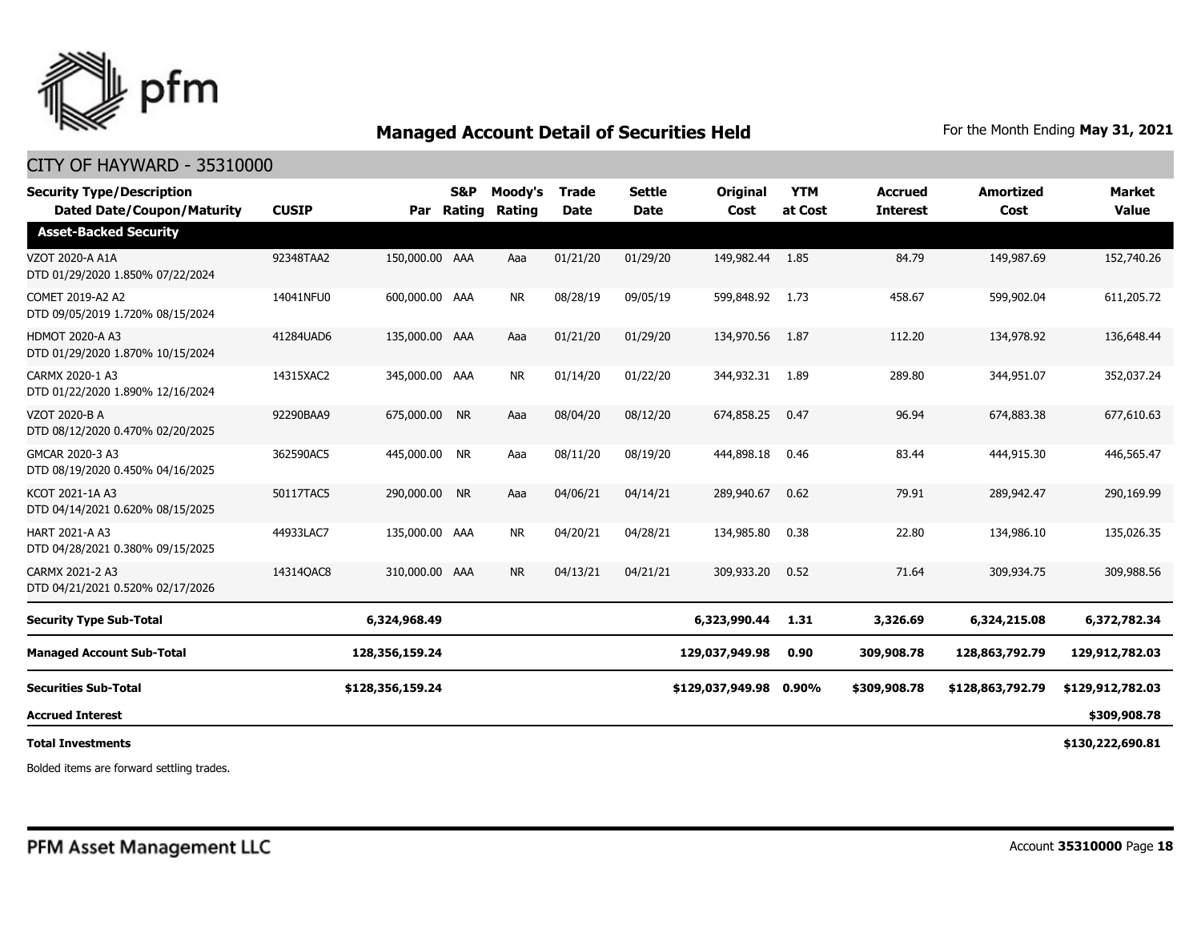# Managed Account Detail of Securities Held

For the Month Ending **May 31, 2021**

## CITY OF HAYWARD - 35310000

| Security Type/Description Dated Date/Coupon/Maturity | CUSIP | Par | S&P Rating | Moody's Rating | Trade Date | Settle Date | Original Cost | YTM at Cost | Accrued Interest | Amortized Cost | Market Value |
|---|---|---|---|---|---|---|---|---|---|---|---|
| **Asset-Backed Security** | | | | | | | | | | | |
| VZOT 2020-A A1A DTD 01/29/2020 1.850% 07/22/2024 | 92348TAA2 | 150,000.00 | AAA | Aaa | 01/21/20 | 01/29/20 | 149,982.44 | 1.85 | 84.79 | 149,987.69 | 152,740.26 |
| COMET 2019-A2 A2 DTD 09/05/2019 1.720% 08/15/2024 | 14041NFU0 | 600,000.00 | AAA | NR | 08/28/19 | 09/05/19 | 599,848.92 | 1.73 | 458.67 | 599,902.04 | 611,205.72 |
| HDMOT 2020-A A3 DTD 01/29/2020 1.870% 10/15/2024 | 41284UAD6 | 135,000.00 | AAA | Aaa | 01/21/20 | 01/29/20 | 134,970.56 | 1.87 | 112.20 | 134,978.92 | 136,648.44 |
| CARMX 2020-1 A3 DTD 01/22/2020 1.890% 12/16/2024 | 14315XAC2 | 345,000.00 | AAA | NR | 01/14/20 | 01/22/20 | 344,932.31 | 1.89 | 289.80 | 344,951.07 | 352,037.24 |
| VZOT 2020-B A DTD 08/12/2020 0.470% 02/20/2025 | 92290BAA9 | 675,000.00 | NR | Aaa | 08/04/20 | 08/12/20 | 674,858.25 | 0.47 | 96.94 | 674,883.38 | 677,610.63 |
| GMCAR 2020-3 A3 DTD 08/19/2020 0.450% 04/16/2025 | 362590AC5 | 445,000.00 | NR | Aaa | 08/11/20 | 08/19/20 | 444,898.18 | 0.46 | 83.44 | 444,915.30 | 446,565.47 |
| KCOT 2021-1A A3 DTD 04/14/2021 0.620% 08/15/2025 | 50117TAC5 | 290,000.00 | NR | Aaa | 04/06/21 | 04/14/21 | 289,940.67 | 0.62 | 79.91 | 289,942.47 | 290,169.99 |
| HART 2021-A A3 DTD 04/28/2021 0.380% 09/15/2025 | 44933LAC7 | 135,000.00 | AAA | NR | 04/20/21 | 04/28/21 | 134,985.80 | 0.38 | 22.80 | 134,986.10 | 135,026.35 |
| CARMX 2021-2 A3 DTD 04/21/2021 0.520% 02/17/2026 | 14314QAC8 | 310,000.00 | AAA | NR | 04/13/21 | 04/21/21 | 309,933.20 | 0.52 | 71.64 | 309,934.75 | 309,988.56 |
| **Security Type Sub-Total** | | **6,324,968.49** | | | | | **6,323,990.44** | **1.31** | **3,326.69** | **6,324,215.08** | **6,372,782.34** |
| **Managed Account Sub-Total** | | **128,356,159.24** | | | | | **129,037,949.98** | **0.90** | **309,908.78** | **128,863,792.79** | **129,912,782.03** |
| **Securities Sub-Total** | | **$128,356,159.24** | | | | | **$129,037,949.98** | **0.90%** | **$309,908.78** | **$128,863,792.79** | **$129,912,782.03** |
| **Accrued Interest** | | | | | | | | | | | **$309,908.78** |
| **Total Investments** | | | | | | | | | | | **$130,222,690.81** |

Bolded items are forward settling trades.

PFM Asset Management LLC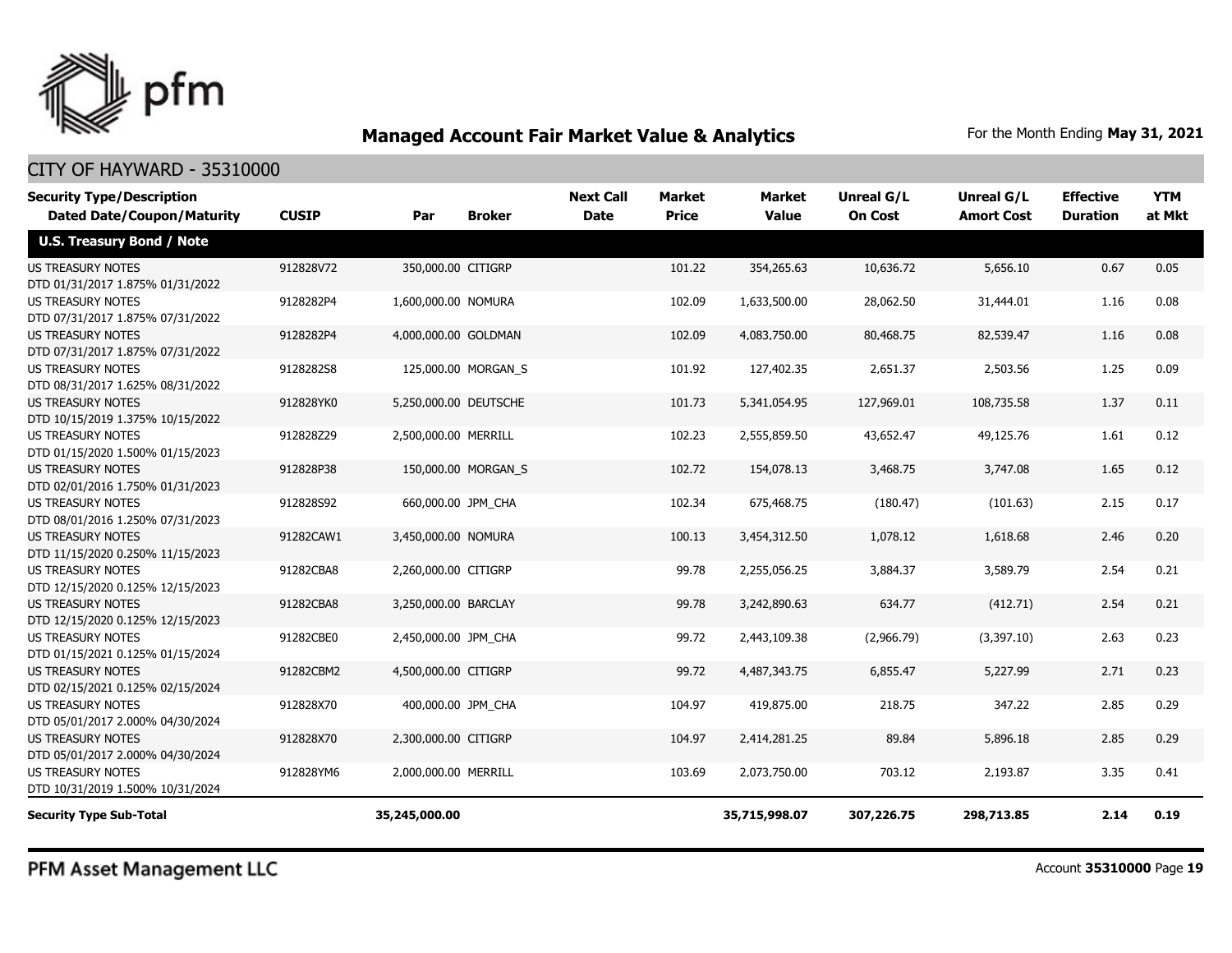# Managed Account Fair Market Value & Analytics

For the Month Ending **May 31, 2021**

## CITY OF HAYWARD - 35310000

| Security Type/Description Dated Date/Coupon/Maturity | CUSIP | Par | Broker | Next Call Date | Market Price | Market Value | Unreal G/L On Cost | Unreal G/L Amort Cost | Effective Duration | YTM at Mkt |
|---|---|---|---|---|---|---|---|---|---|---|
| **U.S. Treasury Bond / Note** | | | | | | | | | | |
| US TREASURY NOTES DTD 01/31/2017 1.875% 01/31/2022 | 912828V72 | 350,000.00 | CITIGRP | | 101.22 | 354,265.63 | 10,636.72 | 5,656.10 | 0.67 | 0.05 |
| US TREASURY NOTES DTD 07/31/2017 1.875% 07/31/2022 | 9128282P4 | 1,600,000.00 | NOMURA | | 102.09 | 1,633,500.00 | 28,062.50 | 31,444.01 | 1.16 | 0.08 |
| US TREASURY NOTES DTD 07/31/2017 1.875% 07/31/2022 | 9128282P4 | 4,000,000.00 | GOLDMAN | | 102.09 | 4,083,750.00 | 80,468.75 | 82,539.47 | 1.16 | 0.08 |
| US TREASURY NOTES DTD 08/31/2017 1.625% 08/31/2022 | 9128282S8 | 125,000.00 | MORGAN_S | | 101.92 | 127,402.35 | 2,651.37 | 2,503.56 | 1.25 | 0.09 |
| US TREASURY NOTES DTD 10/15/2019 1.375% 10/15/2022 | 912828YK0 | 5,250,000.00 | DEUTSCHE | | 101.73 | 5,341,054.95 | 127,969.01 | 108,735.58 | 1.37 | 0.11 |
| US TREASURY NOTES DTD 01/15/2020 1.500% 01/15/2023 | 912828Z29 | 2,500,000.00 | MERRILL | | 102.23 | 2,555,859.50 | 43,652.47 | 49,125.76 | 1.61 | 0.12 |
| US TREASURY NOTES DTD 02/01/2016 1.750% 01/31/2023 | 912828P38 | 150,000.00 | MORGAN_S | | 102.72 | 154,078.13 | 3,468.75 | 3,747.08 | 1.65 | 0.12 |
| US TREASURY NOTES DTD 08/01/2016 1.250% 07/31/2023 | 912828S92 | 660,000.00 | JPM_CHA | | 102.34 | 675,468.75 | (180.47) | (101.63) | 2.15 | 0.17 |
| US TREASURY NOTES DTD 11/15/2020 0.250% 11/15/2023 | 91282CAW1 | 3,450,000.00 | NOMURA | | 100.13 | 3,454,312.50 | 1,078.12 | 1,618.68 | 2.46 | 0.20 |
| US TREASURY NOTES DTD 12/15/2020 0.125% 12/15/2023 | 91282CBA8 | 2,260,000.00 | CITIGRP | | 99.78 | 2,255,056.25 | 3,884.37 | 3,589.79 | 2.54 | 0.21 |
| US TREASURY NOTES DTD 12/15/2020 0.125% 12/15/2023 | 91282CBA8 | 3,250,000.00 | BARCLAY | | 99.78 | 3,242,890.63 | 634.77 | (412.71) | 2.54 | 0.21 |
| US TREASURY NOTES DTD 01/15/2021 0.125% 01/15/2024 | 91282CBE0 | 2,450,000.00 | JPM_CHA | | 99.72 | 2,443,109.38 | (2,966.79) | (3,397.10) | 2.63 | 0.23 |
| US TREASURY NOTES DTD 02/15/2021 0.125% 02/15/2024 | 91282CBM2 | 4,500,000.00 | CITIGRP | | 99.72 | 4,487,343.75 | 6,855.47 | 5,227.99 | 2.71 | 0.23 |
| US TREASURY NOTES DTD 05/01/2017 2.000% 04/30/2024 | 912828X70 | 400,000.00 | JPM_CHA | | 104.97 | 419,875.00 | 218.75 | 347.22 | 2.85 | 0.29 |
| US TREASURY NOTES DTD 05/01/2017 2.000% 04/30/2024 | 912828X70 | 2,300,000.00 | CITIGRP | | 104.97 | 2,414,281.25 | 89.84 | 5,896.18 | 2.85 | 0.29 |
| US TREASURY NOTES DTD 10/31/2019 1.500% 10/31/2024 | 912828YM6 | 2,000,000.00 | MERRILL | | 103.69 | 2,073,750.00 | 703.12 | 2,193.87 | 3.35 | 0.41 |
| **Security Type Sub-Total** | | **35,245,000.00** | | | | **35,715,998.07** | **307,226.75** | **298,713.85** | **2.14** | **0.19** |

PFM Asset Management LLC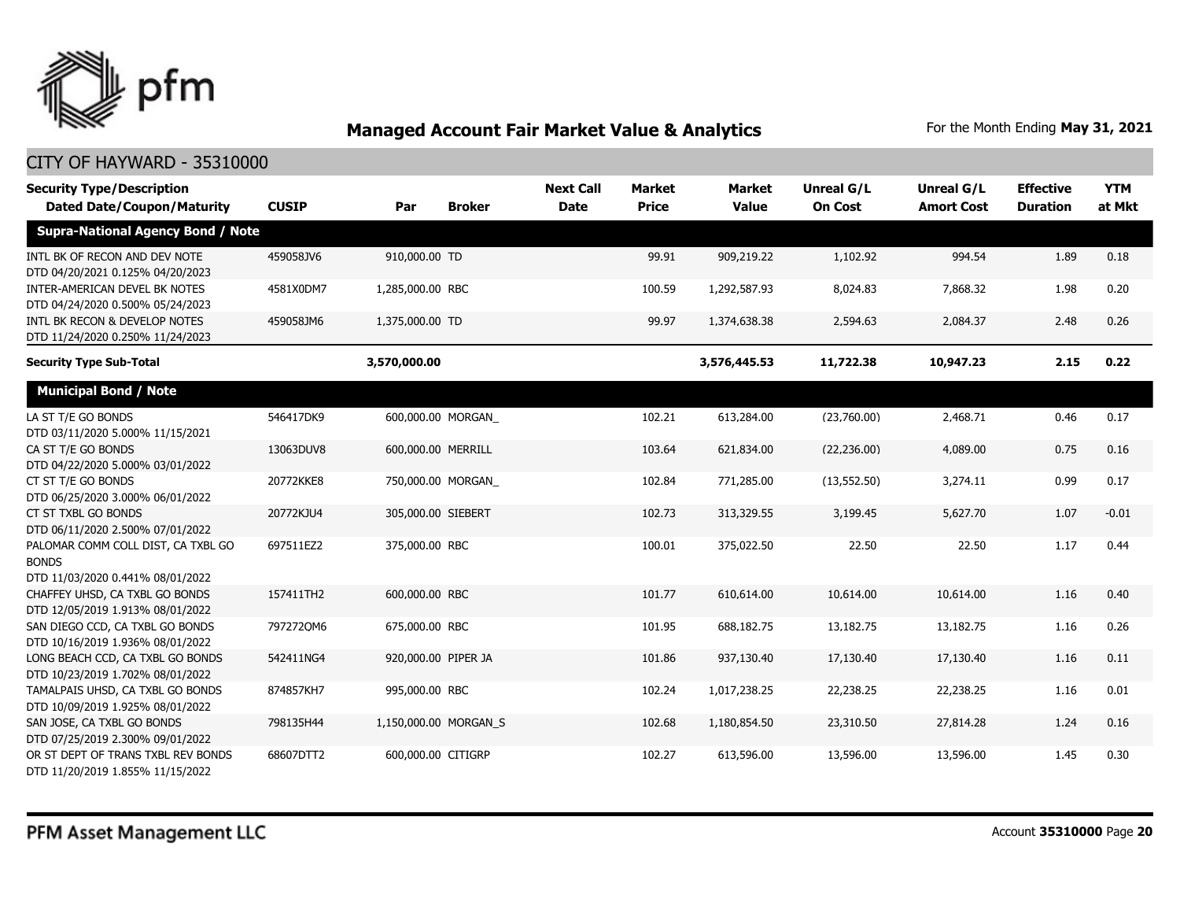## Managed Account Fair Market Value & Analytics

For the Month Ending **May 31, 2021**

CITY OF HAYWARD - 35310000

| Security Type/Description Dated Date/Coupon/Maturity | CUSIP | Par | Broker | Next Call Date | Market Price | Market Value | Unreal G/L On Cost | Unreal G/L Amort Cost | Effective Duration | YTM at Mkt |
|---|---|---|---|---|---|---|---|---|---|---|
| **Supra-National Agency Bond / Note** | | | | | | | | | | |
| INTL BK OF RECON AND DEV NOTE DTD 04/20/2021 0.125% 04/20/2023 | 459058JV6 | 910,000.00 | TD | | 99.91 | 909,219.22 | 1,102.92 | 994.54 | 1.89 | 0.18 |
| INTER-AMERICAN DEVEL BK NOTES DTD 04/24/2020 0.500% 05/24/2023 | 4581X0DM7 | 1,285,000.00 | RBC | | 100.59 | 1,292,587.93 | 8,024.83 | 7,868.32 | 1.98 | 0.20 |
| INTL BK RECON & DEVELOP NOTES DTD 11/24/2020 0.250% 11/24/2023 | 459058JM6 | 1,375,000.00 | TD | | 99.97 | 1,374,638.38 | 2,594.63 | 2,084.37 | 2.48 | 0.26 |
| **Security Type Sub-Total** | | **3,570,000.00** | | | | **3,576,445.53** | **11,722.38** | **10,947.23** | **2.15** | **0.22** |
| **Municipal Bond / Note** | | | | | | | | | | |
| LA ST T/E GO BONDS DTD 03/11/2020 5.000% 11/15/2021 | 546417DK9 | 600,000.00 | MORGAN_ | | 102.21 | 613,284.00 | (23,760.00) | 2,468.71 | 0.46 | 0.17 |
| CA ST T/E GO BONDS DTD 04/22/2020 5.000% 03/01/2022 | 13063DUV8 | 600,000.00 | MERRILL | | 103.64 | 621,834.00 | (22,236.00) | 4,089.00 | 0.75 | 0.16 |
| CT ST T/E GO BONDS DTD 06/25/2020 3.000% 06/01/2022 | 20772KKE8 | 750,000.00 | MORGAN_ | | 102.84 | 771,285.00 | (13,552.50) | 3,274.11 | 0.99 | 0.17 |
| CT ST TXBL GO BONDS DTD 06/11/2020 2.500% 07/01/2022 | 20772KJU4 | 305,000.00 | SIEBERT | | 102.73 | 313,329.55 | 3,199.45 | 5,627.70 | 1.07 | -0.01 |
| PALOMAR COMM COLL DIST, CA TXBL GO BONDS DTD 11/03/2020 0.441% 08/01/2022 | 697511EZ2 | 375,000.00 | RBC | | 100.01 | 375,022.50 | 22.50 | 22.50 | 1.17 | 0.44 |
| CHAFFEY UHSD, CA TXBL GO BONDS DTD 12/05/2019 1.913% 08/01/2022 | 157411TH2 | 600,000.00 | RBC | | 101.77 | 610,614.00 | 10,614.00 | 10,614.00 | 1.16 | 0.40 |
| SAN DIEGO CCD, CA TXBL GO BONDS DTD 10/16/2019 1.936% 08/01/2022 | 797272QM6 | 675,000.00 | RBC | | 101.95 | 688,182.75 | 13,182.75 | 13,182.75 | 1.16 | 0.26 |
| LONG BEACH CCD, CA TXBL GO BONDS DTD 10/23/2019 1.702% 08/01/2022 | 542411NG4 | 920,000.00 | PIPER JA | | 101.86 | 937,130.40 | 17,130.40 | 17,130.40 | 1.16 | 0.11 |
| TAMALPAIS UHSD, CA TXBL GO BONDS DTD 10/09/2019 1.925% 08/01/2022 | 874857KH7 | 995,000.00 | RBC | | 102.24 | 1,017,238.25 | 22,238.25 | 22,238.25 | 1.16 | 0.01 |
| SAN JOSE, CA TXBL GO BONDS DTD 07/25/2019 2.300% 09/01/2022 | 798135H44 | 1,150,000.00 | MORGAN_S | | 102.68 | 1,180,854.50 | 23,310.50 | 27,814.28 | 1.24 | 0.16 |
| OR ST DEPT OF TRANS TXBL REV BONDS DTD 11/20/2019 1.855% 11/15/2022 | 68607DTT2 | 600,000.00 | CITIGRP | | 102.27 | 613,596.00 | 13,596.00 | 13,596.00 | 1.45 | 0.30 |

PFM Asset Management LLC

Account **35310000** Page **20**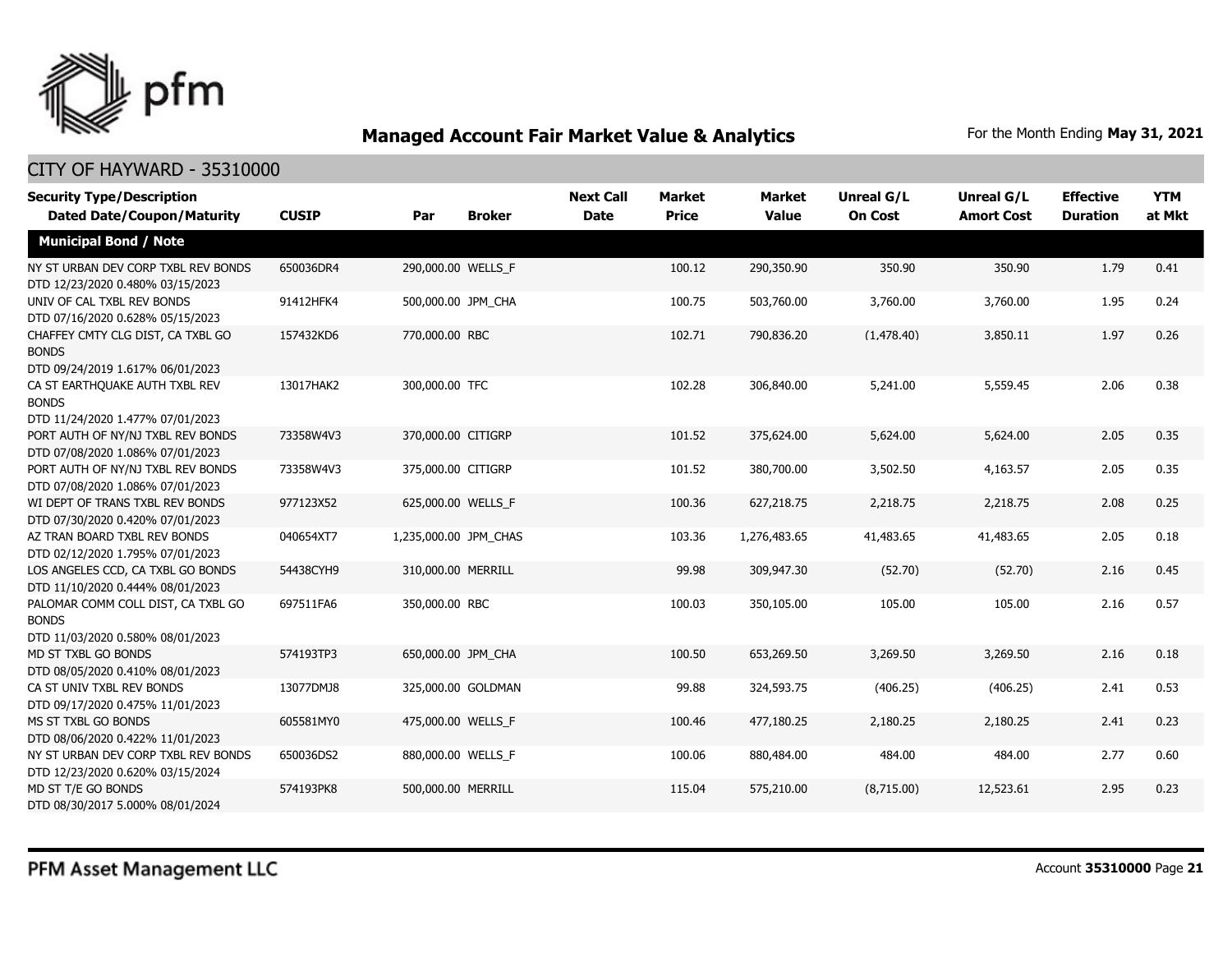## Managed Account Fair Market Value & Analytics

For the Month Ending **May 31, 2021**

### CITY OF HAYWARD - 35310000

| Security Type/Description Dated Date/Coupon/Maturity | CUSIP | Par | Broker | Next Call Date | Market Price | Market Value | Unreal G/L On Cost | Unreal G/L Amort Cost | Effective Duration | YTM at Mkt |
|---|---|---|---|---|---|---|---|---|---|---|
| **Municipal Bond / Note** | | | | | | | | | | |
| NY ST URBAN DEV CORP TXBL REV BONDS DTD 12/23/2020 0.480% 03/15/2023 | 650036DR4 | 290,000.00 | WELLS_F | | 100.12 | 290,350.90 | 350.90 | 350.90 | 1.79 | 0.41 |
| UNIV OF CAL TXBL REV BONDS DTD 07/16/2020 0.628% 05/15/2023 | 91412HFK4 | 500,000.00 | JPM_CHA | | 100.75 | 503,760.00 | 3,760.00 | 3,760.00 | 1.95 | 0.24 |
| CHAFFEY CMTY CLG DIST, CA TXBL GO BONDS DTD 09/24/2019 1.617% 06/01/2023 | 157432KD6 | 770,000.00 | RBC | | 102.71 | 790,836.20 | (1,478.40) | 3,850.11 | 1.97 | 0.26 |
| CA ST EARTHQUAKE AUTH TXBL REV BONDS DTD 11/24/2020 1.477% 07/01/2023 | 13017HAK2 | 300,000.00 | TFC | | 102.28 | 306,840.00 | 5,241.00 | 5,559.45 | 2.06 | 0.38 |
| PORT AUTH OF NY/NJ TXBL REV BONDS DTD 07/08/2020 1.086% 07/01/2023 | 73358W4V3 | 370,000.00 | CITIGRP | | 101.52 | 375,624.00 | 5,624.00 | 5,624.00 | 2.05 | 0.35 |
| PORT AUTH OF NY/NJ TXBL REV BONDS DTD 07/08/2020 1.086% 07/01/2023 | 73358W4V3 | 375,000.00 | CITIGRP | | 101.52 | 380,700.00 | 3,502.50 | 4,163.57 | 2.05 | 0.35 |
| WI DEPT OF TRANS TXBL REV BONDS DTD 07/30/2020 0.420% 07/01/2023 | 977123X52 | 625,000.00 | WELLS_F | | 100.36 | 627,218.75 | 2,218.75 | 2,218.75 | 2.08 | 0.25 |
| AZ TRAN BOARD TXBL REV BONDS DTD 02/12/2020 1.795% 07/01/2023 | 040654XT7 | 1,235,000.00 | JPM_CHAS | | 103.36 | 1,276,483.65 | 41,483.65 | 41,483.65 | 2.05 | 0.18 |
| LOS ANGELES CCD, CA TXBL GO BONDS DTD 11/10/2020 0.444% 08/01/2023 | 54438CYH9 | 310,000.00 | MERRILL | | 99.98 | 309,947.30 | (52.70) | (52.70) | 2.16 | 0.45 |
| PALOMAR COMM COLL DIST, CA TXBL GO BONDS DTD 11/03/2020 0.580% 08/01/2023 | 697511FA6 | 350,000.00 | RBC | | 100.03 | 350,105.00 | 105.00 | 105.00 | 2.16 | 0.57 |
| MD ST TXBL GO BONDS DTD 08/05/2020 0.410% 08/01/2023 | 574193TP3 | 650,000.00 | JPM_CHA | | 100.50 | 653,269.50 | 3,269.50 | 3,269.50 | 2.16 | 0.18 |
| CA ST UNIV TXBL REV BONDS DTD 09/17/2020 0.475% 11/01/2023 | 13077DMJ8 | 325,000.00 | GOLDMAN | | 99.88 | 324,593.75 | (406.25) | (406.25) | 2.41 | 0.53 |
| MS ST TXBL GO BONDS DTD 08/06/2020 0.422% 11/01/2023 | 605581MY0 | 475,000.00 | WELLS_F | | 100.46 | 477,180.25 | 2,180.25 | 2,180.25 | 2.41 | 0.23 |
| NY ST URBAN DEV CORP TXBL REV BONDS DTD 12/23/2020 0.620% 03/15/2024 | 650036DS2 | 880,000.00 | WELLS_F | | 100.06 | 880,484.00 | 484.00 | 484.00 | 2.77 | 0.60 |
| MD ST T/E GO BONDS DTD 08/30/2017 5.000% 08/01/2024 | 574193PK8 | 500,000.00 | MERRILL | | 115.04 | 575,210.00 | (8,715.00) | 12,523.61 | 2.95 | 0.23 |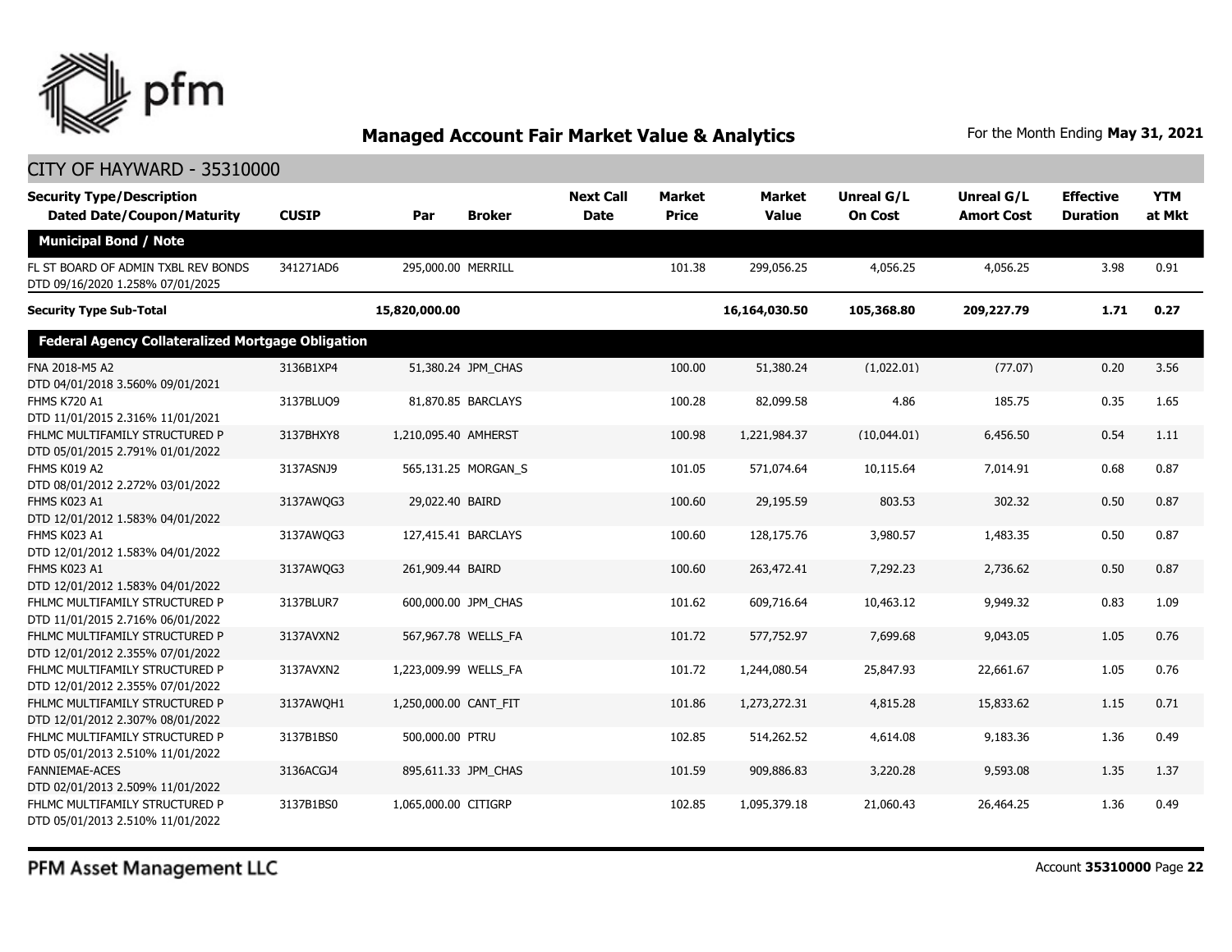# Managed Account Fair Market Value & Analytics

For the Month Ending **May 31, 2021**

## CITY OF HAYWARD - 35310000

| Security Type/Description Dated Date/Coupon/Maturity | CUSIP | Par | Broker | Next Call Date | Market Price | Market Value | Unreal G/L On Cost | Unreal G/L Amort Cost | Effective Duration | YTM at Mkt |
|---|---|---|---|---|---|---|---|---|---|---|
| **Municipal Bond / Note** | | | | | | | | | | |
| FL ST BOARD OF ADMIN TXBL REV BONDS DTD 09/16/2020 1.258% 07/01/2025 | 341271AD6 | 295,000.00 | MERRILL | | 101.38 | 299,056.25 | 4,056.25 | 4,056.25 | 3.98 | 0.91 |
| **Security Type Sub-Total** | | **15,820,000.00** | | | | **16,164,030.50** | **105,368.80** | **209,227.79** | **1.71** | **0.27** |
| **Federal Agency Collateralized Mortgage Obligation** | | | | | | | | | | |
| FNA 2018-M5 A2 DTD 04/01/2018 3.560% 09/01/2021 | 3136B1XP4 | 51,380.24 | JPM_CHAS | | 100.00 | 51,380.24 | (1,022.01) | (77.07) | 0.20 | 3.56 |
| FHMS K720 A1 DTD 11/01/2015 2.316% 11/01/2021 | 3137BLUQ9 | 81,870.85 | BARCLAYS | | 100.28 | 82,099.58 | 4.86 | 185.75 | 0.35 | 1.65 |
| FHLMC MULTIFAMILY STRUCTURED P DTD 05/01/2015 2.791% 01/01/2022 | 3137BHXY8 | 1,210,095.40 | AMHERST | | 100.98 | 1,221,984.37 | (10,044.01) | 6,456.50 | 0.54 | 1.11 |
| FHMS K019 A2 DTD 08/01/2012 2.272% 03/01/2022 | 3137ASNJ9 | 565,131.25 | MORGAN_S | | 101.05 | 571,074.64 | 10,115.64 | 7,014.91 | 0.68 | 0.87 |
| FHMS K023 A1 DTD 12/01/2012 1.583% 04/01/2022 | 3137AWQG3 | 29,022.40 | BAIRD | | 100.60 | 29,195.59 | 803.53 | 302.32 | 0.50 | 0.87 |
| FHMS K023 A1 DTD 12/01/2012 1.583% 04/01/2022 | 3137AWQG3 | 127,415.41 | BARCLAYS | | 100.60 | 128,175.76 | 3,980.57 | 1,483.35 | 0.50 | 0.87 |
| FHMS K023 A1 DTD 12/01/2012 1.583% 04/01/2022 | 3137AWQG3 | 261,909.44 | BAIRD | | 100.60 | 263,472.41 | 7,292.23 | 2,736.62 | 0.50 | 0.87 |
| FHLMC MULTIFAMILY STRUCTURED P DTD 11/01/2015 2.716% 06/01/2022 | 3137BLUR7 | 600,000.00 | JPM_CHAS | | 101.62 | 609,716.64 | 10,463.12 | 9,949.32 | 0.83 | 1.09 |
| FHLMC MULTIFAMILY STRUCTURED P DTD 12/01/2012 2.355% 07/01/2022 | 3137AVXN2 | 567,967.78 | WELLS_FA | | 101.72 | 577,752.97 | 7,699.68 | 9,043.05 | 1.05 | 0.76 |
| FHLMC MULTIFAMILY STRUCTURED P DTD 12/01/2012 2.355% 07/01/2022 | 3137AVXN2 | 1,223,009.99 | WELLS_FA | | 101.72 | 1,244,080.54 | 25,847.93 | 22,661.67 | 1.05 | 0.76 |
| FHLMC MULTIFAMILY STRUCTURED P DTD 12/01/2012 2.307% 08/01/2022 | 3137AWQH1 | 1,250,000.00 | CANT_FIT | | 101.86 | 1,273,272.31 | 4,815.28 | 15,833.62 | 1.15 | 0.71 |
| FHLMC MULTIFAMILY STRUCTURED P DTD 05/01/2013 2.510% 11/01/2022 | 3137B1BS0 | 500,000.00 | PTRU | | 102.85 | 514,262.52 | 4,614.08 | 9,183.36 | 1.36 | 0.49 |
| FANNIEMAE-ACES DTD 02/01/2013 2.509% 11/01/2022 | 3136ACGJ4 | 895,611.33 | JPM_CHAS | | 101.59 | 909,886.83 | 3,220.28 | 9,593.08 | 1.35 | 1.37 |
| FHLMC MULTIFAMILY STRUCTURED P DTD 05/01/2013 2.510% 11/01/2022 | 3137B1BS0 | 1,065,000.00 | CITIGRP | | 102.85 | 1,095,379.18 | 21,060.43 | 26,464.25 | 1.36 | 0.49 |

PFM Asset Management LLC

Account **35310000** Page **22**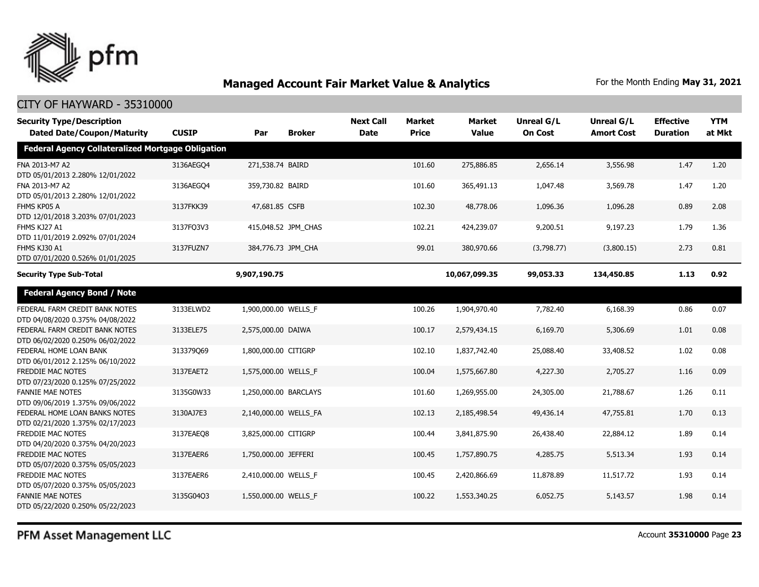## Managed Account Fair Market Value & Analytics

For the Month Ending **May 31, 2021**

CITY OF HAYWARD - 35310000

| Security Type/Description Dated Date/Coupon/Maturity | CUSIP | Par | Broker | Next Call Date | Market Price | Market Value | Unreal G/L On Cost | Unreal G/L Amort Cost | Effective Duration | YTM at Mkt |
|---|---|---|---|---|---|---|---|---|---|---|
| **Federal Agency Collateralized Mortgage Obligation** | | | | | | | | | | |
| FNA 2013-M7 A2 DTD 05/01/2013 2.280% 12/01/2022 | 3136AEGQ4 | 271,538.74 | BAIRD | | 101.60 | 275,886.85 | 2,656.14 | 3,556.98 | 1.47 | 1.20 |
| FNA 2013-M7 A2 DTD 05/01/2013 2.280% 12/01/2022 | 3136AEGQ4 | 359,730.82 | BAIRD | | 101.60 | 365,491.13 | 1,047.48 | 3,569.78 | 1.47 | 1.20 |
| FHMS KP05 A DTD 12/01/2018 3.203% 07/01/2023 | 3137FKK39 | 47,681.85 | CSFB | | 102.30 | 48,778.06 | 1,096.36 | 1,096.28 | 0.89 | 2.08 |
| FHMS KJ27 A1 DTD 11/01/2019 2.092% 07/01/2024 | 3137FQ3V3 | 415,048.52 | JPM_CHAS | | 102.21 | 424,239.07 | 9,200.51 | 9,197.23 | 1.79 | 1.36 |
| FHMS KJ30 A1 DTD 07/01/2020 0.526% 01/01/2025 | 3137FUZN7 | 384,776.73 | JPM_CHA | | 99.01 | 380,970.66 | (3,798.77) | (3,800.15) | 2.73 | 0.81 |
| **Security Type Sub-Total** | | **9,907,190.75** | | | | **10,067,099.35** | **99,053.33** | **134,450.85** | **1.13** | **0.92** |
| **Federal Agency Bond / Note** | | | | | | | | | | |
| FEDERAL FARM CREDIT BANK NOTES DTD 04/08/2020 0.375% 04/08/2022 | 3133ELWD2 | 1,900,000.00 | WELLS_F | | 100.26 | 1,904,970.40 | 7,782.40 | 6,168.39 | 0.86 | 0.07 |
| FEDERAL FARM CREDIT BANK NOTES DTD 06/02/2020 0.250% 06/02/2022 | 3133ELE75 | 2,575,000.00 | DAIWA | | 100.17 | 2,579,434.15 | 6,169.70 | 5,306.69 | 1.01 | 0.08 |
| FEDERAL HOME LOAN BANK DTD 06/01/2012 2.125% 06/10/2022 | 313379Q69 | 1,800,000.00 | CITIGRP | | 102.10 | 1,837,742.40 | 25,088.40 | 33,408.52 | 1.02 | 0.08 |
| FREDDIE MAC NOTES DTD 07/23/2020 0.125% 07/25/2022 | 3137EAET2 | 1,575,000.00 | WELLS_F | | 100.04 | 1,575,667.80 | 4,227.30 | 2,705.27 | 1.16 | 0.09 |
| FANNIE MAE NOTES DTD 09/06/2019 1.375% 09/06/2022 | 3135G0W33 | 1,250,000.00 | BARCLAYS | | 101.60 | 1,269,955.00 | 24,305.00 | 21,788.67 | 1.26 | 0.11 |
| FEDERAL HOME LOAN BANKS NOTES DTD 02/21/2020 1.375% 02/17/2023 | 3130AJ7E3 | 2,140,000.00 | WELLS_FA | | 102.13 | 2,185,498.54 | 49,436.14 | 47,755.81 | 1.70 | 0.13 |
| FREDDIE MAC NOTES DTD 04/20/2020 0.375% 04/20/2023 | 3137EAEQ8 | 3,825,000.00 | CITIGRP | | 100.44 | 3,841,875.90 | 26,438.40 | 22,884.12 | 1.89 | 0.14 |
| FREDDIE MAC NOTES DTD 05/07/2020 0.375% 05/05/2023 | 3137EAER6 | 1,750,000.00 | JEFFERI | | 100.45 | 1,757,890.75 | 4,285.75 | 5,513.34 | 1.93 | 0.14 |
| FREDDIE MAC NOTES DTD 05/07/2020 0.375% 05/05/2023 | 3137EAER6 | 2,410,000.00 | WELLS_F | | 100.45 | 2,420,866.69 | 11,878.89 | 11,517.72 | 1.93 | 0.14 |
| FANNIE MAE NOTES DTD 05/22/2020 0.250% 05/22/2023 | 3135G04Q3 | 1,550,000.00 | WELLS_F | | 100.22 | 1,553,340.25 | 6,052.75 | 5,143.57 | 1.98 | 0.14 |

PFM Asset Management LLC

Account **35310000**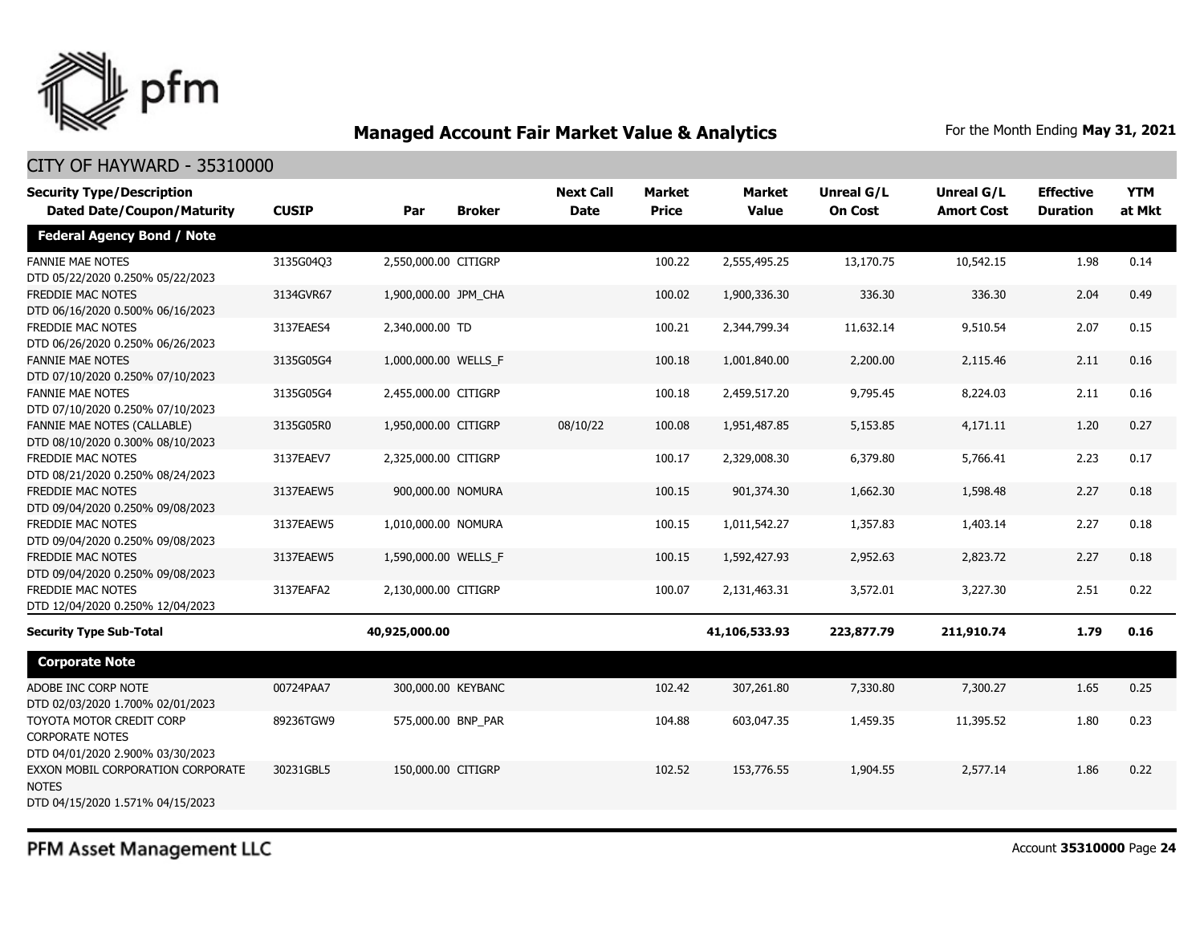## Managed Account Fair Market Value & Analytics

For the Month Ending **May 31, 2021**

CITY OF HAYWARD - 35310000

| Security Type/Description Dated Date/Coupon/Maturity | CUSIP | Par | Broker | Next Call Date | Market Price | Market Value | Unreal G/L On Cost | Unreal G/L Amort Cost | Effective Duration | YTM at Mkt |
|---|---|---|---|---|---|---|---|---|---|---|
| **Federal Agency Bond / Note** | | | | | | | | | | |
| FANNIE MAE NOTES DTD 05/22/2020 0.250% 05/22/2023 | 3135G04Q3 | 2,550,000.00 | CITIGRP | | 100.22 | 2,555,495.25 | 13,170.75 | 10,542.15 | 1.98 | 0.14 |
| FREDDIE MAC NOTES DTD 06/16/2020 0.500% 06/16/2023 | 3134GVR67 | 1,900,000.00 | JPM_CHA | | 100.02 | 1,900,336.30 | 336.30 | 336.30 | 2.04 | 0.49 |
| FREDDIE MAC NOTES DTD 06/26/2020 0.250% 06/26/2023 | 3137EAES4 | 2,340,000.00 | TD | | 100.21 | 2,344,799.34 | 11,632.14 | 9,510.54 | 2.07 | 0.15 |
| FANNIE MAE NOTES DTD 07/10/2020 0.250% 07/10/2023 | 3135G05G4 | 1,000,000.00 | WELLS_F | | 100.18 | 1,001,840.00 | 2,200.00 | 2,115.46 | 2.11 | 0.16 |
| FANNIE MAE NOTES DTD 07/10/2020 0.250% 07/10/2023 | 3135G05G4 | 2,455,000.00 | CITIGRP | | 100.18 | 2,459,517.20 | 9,795.45 | 8,224.03 | 2.11 | 0.16 |
| FANNIE MAE NOTES (CALLABLE) DTD 08/10/2020 0.300% 08/10/2023 | 3135G05R0 | 1,950,000.00 | CITIGRP | 08/10/22 | 100.08 | 1,951,487.85 | 5,153.85 | 4,171.11 | 1.20 | 0.27 |
| FREDDIE MAC NOTES DTD 08/21/2020 0.250% 08/24/2023 | 3137EAEV7 | 2,325,000.00 | CITIGRP | | 100.17 | 2,329,008.30 | 6,379.80 | 5,766.41 | 2.23 | 0.17 |
| FREDDIE MAC NOTES DTD 09/04/2020 0.250% 09/08/2023 | 3137EAEW5 | 900,000.00 | NOMURA | | 100.15 | 901,374.30 | 1,662.30 | 1,598.48 | 2.27 | 0.18 |
| FREDDIE MAC NOTES DTD 09/04/2020 0.250% 09/08/2023 | 3137EAEW5 | 1,010,000.00 | NOMURA | | 100.15 | 1,011,542.27 | 1,357.83 | 1,403.14 | 2.27 | 0.18 |
| FREDDIE MAC NOTES DTD 09/04/2020 0.250% 09/08/2023 | 3137EAEW5 | 1,590,000.00 | WELLS_F | | 100.15 | 1,592,427.93 | 2,952.63 | 2,823.72 | 2.27 | 0.18 |
| FREDDIE MAC NOTES DTD 12/04/2020 0.250% 12/04/2023 | 3137EAFA2 | 2,130,000.00 | CITIGRP | | 100.07 | 2,131,463.31 | 3,572.01 | 3,227.30 | 2.51 | 0.22 |
| **Security Type Sub-Total** | | **40,925,000.00** | | | | **41,106,533.93** | **223,877.79** | **211,910.74** | **1.79** | **0.16** |
| **Corporate Note** | | | | | | | | | | |
| ADOBE INC CORP NOTE DTD 02/03/2020 1.700% 02/01/2023 | 00724PAA7 | 300,000.00 | KEYBANC | | 102.42 | 307,261.80 | 7,330.80 | 7,300.27 | 1.65 | 0.25 |
| TOYOTA MOTOR CREDIT CORP CORPORATE NOTES DTD 04/01/2020 2.900% 03/30/2023 | 89236TGW9 | 575,000.00 | BNP_PAR | | 104.88 | 603,047.35 | 1,459.35 | 11,395.52 | 1.80 | 0.23 |
| EXXON MOBIL CORPORATION CORPORATE NOTES DTD 04/15/2020 1.571% 04/15/2023 | 30231GBL5 | 150,000.00 | CITIGRP | | 102.52 | 153,776.55 | 1,904.55 | 2,577.14 | 1.86 | 0.22 |

PFM Asset Management LLC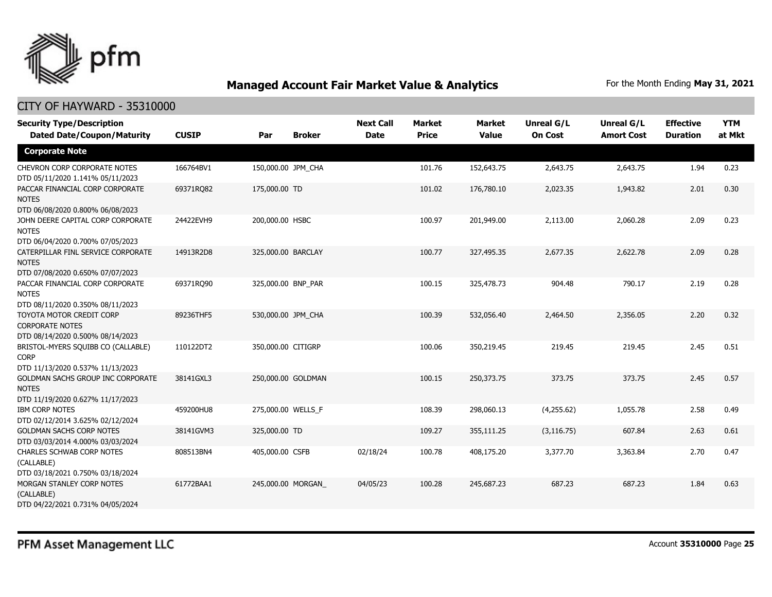## Managed Account Fair Market Value & Analytics

For the Month Ending **May 31, 2021**

CITY OF HAYWARD - 35310000

| Security Type/Description Dated Date/Coupon/Maturity | CUSIP | Par | Broker | Next Call Date | Market Price | Market Value | Unreal G/L On Cost | Unreal G/L Amort Cost | Effective Duration | YTM at Mkt |
|---|---|---|---|---|---|---|---|---|---|---|
| **Corporate Note** | | | | | | | | | | |
| CHEVRON CORP CORPORATE NOTES DTD 05/11/2020 1.141% 05/11/2023 | 166764BV1 | 150,000.00 | JPM_CHA | | 101.76 | 152,643.75 | 2,643.75 | 2,643.75 | 1.94 | 0.23 |
| PACCAR FINANCIAL CORP CORPORATE NOTES DTD 06/08/2020 0.800% 06/08/2023 | 69371RQ82 | 175,000.00 | TD | | 101.02 | 176,780.10 | 2,023.35 | 1,943.82 | 2.01 | 0.30 |
| JOHN DEERE CAPITAL CORP CORPORATE NOTES DTD 06/04/2020 0.700% 07/05/2023 | 24422EVH9 | 200,000.00 | HSBC | | 100.97 | 201,949.00 | 2,113.00 | 2,060.28 | 2.09 | 0.23 |
| CATERPILLAR FINL SERVICE CORPORATE NOTES DTD 07/08/2020 0.650% 07/07/2023 | 14913R2D8 | 325,000.00 | BARCLAY | | 100.77 | 327,495.35 | 2,677.35 | 2,622.78 | 2.09 | 0.28 |
| PACCAR FINANCIAL CORP CORPORATE NOTES DTD 08/11/2020 0.350% 08/11/2023 | 69371RQ90 | 325,000.00 | BNP_PAR | | 100.15 | 325,478.73 | 904.48 | 790.17 | 2.19 | 0.28 |
| TOYOTA MOTOR CREDIT CORP CORPORATE NOTES DTD 08/14/2020 0.500% 08/14/2023 | 89236THF5 | 530,000.00 | JPM_CHA | | 100.39 | 532,056.40 | 2,464.50 | 2,356.05 | 2.20 | 0.32 |
| BRISTOL-MYERS SQUIBB CO (CALLABLE) CORP DTD 11/13/2020 0.537% 11/13/2023 | 110122DT2 | 350,000.00 | CITIGRP | | 100.06 | 350,219.45 | 219.45 | 219.45 | 2.45 | 0.51 |
| GOLDMAN SACHS GROUP INC CORPORATE NOTES DTD 11/19/2020 0.627% 11/17/2023 | 38141GXL3 | 250,000.00 | GOLDMAN | | 100.15 | 250,373.75 | 373.75 | 373.75 | 2.45 | 0.57 |
| IBM CORP NOTES DTD 02/12/2014 3.625% 02/12/2024 | 459200HU8 | 275,000.00 | WELLS_F | | 108.39 | 298,060.13 | (4,255.62) | 1,055.78 | 2.58 | 0.49 |
| GOLDMAN SACHS CORP NOTES DTD 03/03/2014 4.000% 03/03/2024 | 38141GVM3 | 325,000.00 | TD | | 109.27 | 355,111.25 | (3,116.75) | 607.84 | 2.63 | 0.61 |
| CHARLES SCHWAB CORP NOTES (CALLABLE) DTD 03/18/2021 0.750% 03/18/2024 | 808513BN4 | 405,000.00 | CSFB | 02/18/24 | 100.78 | 408,175.20 | 3,377.70 | 3,363.84 | 2.70 | 0.47 |
| MORGAN STANLEY CORP NOTES (CALLABLE) DTD 04/22/2021 0.731% 04/05/2024 | 61772BAA1 | 245,000.00 | MORGAN_ | 04/05/23 | 100.28 | 245,687.23 | 687.23 | 687.23 | 1.84 | 0.63 |

PFM Asset Management LLC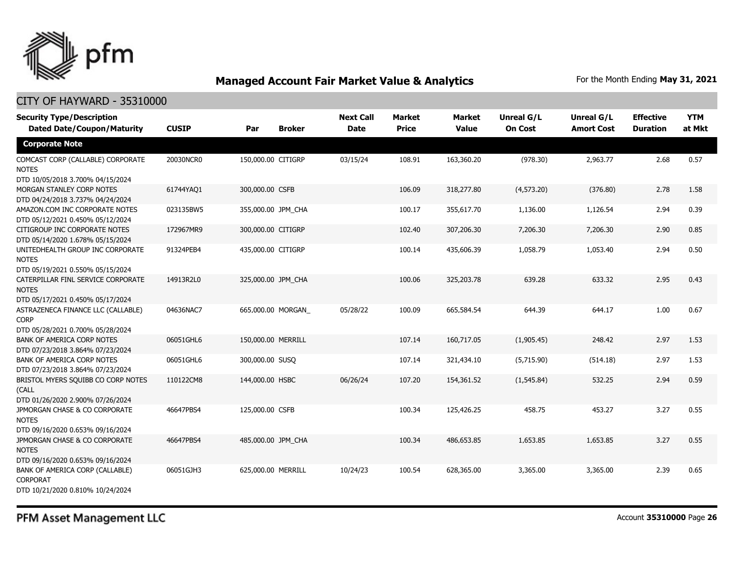# Managed Account Fair Market Value & Analytics

For the Month Ending **May 31, 2021**

## CITY OF HAYWARD - 35310000

| Security Type/Description Dated Date/Coupon/Maturity | CUSIP | Par | Broker | Next Call Date | Market Price | Market Value | Unreal G/L On Cost | Unreal G/L Amort Cost | Effective Duration | YTM at Mkt |
|---|---|---|---|---|---|---|---|---|---|---|
| **Corporate Note** | | | | | | | | | | |
| COMCAST CORP (CALLABLE) CORPORATE NOTES DTD 10/05/2018 3.700% 04/15/2024 | 20030NCR0 | 150,000.00 | CITIGRP | 03/15/24 | 108.91 | 163,360.20 | (978.30) | 2,963.77 | 2.68 | 0.57 |
| MORGAN STANLEY CORP NOTES DTD 04/24/2018 3.737% 04/24/2024 | 61744YAQ1 | 300,000.00 | CSFB | | 106.09 | 318,277.80 | (4,573.20) | (376.80) | 2.78 | 1.58 |
| AMAZON.COM INC CORPORATE NOTES DTD 05/12/2021 0.450% 05/12/2024 | 023135BW5 | 355,000.00 | JPM_CHA | | 100.17 | 355,617.70 | 1,136.00 | 1,126.54 | 2.94 | 0.39 |
| CITIGROUP INC CORPORATE NOTES DTD 05/14/2020 1.678% 05/15/2024 | 172967MR9 | 300,000.00 | CITIGRP | | 102.40 | 307,206.30 | 7,206.30 | 7,206.30 | 2.90 | 0.85 |
| UNITEDHEALTH GROUP INC CORPORATE NOTES DTD 05/19/2021 0.550% 05/15/2024 | 91324PEB4 | 435,000.00 | CITIGRP | | 100.14 | 435,606.39 | 1,058.79 | 1,053.40 | 2.94 | 0.50 |
| CATERPILLAR FINL SERVICE CORPORATE NOTES DTD 05/17/2021 0.450% 05/17/2024 | 14913R2L0 | 325,000.00 | JPM_CHA | | 100.06 | 325,203.78 | 639.28 | 633.32 | 2.95 | 0.43 |
| ASTRAZENECA FINANCE LLC (CALLABLE) CORP DTD 05/28/2021 0.700% 05/28/2024 | 04636NAC7 | 665,000.00 | MORGAN_ | 05/28/22 | 100.09 | 665,584.54 | 644.39 | 644.17 | 1.00 | 0.67 |
| BANK OF AMERICA CORP NOTES DTD 07/23/2018 3.864% 07/23/2024 | 06051GHL6 | 150,000.00 | MERRILL | | 107.14 | 160,717.05 | (1,905.45) | 248.42 | 2.97 | 1.53 |
| BANK OF AMERICA CORP NOTES DTD 07/23/2018 3.864% 07/23/2024 | 06051GHL6 | 300,000.00 | SUSQ | | 107.14 | 321,434.10 | (5,715.90) | (514.18) | 2.97 | 1.53 |
| BRISTOL MYERS SQUIBB CO CORP NOTES (CALL DTD 01/26/2020 2.900% 07/26/2024 | 110122CM8 | 144,000.00 | HSBC | 06/26/24 | 107.20 | 154,361.52 | (1,545.84) | 532.25 | 2.94 | 0.59 |
| JPMORGAN CHASE & CO CORPORATE NOTES DTD 09/16/2020 0.653% 09/16/2024 | 46647PBS4 | 125,000.00 | CSFB | | 100.34 | 125,426.25 | 458.75 | 453.27 | 3.27 | 0.55 |
| JPMORGAN CHASE & CO CORPORATE NOTES DTD 09/16/2020 0.653% 09/16/2024 | 46647PBS4 | 485,000.00 | JPM_CHA | | 100.34 | 486,653.85 | 1,653.85 | 1,653.85 | 3.27 | 0.55 |
| BANK OF AMERICA CORP (CALLABLE) CORPORAT DTD 10/21/2020 0.810% 10/24/2024 | 06051GJH3 | 625,000.00 | MERRILL | 10/24/23 | 100.54 | 628,365.00 | 3,365.00 | 3,365.00 | 2.39 | 0.65 |

PFM Asset Management LLC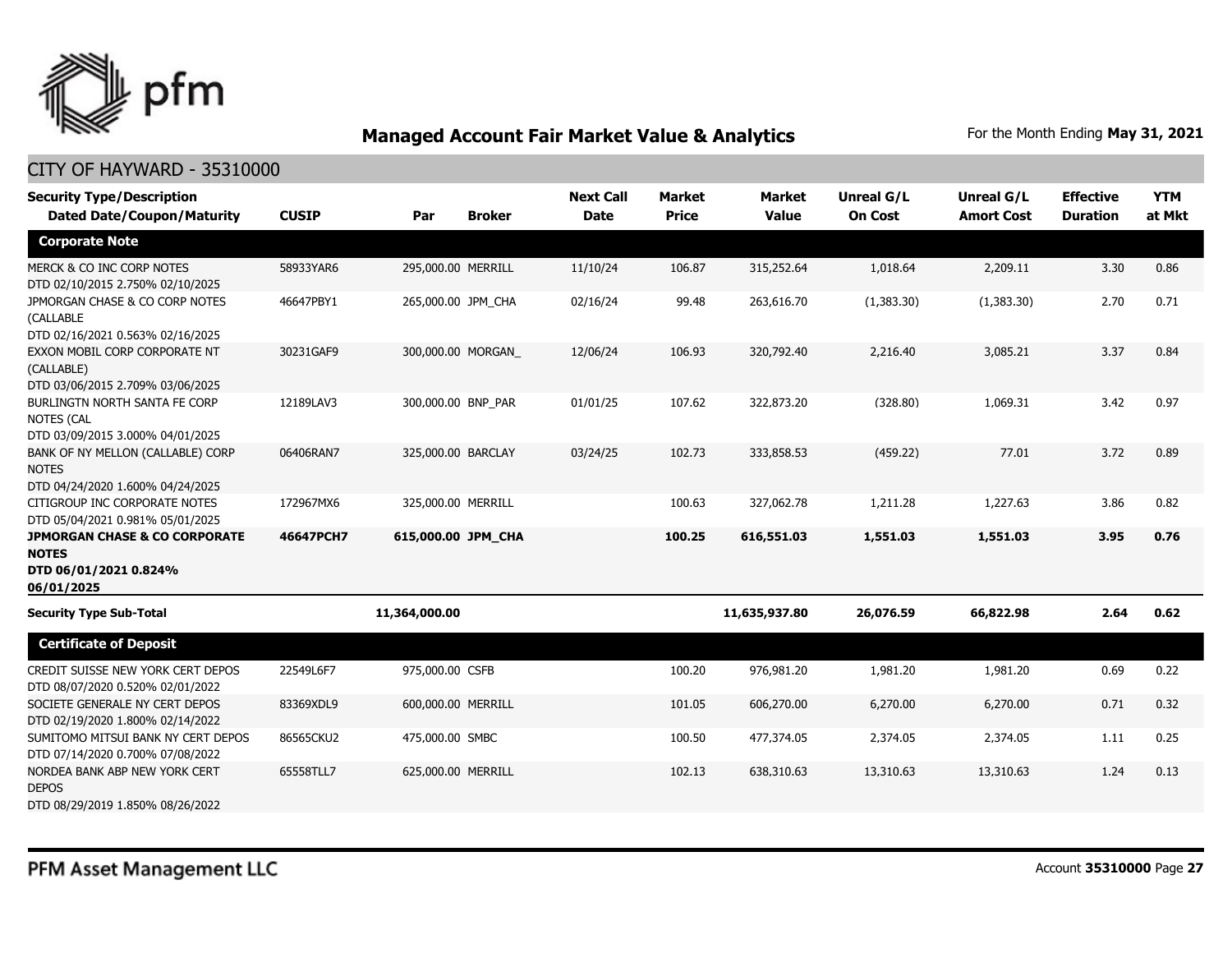# Managed Account Fair Market Value & Analytics

For the Month Ending **May 31, 2021**

## CITY OF HAYWARD - 35310000

| Security Type/Description Dated Date/Coupon/Maturity | CUSIP | Par | Broker | Next Call Date | Market Price | Market Value | Unreal G/L On Cost | Unreal G/L Amort Cost | Effective Duration | YTM at Mkt |
|---|---|---|---|---|---|---|---|---|---|---|
| **Corporate Note** | | | | | | | | | | |
| MERCK & CO INC CORP NOTES DTD 02/10/2015 2.750% 02/10/2025 | 58933YAR6 | 295,000.00 | MERRILL | 11/10/24 | 106.87 | 315,252.64 | 1,018.64 | 2,209.11 | 3.30 | 0.86 |
| JPMORGAN CHASE & CO CORP NOTES (CALLABLE DTD 02/16/2021 0.563% 02/16/2025 | 46647PBY1 | 265,000.00 | JPM_CHA | 02/16/24 | 99.48 | 263,616.70 | (1,383.30) | (1,383.30) | 2.70 | 0.71 |
| EXXON MOBIL CORP CORPORATE NT (CALLABLE) DTD 03/06/2015 2.709% 03/06/2025 | 30231GAF9 | 300,000.00 | MORGAN_ | 12/06/24 | 106.93 | 320,792.40 | 2,216.40 | 3,085.21 | 3.37 | 0.84 |
| BURLINGTN NORTH SANTA FE CORP NOTES (CAL DTD 03/09/2015 3.000% 04/01/2025 | 12189LAV3 | 300,000.00 | BNP_PAR | 01/01/25 | 107.62 | 322,873.20 | (328.80) | 1,069.31 | 3.42 | 0.97 |
| BANK OF NY MELLON (CALLABLE) CORP NOTES DTD 04/24/2020 1.600% 04/24/2025 | 06406RAN7 | 325,000.00 | BARCLAY | 03/24/25 | 102.73 | 333,858.53 | (459.22) | 77.01 | 3.72 | 0.89 |
| CITIGROUP INC CORPORATE NOTES DTD 05/04/2021 0.981% 05/01/2025 | 172967MX6 | 325,000.00 | MERRILL | | 100.63 | 327,062.78 | 1,211.28 | 1,227.63 | 3.86 | 0.82 |
| **JPMORGAN CHASE & CO CORPORATE NOTES DTD 06/01/2021 0.824% 06/01/2025** | **46647PCH7** | **615,000.00** | **JPM_CHA** | | **100.25** | **616,551.03** | **1,551.03** | **1,551.03** | **3.95** | **0.76** |
| **Security Type Sub-Total** | | **11,364,000.00** | | | | **11,635,937.80** | **26,076.59** | **66,822.98** | **2.64** | **0.62** |
| **Certificate of Deposit** | | | | | | | | | | |
| CREDIT SUISSE NEW YORK CERT DEPOS DTD 08/07/2020 0.520% 02/01/2022 | 22549L6F7 | 975,000.00 | CSFB | | 100.20 | 976,981.20 | 1,981.20 | 1,981.20 | 0.69 | 0.22 |
| SOCIETE GENERALE NY CERT DEPOS DTD 02/19/2020 1.800% 02/14/2022 | 83369XDL9 | 600,000.00 | MERRILL | | 101.05 | 606,270.00 | 6,270.00 | 6,270.00 | 0.71 | 0.32 |
| SUMITOMO MITSUI BANK NY CERT DEPOS DTD 07/14/2020 0.700% 07/08/2022 | 86565CKU2 | 475,000.00 | SMBC | | 100.50 | 477,374.05 | 2,374.05 | 2,374.05 | 1.11 | 0.25 |
| NORDEA BANK ABP NEW YORK CERT DEPOS DTD 08/29/2019 1.850% 08/26/2022 | 65558TLL7 | 625,000.00 | MERRILL | | 102.13 | 638,310.63 | 13,310.63 | 13,310.63 | 1.24 | 0.13 |

PFM Asset Management LLC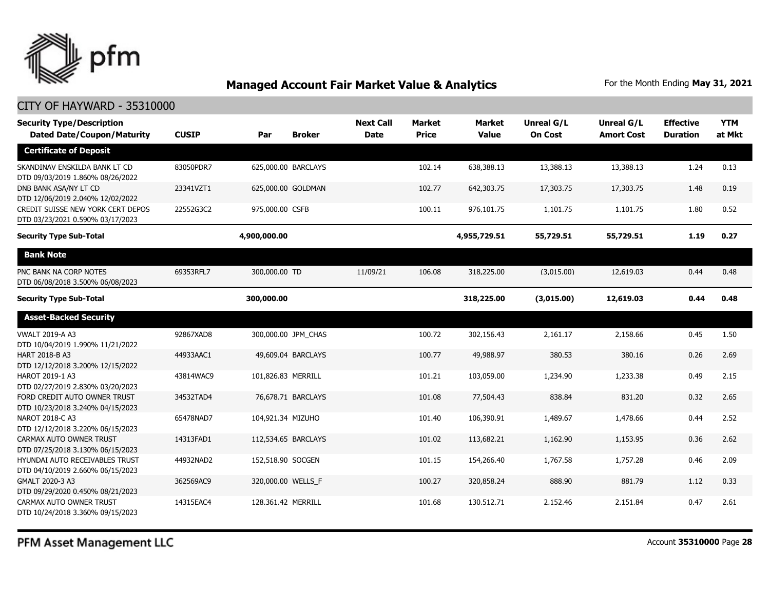## Managed Account Fair Market Value & Analytics

For the Month Ending **May 31, 2021**

CITY OF HAYWARD - 35310000

| Security Type/Description Dated Date/Coupon/Maturity | CUSIP | Par | Broker | Next Call Date | Market Price | Market Value | Unreal G/L On Cost | Unreal G/L Amort Cost | Effective Duration | YTM at Mkt |
|---|---|---|---|---|---|---|---|---|---|---|
| **Certificate of Deposit** | | | | | | | | | | |
| SKANDINAV ENSKILDA BANK LT CD DTD 09/03/2019 1.860% 08/26/2022 | 83050PDR7 | 625,000.00 | BARCLAYS | | 102.14 | 638,388.13 | 13,388.13 | 13,388.13 | 1.24 | 0.13 |
| DNB BANK ASA/NY LT CD DTD 12/06/2019 2.040% 12/02/2022 | 23341VZT1 | 625,000.00 | GOLDMAN | | 102.77 | 642,303.75 | 17,303.75 | 17,303.75 | 1.48 | 0.19 |
| CREDIT SUISSE NEW YORK CERT DEPOS DTD 03/23/2021 0.590% 03/17/2023 | 22552G3C2 | 975,000.00 | CSFB | | 100.11 | 976,101.75 | 1,101.75 | 1,101.75 | 1.80 | 0.52 |
| **Security Type Sub-Total** | | **4,900,000.00** | | | | **4,955,729.51** | **55,729.51** | **55,729.51** | **1.19** | **0.27** |
| **Bank Note** | | | | | | | | | | |
| PNC BANK NA CORP NOTES DTD 06/08/2018 3.500% 06/08/2023 | 69353RFL7 | 300,000.00 | TD | 11/09/21 | 106.08 | 318,225.00 | (3,015.00) | 12,619.03 | 0.44 | 0.48 |
| **Security Type Sub-Total** | | **300,000.00** | | | | **318,225.00** | **(3,015.00)** | **12,619.03** | **0.44** | **0.48** |
| **Asset-Backed Security** | | | | | | | | | | |
| VWALT 2019-A A3 DTD 10/04/2019 1.990% 11/21/2022 | 92867XAD8 | 300,000.00 | JPM_CHAS | | 100.72 | 302,156.43 | 2,161.17 | 2,158.66 | 0.45 | 1.50 |
| HART 2018-B A3 DTD 12/12/2018 3.200% 12/15/2022 | 44933AAC1 | 49,609.04 | BARCLAYS | | 100.77 | 49,988.97 | 380.53 | 380.16 | 0.26 | 2.69 |
| HAROT 2019-1 A3 DTD 02/27/2019 2.830% 03/20/2023 | 43814WAC9 | 101,826.83 | MERRILL | | 101.21 | 103,059.00 | 1,234.90 | 1,233.38 | 0.49 | 2.15 |
| FORD CREDIT AUTO OWNER TRUST DTD 10/23/2018 3.240% 04/15/2023 | 34532TAD4 | 76,678.71 | BARCLAYS | | 101.08 | 77,504.43 | 838.84 | 831.20 | 0.32 | 2.65 |
| NAROT 2018-C A3 DTD 12/12/2018 3.220% 06/15/2023 | 65478NAD7 | 104,921.34 | MIZUHO | | 101.40 | 106,390.91 | 1,489.67 | 1,478.66 | 0.44 | 2.52 |
| CARMAX AUTO OWNER TRUST DTD 07/25/2018 3.130% 06/15/2023 | 14313FAD1 | 112,534.65 | BARCLAYS | | 101.02 | 113,682.21 | 1,162.90 | 1,153.95 | 0.36 | 2.62 |
| HYUNDAI AUTO RECEIVABLES TRUST DTD 04/10/2019 2.660% 06/15/2023 | 44932NAD2 | 152,518.90 | SOCGEN | | 101.15 | 154,266.40 | 1,767.58 | 1,757.28 | 0.46 | 2.09 |
| GMALT 2020-3 A3 DTD 09/29/2020 0.450% 08/21/2023 | 362569AC9 | 320,000.00 | WELLS_F | | 100.27 | 320,858.24 | 888.90 | 881.79 | 1.12 | 0.33 |
| CARMAX AUTO OWNER TRUST DTD 10/24/2018 3.360% 09/15/2023 | 14315EAC4 | 128,361.42 | MERRILL | | 101.68 | 130,512.71 | 2,152.46 | 2,151.84 | 0.47 | 2.61 |

PFM Asset Management LLC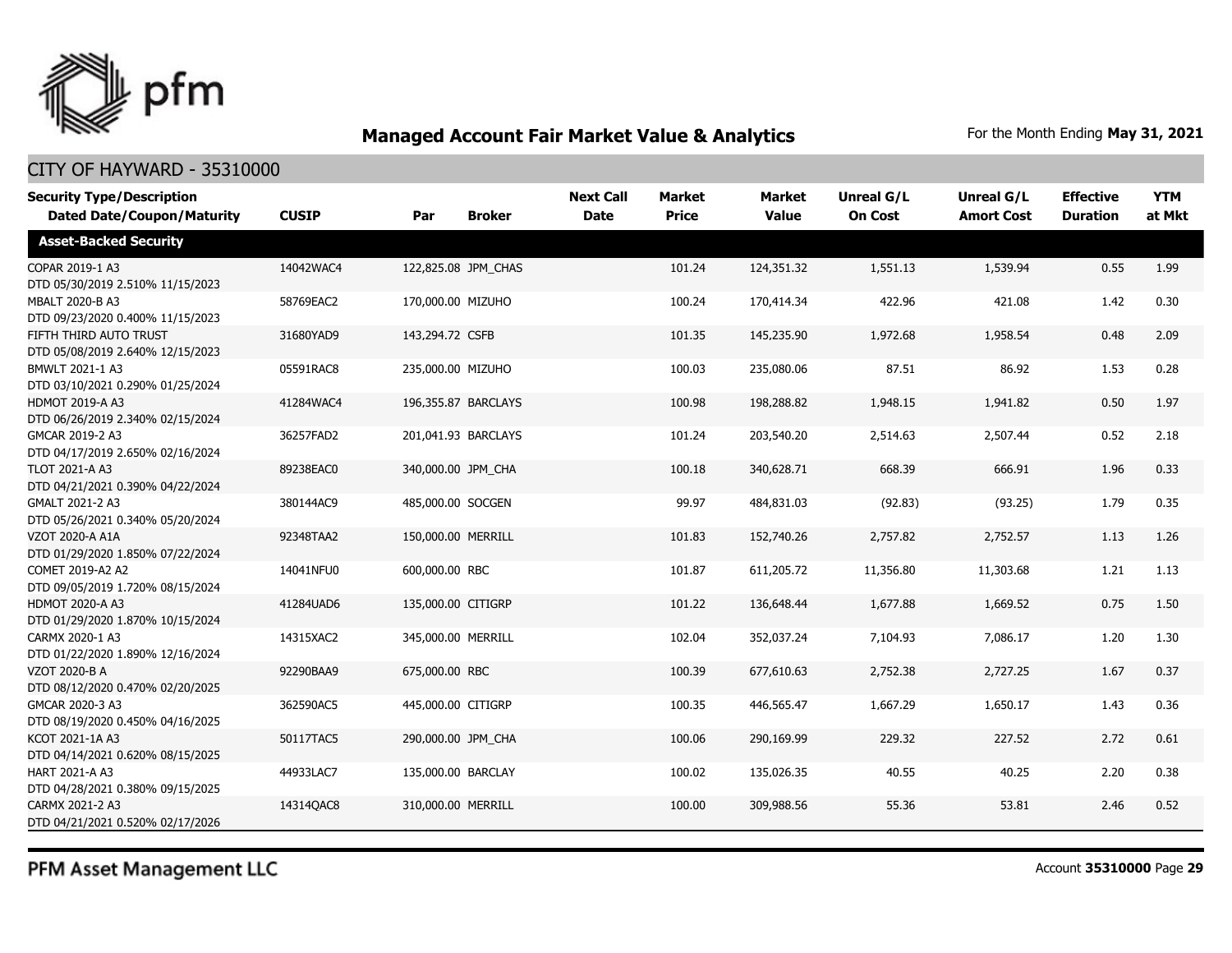## Managed Account Fair Market Value & Analytics

For the Month Ending **May 31, 2021**

### CITY OF HAYWARD - 35310000

| Security Type/Description Dated Date/Coupon/Maturity | CUSIP | Par | Broker | Next Call Date | Market Price | Market Value | Unreal G/L On Cost | Unreal G/L Amort Cost | Effective Duration | YTM at Mkt |
|---|---|---|---|---|---|---|---|---|---|---|
| **Asset-Backed Security** | | | | | | | | | | |
| COPAR 2019-1 A3 DTD 05/30/2019 2.510% 11/15/2023 | 14042WAC4 | 122,825.08 | JPM_CHAS | | 101.24 | 124,351.32 | 1,551.13 | 1,539.94 | 0.55 | 1.99 |
| MBALT 2020-B A3 DTD 09/23/2020 0.400% 11/15/2023 | 58769EAC2 | 170,000.00 | MIZUHO | | 100.24 | 170,414.34 | 422.96 | 421.08 | 1.42 | 0.30 |
| FIFTH THIRD AUTO TRUST DTD 05/08/2019 2.640% 12/15/2023 | 31680YAD9 | 143,294.72 | CSFB | | 101.35 | 145,235.90 | 1,972.68 | 1,958.54 | 0.48 | 2.09 |
| BMWLT 2021-1 A3 DTD 03/10/2021 0.290% 01/25/2024 | 05591RAC8 | 235,000.00 | MIZUHO | | 100.03 | 235,080.06 | 87.51 | 86.92 | 1.53 | 0.28 |
| HDMOT 2019-A A3 DTD 06/26/2019 2.340% 02/15/2024 | 41284WAC4 | 196,355.87 | BARCLAYS | | 100.98 | 198,288.82 | 1,948.15 | 1,941.82 | 0.50 | 1.97 |
| GMCAR 2019-2 A3 DTD 04/17/2019 2.650% 02/16/2024 | 36257FAD2 | 201,041.93 | BARCLAYS | | 101.24 | 203,540.20 | 2,514.63 | 2,507.44 | 0.52 | 2.18 |
| TLOT 2021-A A3 DTD 04/21/2021 0.390% 04/22/2024 | 89238EAC0 | 340,000.00 | JPM_CHA | | 100.18 | 340,628.71 | 668.39 | 666.91 | 1.96 | 0.33 |
| GMALT 2021-2 A3 DTD 05/26/2021 0.340% 05/20/2024 | 380144AC9 | 485,000.00 | SOCGEN | | 99.97 | 484,831.03 | (92.83) | (93.25) | 1.79 | 0.35 |
| VZOT 2020-A A1A DTD 01/29/2020 1.850% 07/22/2024 | 92348TAA2 | 150,000.00 | MERRILL | | 101.83 | 152,740.26 | 2,757.82 | 2,752.57 | 1.13 | 1.26 |
| COMET 2019-A2 A2 DTD 09/05/2019 1.720% 08/15/2024 | 14041NFU0 | 600,000.00 | RBC | | 101.87 | 611,205.72 | 11,356.80 | 11,303.68 | 1.21 | 1.13 |
| HDMOT 2020-A A3 DTD 01/29/2020 1.870% 10/15/2024 | 41284UAD6 | 135,000.00 | CITIGRP | | 101.22 | 136,648.44 | 1,677.88 | 1,669.52 | 0.75 | 1.50 |
| CARMX 2020-1 A3 DTD 01/22/2020 1.890% 12/16/2024 | 14315XAC2 | 345,000.00 | MERRILL | | 102.04 | 352,037.24 | 7,104.93 | 7,086.17 | 1.20 | 1.30 |
| VZOT 2020-B A DTD 08/12/2020 0.470% 02/20/2025 | 92290BAA9 | 675,000.00 | RBC | | 100.39 | 677,610.63 | 2,752.38 | 2,727.25 | 1.67 | 0.37 |
| GMCAR 2020-3 A3 DTD 08/19/2020 0.450% 04/16/2025 | 362590AC5 | 445,000.00 | CITIGRP | | 100.35 | 446,565.47 | 1,667.29 | 1,650.17 | 1.43 | 0.36 |
| KCOT 2021-1A A3 DTD 04/14/2021 0.620% 08/15/2025 | 50117TAC5 | 290,000.00 | JPM_CHA | | 100.06 | 290,169.99 | 229.32 | 227.52 | 2.72 | 0.61 |
| HART 2021-A A3 DTD 04/28/2021 0.380% 09/15/2025 | 44933LAC7 | 135,000.00 | BARCLAY | | 100.02 | 135,026.35 | 40.55 | 40.25 | 2.20 | 0.38 |
| CARMX 2021-2 A3 DTD 04/21/2021 0.520% 02/17/2026 | 14314QAC8 | 310,000.00 | MERRILL | | 100.00 | 309,988.56 | 55.36 | 53.81 | 2.46 | 0.52 |

PFM Asset Management LLC

Account **35310000**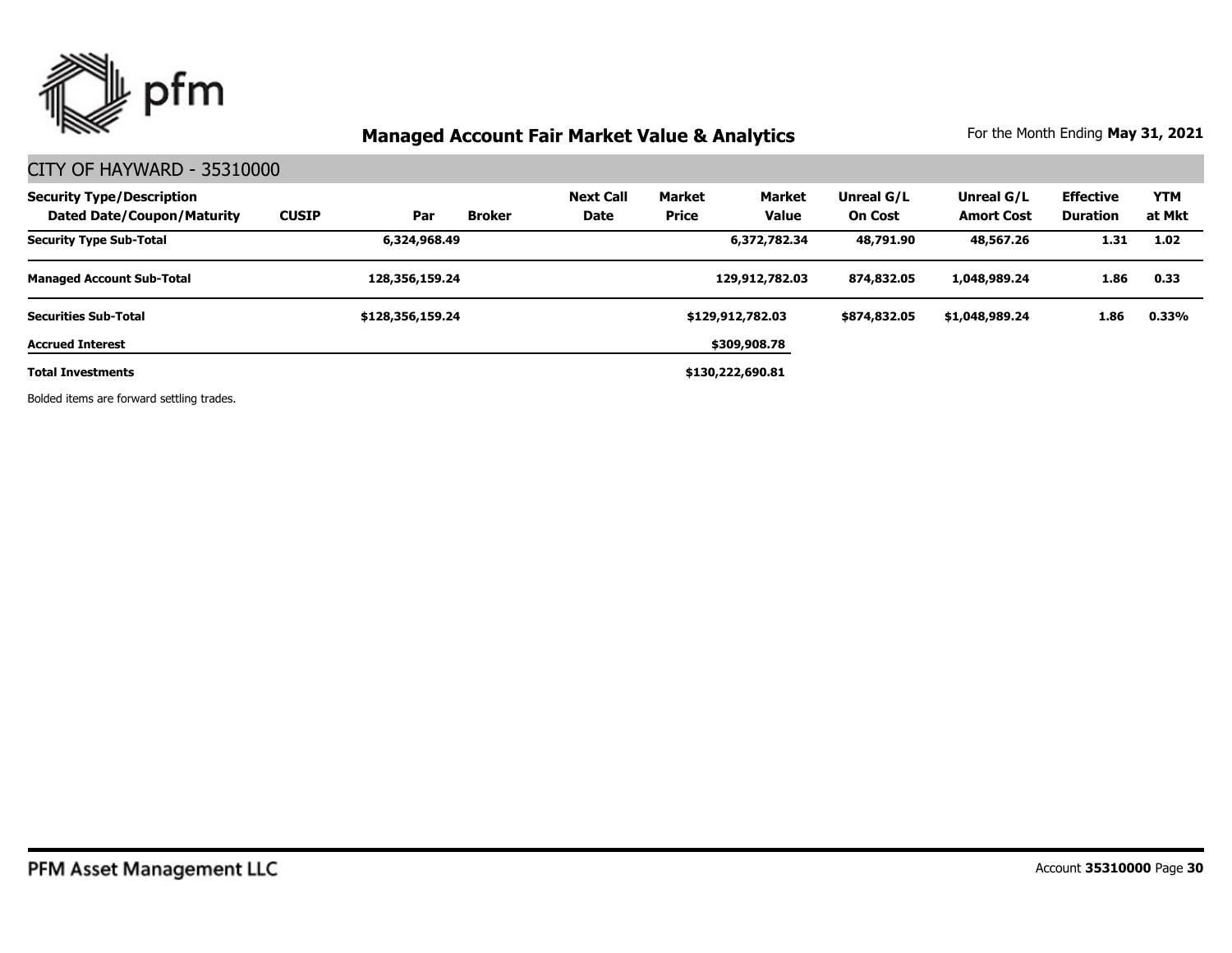## Managed Account Fair Market Value & Analytics

For the Month Ending **May 31, 2021**

### CITY OF HAYWARD - 35310000

| Security Type/Description Dated Date/Coupon/Maturity | CUSIP | Par | Broker | Next Call Date | Market Price | Market Value | Unreal G/L On Cost | Unreal G/L Amort Cost | Effective Duration | YTM at Mkt |
|---|---|---|---|---|---|---|---|---|---|---|
| **Security Type Sub-Total** | | **6,324,968.49** | | | | **6,372,782.34** | **48,791.90** | **48,567.26** | **1.31** | **1.02** |
| **Managed Account Sub-Total** | | **128,356,159.24** | | | | **129,912,782.03** | **874,832.05** | **1,048,989.24** | **1.86** | **0.33** |
| **Securities Sub-Total** | | **$128,356,159.24** | | | | **$129,912,782.03** | **$874,832.05** | **$1,048,989.24** | **1.86** | **0.33%** |
| **Accrued Interest** | | | | | | **$309,908.78** | | | | |
| **Total Investments** | | | | | | **$130,222,690.81** | | | | |

Bolded items are forward settling trades.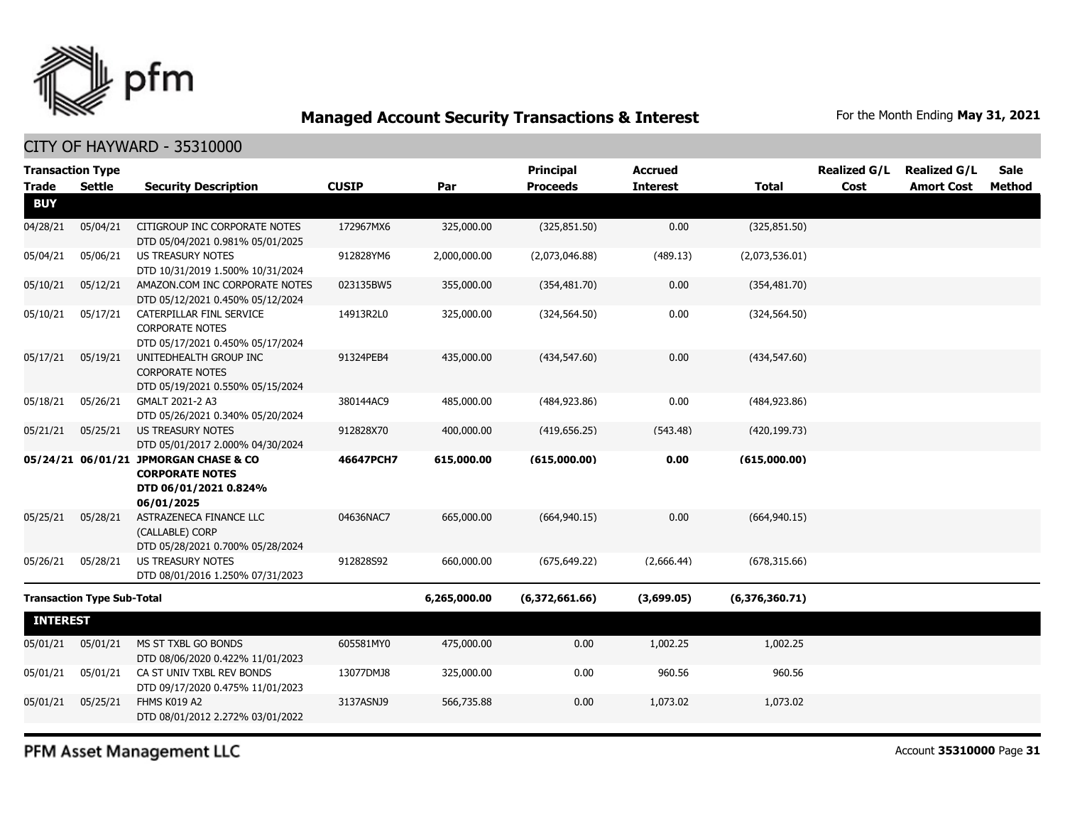# Managed Account Security Transactions & Interest

For the Month Ending **May 31, 2021**

## CITY OF HAYWARD - 35310000

| Transaction Type Trade | Settle | Security Description | CUSIP | Par | Principal Proceeds | Accrued Interest | Total | Realized G/L Cost | Realized G/L Amort Cost | Sale Method |
|---|---|---|---|---|---|---|---|---|---|---|
| **BUY** | | | | | | | | | | |
| 04/28/21 | 05/04/21 | CITIGROUP INC CORPORATE NOTES DTD 05/04/2021 0.981% 05/01/2025 | 172967MX6 | 325,000.00 | (325,851.50) | 0.00 | (325,851.50) | | | |
| 05/04/21 | 05/06/21 | US TREASURY NOTES DTD 10/31/2019 1.500% 10/31/2024 | 912828YM6 | 2,000,000.00 | (2,073,046.88) | (489.13) | (2,073,536.01) | | | |
| 05/10/21 | 05/12/21 | AMAZON.COM INC CORPORATE NOTES DTD 05/12/2021 0.450% 05/12/2024 | 023135BW5 | 355,000.00 | (354,481.70) | 0.00 | (354,481.70) | | | |
| 05/10/21 | 05/17/21 | CATERPILLAR FINL SERVICE CORPORATE NOTES DTD 05/17/2021 0.450% 05/17/2024 | 14913R2L0 | 325,000.00 | (324,564.50) | 0.00 | (324,564.50) | | | |
| 05/17/21 | 05/19/21 | UNITEDHEALTH GROUP INC CORPORATE NOTES DTD 05/19/2021 0.550% 05/15/2024 | 91324PEB4 | 435,000.00 | (434,547.60) | 0.00 | (434,547.60) | | | |
| 05/18/21 | 05/26/21 | GMALT 2021-2 A3 DTD 05/26/2021 0.340% 05/20/2024 | 380144AC9 | 485,000.00 | (484,923.86) | 0.00 | (484,923.86) | | | |
| 05/21/21 | 05/25/21 | US TREASURY NOTES DTD 05/01/2017 2.000% 04/30/2024 | 912828X70 | 400,000.00 | (419,656.25) | (543.48) | (420,199.73) | | | |
| **05/24/21** | **06/01/21** | **JPMORGAN CHASE & CO CORPORATE NOTES DTD 06/01/2021 0.824% 06/01/2025** | **46647PCH7** | **615,000.00** | **(615,000.00)** | **0.00** | **(615,000.00)** | | | |
| 05/25/21 | 05/28/21 | ASTRAZENECA FINANCE LLC (CALLABLE) CORP DTD 05/28/2021 0.700% 05/28/2024 | 04636NAC7 | 665,000.00 | (664,940.15) | 0.00 | (664,940.15) | | | |
| 05/26/21 | 05/28/21 | US TREASURY NOTES DTD 08/01/2016 1.250% 07/31/2023 | 912828S92 | 660,000.00 | (675,649.22) | (2,666.44) | (678,315.66) | | | |
| **Transaction Type Sub-Total** | | | | **6,265,000.00** | **(6,372,661.66)** | **(3,699.05)** | **(6,376,360.71)** | | | |
| **INTEREST** | | | | | | | | | | |
| 05/01/21 | 05/01/21 | MS ST TXBL GO BONDS DTD 08/06/2020 0.422% 11/01/2023 | 605581MY0 | 475,000.00 | 0.00 | 1,002.25 | 1,002.25 | | | |
| 05/01/21 | 05/01/21 | CA ST UNIV TXBL REV BONDS DTD 09/17/2020 0.475% 11/01/2023 | 13077DMJ8 | 325,000.00 | 0.00 | 960.56 | 960.56 | | | |
| 05/01/21 | 05/25/21 | FHMS K019 A2 DTD 08/01/2012 2.272% 03/01/2022 | 3137ASNJ9 | 566,735.88 | 0.00 | 1,073.02 | 1,073.02 | | | |

PFM Asset Management LLC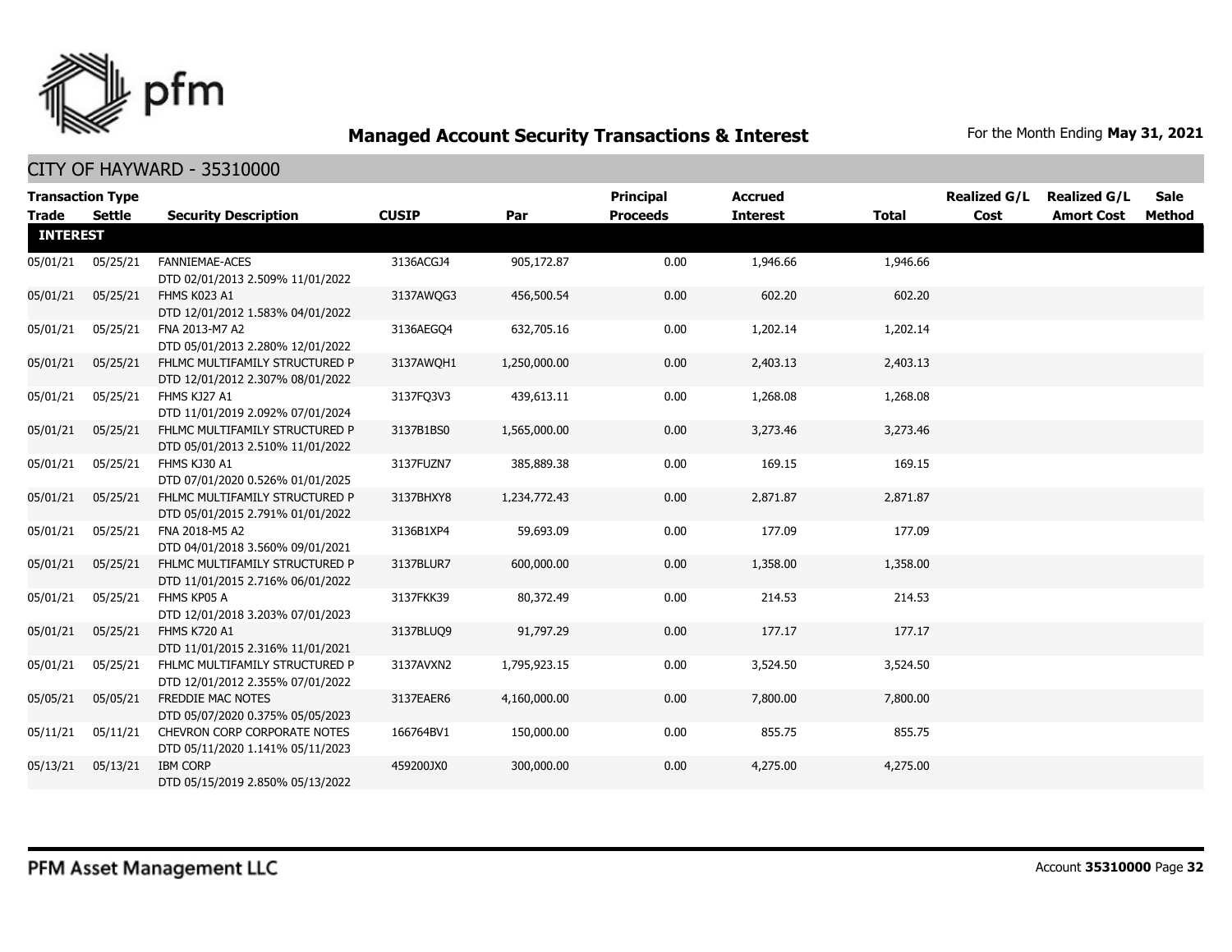# Managed Account Security Transactions & Interest

For the Month Ending **May 31, 2021**

## CITY OF HAYWARD - 35310000

| Transaction Type Trade | Settle | Security Description | CUSIP | Par | Principal Proceeds | Accrued Interest | Total | Realized G/L Cost | Realized G/L Amort Cost | Sale Method |
|---|---|---|---|---|---|---|---|---|---|---|
| **INTEREST** | | | | | | | | | | |
| 05/01/21 | 05/25/21 | FANNIEMAE-ACES DTD 02/01/2013 2.509% 11/01/2022 | 3136ACGJ4 | 905,172.87 | 0.00 | 1,946.66 | 1,946.66 | | | |
| 05/01/21 | 05/25/21 | FHMS K023 A1 DTD 12/01/2012 1.583% 04/01/2022 | 3137AWQG3 | 456,500.54 | 0.00 | 602.20 | 602.20 | | | |
| 05/01/21 | 05/25/21 | FNA 2013-M7 A2 DTD 05/01/2013 2.280% 12/01/2022 | 3136AEGQ4 | 632,705.16 | 0.00 | 1,202.14 | 1,202.14 | | | |
| 05/01/21 | 05/25/21 | FHLMC MULTIFAMILY STRUCTURED P DTD 12/01/2012 2.307% 08/01/2022 | 3137AWQH1 | 1,250,000.00 | 0.00 | 2,403.13 | 2,403.13 | | | |
| 05/01/21 | 05/25/21 | FHMS KJ27 A1 DTD 11/01/2019 2.092% 07/01/2024 | 3137FQ3V3 | 439,613.11 | 0.00 | 1,268.08 | 1,268.08 | | | |
| 05/01/21 | 05/25/21 | FHLMC MULTIFAMILY STRUCTURED P DTD 05/01/2013 2.510% 11/01/2022 | 3137B1BS0 | 1,565,000.00 | 0.00 | 3,273.46 | 3,273.46 | | | |
| 05/01/21 | 05/25/21 | FHMS KJ30 A1 DTD 07/01/2020 0.526% 01/01/2025 | 3137FUZN7 | 385,889.38 | 0.00 | 169.15 | 169.15 | | | |
| 05/01/21 | 05/25/21 | FHLMC MULTIFAMILY STRUCTURED P DTD 05/01/2015 2.791% 01/01/2022 | 3137BHXY8 | 1,234,772.43 | 0.00 | 2,871.87 | 2,871.87 | | | |
| 05/01/21 | 05/25/21 | FNA 2018-M5 A2 DTD 04/01/2018 3.560% 09/01/2021 | 3136B1XP4 | 59,693.09 | 0.00 | 177.09 | 177.09 | | | |
| 05/01/21 | 05/25/21 | FHLMC MULTIFAMILY STRUCTURED P DTD 11/01/2015 2.716% 06/01/2022 | 3137BLUR7 | 600,000.00 | 0.00 | 1,358.00 | 1,358.00 | | | |
| 05/01/21 | 05/25/21 | FHMS KP05 A DTD 12/01/2018 3.203% 07/01/2023 | 3137FKK39 | 80,372.49 | 0.00 | 214.53 | 214.53 | | | |
| 05/01/21 | 05/25/21 | FHMS K720 A1 DTD 11/01/2015 2.316% 11/01/2021 | 3137BLUQ9 | 91,797.29 | 0.00 | 177.17 | 177.17 | | | |
| 05/01/21 | 05/25/21 | FHLMC MULTIFAMILY STRUCTURED P DTD 12/01/2012 2.355% 07/01/2022 | 3137AVXN2 | 1,795,923.15 | 0.00 | 3,524.50 | 3,524.50 | | | |
| 05/05/21 | 05/05/21 | FREDDIE MAC NOTES DTD 05/07/2020 0.375% 05/05/2023 | 3137EAER6 | 4,160,000.00 | 0.00 | 7,800.00 | 7,800.00 | | | |
| 05/11/21 | 05/11/21 | CHEVRON CORP CORPORATE NOTES DTD 05/11/2020 1.141% 05/11/2023 | 166764BV1 | 150,000.00 | 0.00 | 855.75 | 855.75 | | | |
| 05/13/21 | 05/13/21 | IBM CORP DTD 05/15/2019 2.850% 05/13/2022 | 459200JX0 | 300,000.00 | 0.00 | 4,275.00 | 4,275.00 | | | |

PFM Asset Management LLC

Account **35310000**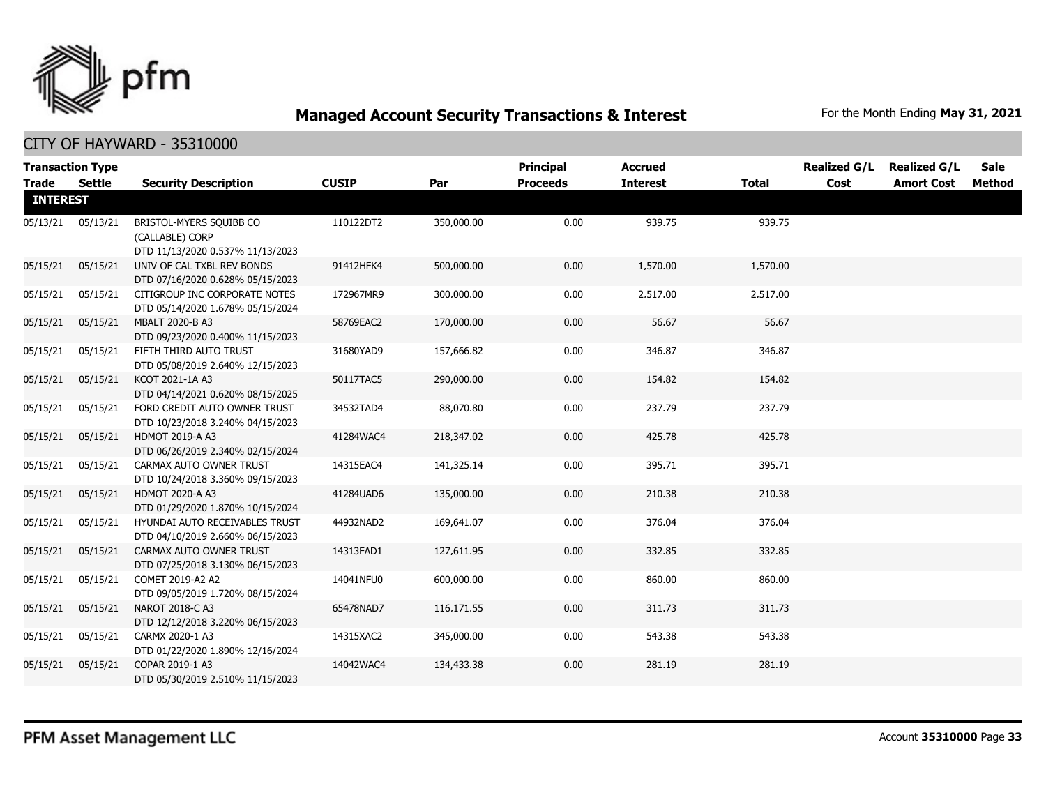## Managed Account Security Transactions & Interest

For the Month Ending **May 31, 2021**

### CITY OF HAYWARD - 35310000

| Transaction Type Trade | Settle | Security Description | CUSIP | Par | Principal Proceeds | Accrued Interest | Total | Realized G/L Cost | Realized G/L Amort Cost | Sale Method |
|---|---|---|---|---|---|---|---|---|---|---|
| **INTEREST** | | | | | | | | | | |
| 05/13/21 | 05/13/21 | BRISTOL-MYERS SQUIBB CO (CALLABLE) CORP DTD 11/13/2020 0.537% 11/13/2023 | 110122DT2 | 350,000.00 | 0.00 | 939.75 | 939.75 | | | |
| 05/15/21 | 05/15/21 | UNIV OF CAL TXBL REV BONDS DTD 07/16/2020 0.628% 05/15/2023 | 91412HFK4 | 500,000.00 | 0.00 | 1,570.00 | 1,570.00 | | | |
| 05/15/21 | 05/15/21 | CITIGROUP INC CORPORATE NOTES DTD 05/14/2020 1.678% 05/15/2024 | 172967MR9 | 300,000.00 | 0.00 | 2,517.00 | 2,517.00 | | | |
| 05/15/21 | 05/15/21 | MBALT 2020-B A3 DTD 09/23/2020 0.400% 11/15/2023 | 58769EAC2 | 170,000.00 | 0.00 | 56.67 | 56.67 | | | |
| 05/15/21 | 05/15/21 | FIFTH THIRD AUTO TRUST DTD 05/08/2019 2.640% 12/15/2023 | 31680YAD9 | 157,666.82 | 0.00 | 346.87 | 346.87 | | | |
| 05/15/21 | 05/15/21 | KCOT 2021-1A A3 DTD 04/14/2021 0.620% 08/15/2025 | 50117TAC5 | 290,000.00 | 0.00 | 154.82 | 154.82 | | | |
| 05/15/21 | 05/15/21 | FORD CREDIT AUTO OWNER TRUST DTD 10/23/2018 3.240% 04/15/2023 | 34532TAD4 | 88,070.80 | 0.00 | 237.79 | 237.79 | | | |
| 05/15/21 | 05/15/21 | HDMOT 2019-A A3 DTD 06/26/2019 2.340% 02/15/2024 | 41284WAC4 | 218,347.02 | 0.00 | 425.78 | 425.78 | | | |
| 05/15/21 | 05/15/21 | CARMAX AUTO OWNER TRUST DTD 10/24/2018 3.360% 09/15/2023 | 14315EAC4 | 141,325.14 | 0.00 | 395.71 | 395.71 | | | |
| 05/15/21 | 05/15/21 | HDMOT 2020-A A3 DTD 01/29/2020 1.870% 10/15/2024 | 41284UAD6 | 135,000.00 | 0.00 | 210.38 | 210.38 | | | |
| 05/15/21 | 05/15/21 | HYUNDAI AUTO RECEIVABLES TRUST DTD 04/10/2019 2.660% 06/15/2023 | 44932NAD2 | 169,641.07 | 0.00 | 376.04 | 376.04 | | | |
| 05/15/21 | 05/15/21 | CARMAX AUTO OWNER TRUST DTD 07/25/2018 3.130% 06/15/2023 | 14313FAD1 | 127,611.95 | 0.00 | 332.85 | 332.85 | | | |
| 05/15/21 | 05/15/21 | COMET 2019-A2 A2 DTD 09/05/2019 1.720% 08/15/2024 | 14041NFU0 | 600,000.00 | 0.00 | 860.00 | 860.00 | | | |
| 05/15/21 | 05/15/21 | NAROT 2018-C A3 DTD 12/12/2018 3.220% 06/15/2023 | 65478NAD7 | 116,171.55 | 0.00 | 311.73 | 311.73 | | | |
| 05/15/21 | 05/15/21 | CARMX 2020-1 A3 DTD 01/22/2020 1.890% 12/16/2024 | 14315XAC2 | 345,000.00 | 0.00 | 543.38 | 543.38 | | | |
| 05/15/21 | 05/15/21 | COPAR 2019-1 A3 DTD 05/30/2019 2.510% 11/15/2023 | 14042WAC4 | 134,433.38 | 0.00 | 281.19 | 281.19 | | | |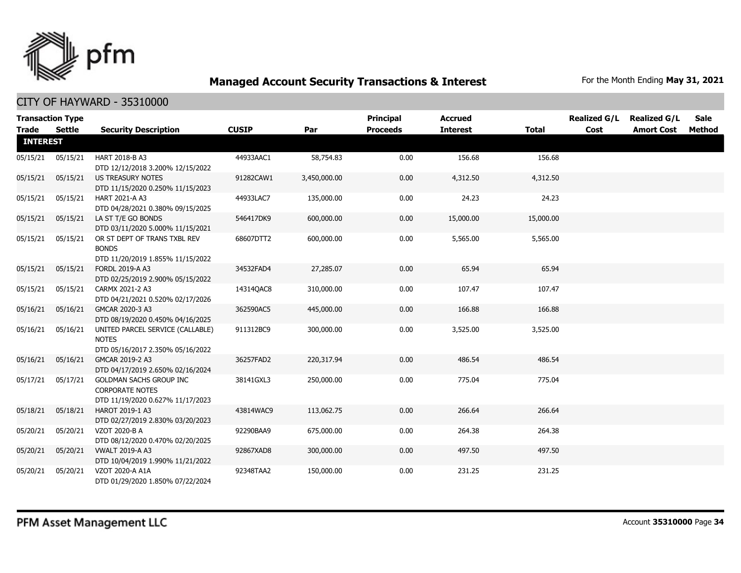## Managed Account Security Transactions & Interest

For the Month Ending **May 31, 2021**

### CITY OF HAYWARD - 35310000

| Transaction Type Trade | Settle | Security Description | CUSIP | Par | Principal Proceeds | Accrued Interest | Total | Realized G/L Cost | Realized G/L Amort Cost | Sale Method |
|---|---|---|---|---|---|---|---|---|---|---|
| **INTEREST** | | | | | | | | | | |
| 05/15/21 | 05/15/21 | HART 2018-B A3 DTD 12/12/2018 3.200% 12/15/2022 | 44933AAC1 | 58,754.83 | 0.00 | 156.68 | 156.68 | | | |
| 05/15/21 | 05/15/21 | US TREASURY NOTES DTD 11/15/2020 0.250% 11/15/2023 | 91282CAW1 | 3,450,000.00 | 0.00 | 4,312.50 | 4,312.50 | | | |
| 05/15/21 | 05/15/21 | HART 2021-A A3 DTD 04/28/2021 0.380% 09/15/2025 | 44933LAC7 | 135,000.00 | 0.00 | 24.23 | 24.23 | | | |
| 05/15/21 | 05/15/21 | LA ST T/E GO BONDS DTD 03/11/2020 5.000% 11/15/2021 | 546417DK9 | 600,000.00 | 0.00 | 15,000.00 | 15,000.00 | | | |
| 05/15/21 | 05/15/21 | OR ST DEPT OF TRANS TXBL REV BONDS DTD 11/20/2019 1.855% 11/15/2022 | 68607DTT2 | 600,000.00 | 0.00 | 5,565.00 | 5,565.00 | | | |
| 05/15/21 | 05/15/21 | FORDL 2019-A A3 DTD 02/25/2019 2.900% 05/15/2022 | 34532FAD4 | 27,285.07 | 0.00 | 65.94 | 65.94 | | | |
| 05/15/21 | 05/15/21 | CARMX 2021-2 A3 DTD 04/21/2021 0.520% 02/17/2026 | 14314QAC8 | 310,000.00 | 0.00 | 107.47 | 107.47 | | | |
| 05/16/21 | 05/16/21 | GMCAR 2020-3 A3 DTD 08/19/2020 0.450% 04/16/2025 | 362590AC5 | 445,000.00 | 0.00 | 166.88 | 166.88 | | | |
| 05/16/21 | 05/16/21 | UNITED PARCEL SERVICE (CALLABLE) NOTES DTD 05/16/2017 2.350% 05/16/2022 | 911312BC9 | 300,000.00 | 0.00 | 3,525.00 | 3,525.00 | | | |
| 05/16/21 | 05/16/21 | GMCAR 2019-2 A3 DTD 04/17/2019 2.650% 02/16/2024 | 36257FAD2 | 220,317.94 | 0.00 | 486.54 | 486.54 | | | |
| 05/17/21 | 05/17/21 | GOLDMAN SACHS GROUP INC CORPORATE NOTES DTD 11/19/2020 0.627% 11/17/2023 | 38141GXL3 | 250,000.00 | 0.00 | 775.04 | 775.04 | | | |
| 05/18/21 | 05/18/21 | HAROT 2019-1 A3 DTD 02/27/2019 2.830% 03/20/2023 | 43814WAC9 | 113,062.75 | 0.00 | 266.64 | 266.64 | | | |
| 05/20/21 | 05/20/21 | VZOT 2020-B A DTD 08/12/2020 0.470% 02/20/2025 | 92290BAA9 | 675,000.00 | 0.00 | 264.38 | 264.38 | | | |
| 05/20/21 | 05/20/21 | VWALT 2019-A A3 DTD 10/04/2019 1.990% 11/21/2022 | 92867XAD8 | 300,000.00 | 0.00 | 497.50 | 497.50 | | | |
| 05/20/21 | 05/20/21 | VZOT 2020-A A1A DTD 01/29/2020 1.850% 07/22/2024 | 92348TAA2 | 150,000.00 | 0.00 | 231.25 | 231.25 | | | |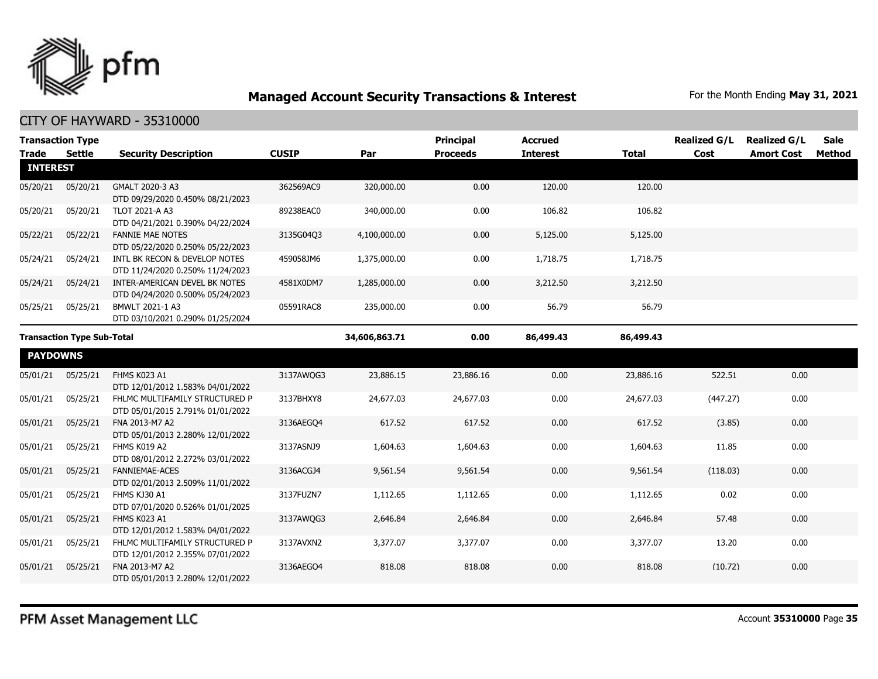## Managed Account Security Transactions & Interest

For the Month Ending **May 31, 2021**

### CITY OF HAYWARD - 35310000

| Transaction Type Trade | Settle | Security Description | CUSIP | Par | Principal Proceeds | Accrued Interest | Total | Realized G/L Cost | Realized G/L Amort Cost | Sale Method |
|---|---|---|---|---|---|---|---|---|---|---|
| **INTEREST** | | | | | | | | | | |
| 05/20/21 | 05/20/21 | GMALT 2020-3 A3 DTD 09/29/2020 0.450% 08/21/2023 | 362569AC9 | 320,000.00 | 0.00 | 120.00 | 120.00 | | | |
| 05/20/21 | 05/20/21 | TLOT 2021-A A3 DTD 04/21/2021 0.390% 04/22/2024 | 89238EAC0 | 340,000.00 | 0.00 | 106.82 | 106.82 | | | |
| 05/22/21 | 05/22/21 | FANNIE MAE NOTES DTD 05/22/2020 0.250% 05/22/2023 | 3135G04Q3 | 4,100,000.00 | 0.00 | 5,125.00 | 5,125.00 | | | |
| 05/24/21 | 05/24/21 | INTL BK RECON & DEVELOP NOTES DTD 11/24/2020 0.250% 11/24/2023 | 459058JM6 | 1,375,000.00 | 0.00 | 1,718.75 | 1,718.75 | | | |
| 05/24/21 | 05/24/21 | INTER-AMERICAN DEVEL BK NOTES DTD 04/24/2020 0.500% 05/24/2023 | 4581X0DM7 | 1,285,000.00 | 0.00 | 3,212.50 | 3,212.50 | | | |
| 05/25/21 | 05/25/21 | BMWLT 2021-1 A3 DTD 03/10/2021 0.290% 01/25/2024 | 05591RAC8 | 235,000.00 | 0.00 | 56.79 | 56.79 | | | |
| **Transaction Type Sub-Total** | | | | **34,606,863.71** | **0.00** | **86,499.43** | **86,499.43** | | | |
| **PAYDOWNS** | | | | | | | | | | |
| 05/01/21 | 05/25/21 | FHMS K023 A1 DTD 12/01/2012 1.583% 04/01/2022 | 3137AWQG3 | 23,886.15 | 23,886.16 | 0.00 | 23,886.16 | 522.51 | 0.00 | |
| 05/01/21 | 05/25/21 | FHLMC MULTIFAMILY STRUCTURED P DTD 05/01/2015 2.791% 01/01/2022 | 3137BHXY8 | 24,677.03 | 24,677.03 | 0.00 | 24,677.03 | (447.27) | 0.00 | |
| 05/01/21 | 05/25/21 | FNA 2013-M7 A2 DTD 05/01/2013 2.280% 12/01/2022 | 3136AEGQ4 | 617.52 | 617.52 | 0.00 | 617.52 | (3.85) | 0.00 | |
| 05/01/21 | 05/25/21 | FHMS K019 A2 DTD 08/01/2012 2.272% 03/01/2022 | 3137ASNJ9 | 1,604.63 | 1,604.63 | 0.00 | 1,604.63 | 11.85 | 0.00 | |
| 05/01/21 | 05/25/21 | FANNIEMAE-ACES DTD 02/01/2013 2.509% 11/01/2022 | 3136ACGJ4 | 9,561.54 | 9,561.54 | 0.00 | 9,561.54 | (118.03) | 0.00 | |
| 05/01/21 | 05/25/21 | FHMS KJ30 A1 DTD 07/01/2020 0.526% 01/01/2025 | 3137FUZN7 | 1,112.65 | 1,112.65 | 0.00 | 1,112.65 | 0.02 | 0.00 | |
| 05/01/21 | 05/25/21 | FHMS K023 A1 DTD 12/01/2012 1.583% 04/01/2022 | 3137AWQG3 | 2,646.84 | 2,646.84 | 0.00 | 2,646.84 | 57.48 | 0.00 | |
| 05/01/21 | 05/25/21 | FHLMC MULTIFAMILY STRUCTURED P DTD 12/01/2012 2.355% 07/01/2022 | 3137AVXN2 | 3,377.07 | 3,377.07 | 0.00 | 3,377.07 | 13.20 | 0.00 | |
| 05/01/21 | 05/25/21 | FNA 2013-M7 A2 DTD 05/01/2013 2.280% 12/01/2022 | 3136AEGQ4 | 818.08 | 818.08 | 0.00 | 818.08 | (10.72) | 0.00 | |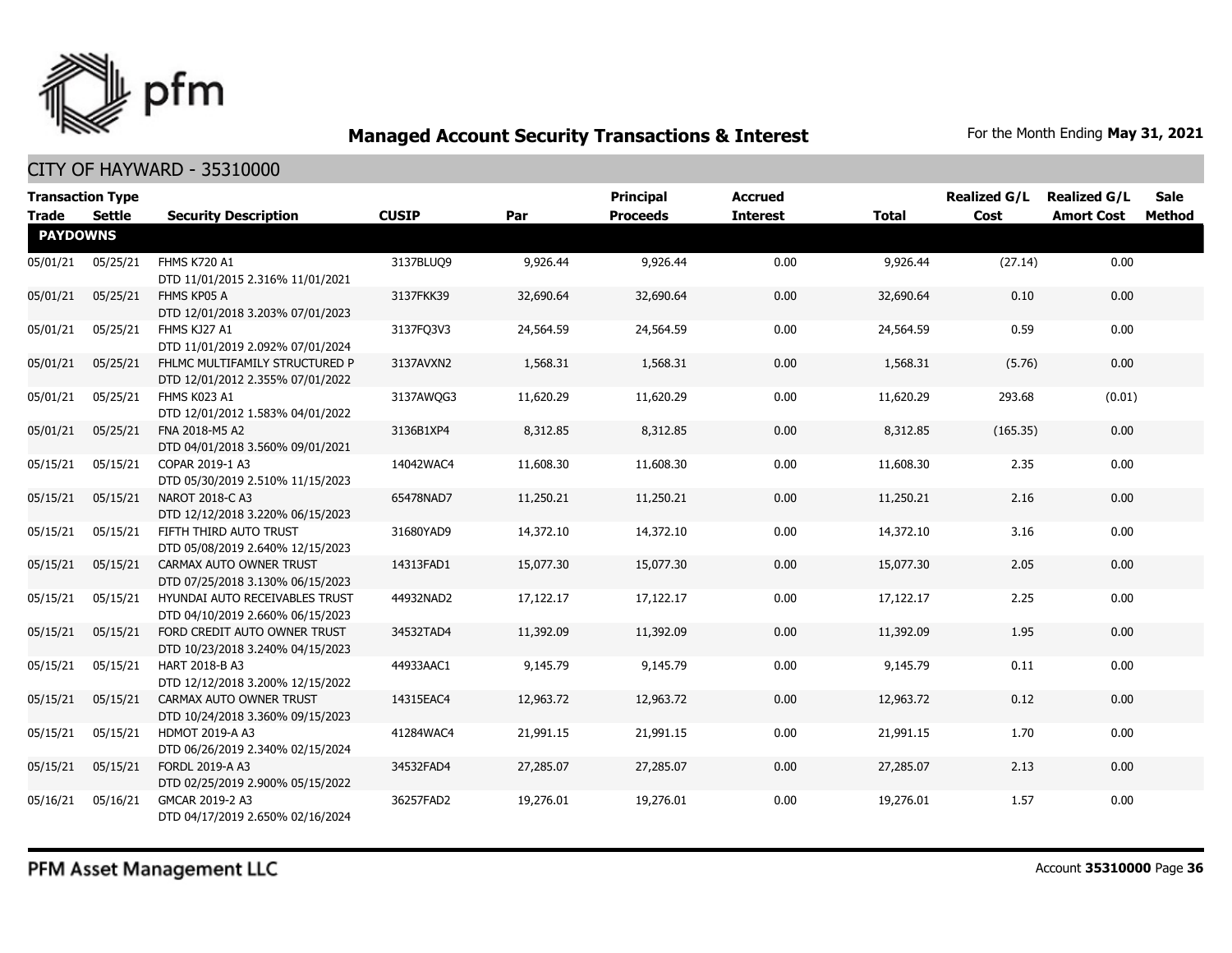# Managed Account Security Transactions & Interest

For the Month Ending **May 31, 2021**

## CITY OF HAYWARD - 35310000

| Transaction Type Trade | Settle | Security Description | CUSIP | Par | Principal Proceeds | Accrued Interest | Total | Realized G/L Cost | Realized G/L Amort Cost | Sale Method |
|---|---|---|---|---|---|---|---|---|---|---|
| **PAYDOWNS** | | | | | | | | | | |
| 05/01/21 | 05/25/21 | FHMS K720 A1<br>DTD 11/01/2015 2.316% 11/01/2021 | 3137BLUQ9 | 9,926.44 | 9,926.44 | 0.00 | 9,926.44 | (27.14) | 0.00 | |
| 05/01/21 | 05/25/21 | FHMS KP05 A<br>DTD 12/01/2018 3.203% 07/01/2023 | 3137FKK39 | 32,690.64 | 32,690.64 | 0.00 | 32,690.64 | 0.10 | 0.00 | |
| 05/01/21 | 05/25/21 | FHMS KJ27 A1<br>DTD 11/01/2019 2.092% 07/01/2024 | 3137FQ3V3 | 24,564.59 | 24,564.59 | 0.00 | 24,564.59 | 0.59 | 0.00 | |
| 05/01/21 | 05/25/21 | FHLMC MULTIFAMILY STRUCTURED P<br>DTD 12/01/2012 2.355% 07/01/2022 | 3137AVXN2 | 1,568.31 | 1,568.31 | 0.00 | 1,568.31 | (5.76) | 0.00 | |
| 05/01/21 | 05/25/21 | FHMS K023 A1<br>DTD 12/01/2012 1.583% 04/01/2022 | 3137AWQG3 | 11,620.29 | 11,620.29 | 0.00 | 11,620.29 | 293.68 | (0.01) | |
| 05/01/21 | 05/25/21 | FNA 2018-M5 A2<br>DTD 04/01/2018 3.560% 09/01/2021 | 3136B1XP4 | 8,312.85 | 8,312.85 | 0.00 | 8,312.85 | (165.35) | 0.00 | |
| 05/15/21 | 05/15/21 | COPAR 2019-1 A3<br>DTD 05/30/2019 2.510% 11/15/2023 | 14042WAC4 | 11,608.30 | 11,608.30 | 0.00 | 11,608.30 | 2.35 | 0.00 | |
| 05/15/21 | 05/15/21 | NAROT 2018-C A3<br>DTD 12/12/2018 3.220% 06/15/2023 | 65478NAD7 | 11,250.21 | 11,250.21 | 0.00 | 11,250.21 | 2.16 | 0.00 | |
| 05/15/21 | 05/15/21 | FIFTH THIRD AUTO TRUST<br>DTD 05/08/2019 2.640% 12/15/2023 | 31680YAD9 | 14,372.10 | 14,372.10 | 0.00 | 14,372.10 | 3.16 | 0.00 | |
| 05/15/21 | 05/15/21 | CARMAX AUTO OWNER TRUST<br>DTD 07/25/2018 3.130% 06/15/2023 | 14313FAD1 | 15,077.30 | 15,077.30 | 0.00 | 15,077.30 | 2.05 | 0.00 | |
| 05/15/21 | 05/15/21 | HYUNDAI AUTO RECEIVABLES TRUST<br>DTD 04/10/2019 2.660% 06/15/2023 | 44932NAD2 | 17,122.17 | 17,122.17 | 0.00 | 17,122.17 | 2.25 | 0.00 | |
| 05/15/21 | 05/15/21 | FORD CREDIT AUTO OWNER TRUST<br>DTD 10/23/2018 3.240% 04/15/2023 | 34532TAD4 | 11,392.09 | 11,392.09 | 0.00 | 11,392.09 | 1.95 | 0.00 | |
| 05/15/21 | 05/15/21 | HART 2018-B A3<br>DTD 12/12/2018 3.200% 12/15/2022 | 44933AAC1 | 9,145.79 | 9,145.79 | 0.00 | 9,145.79 | 0.11 | 0.00 | |
| 05/15/21 | 05/15/21 | CARMAX AUTO OWNER TRUST<br>DTD 10/24/2018 3.360% 09/15/2023 | 14315EAC4 | 12,963.72 | 12,963.72 | 0.00 | 12,963.72 | 0.12 | 0.00 | |
| 05/15/21 | 05/15/21 | HDMOT 2019-A A3<br>DTD 06/26/2019 2.340% 02/15/2024 | 41284WAC4 | 21,991.15 | 21,991.15 | 0.00 | 21,991.15 | 1.70 | 0.00 | |
| 05/15/21 | 05/15/21 | FORDL 2019-A A3<br>DTD 02/25/2019 2.900% 05/15/2022 | 34532FAD4 | 27,285.07 | 27,285.07 | 0.00 | 27,285.07 | 2.13 | 0.00 | |
| 05/16/21 | 05/16/21 | GMCAR 2019-2 A3<br>DTD 04/17/2019 2.650% 02/16/2024 | 36257FAD2 | 19,276.01 | 19,276.01 | 0.00 | 19,276.01 | 1.57 | 0.00 | |

PFM Asset Management LLC

Account **35310000** Page **36**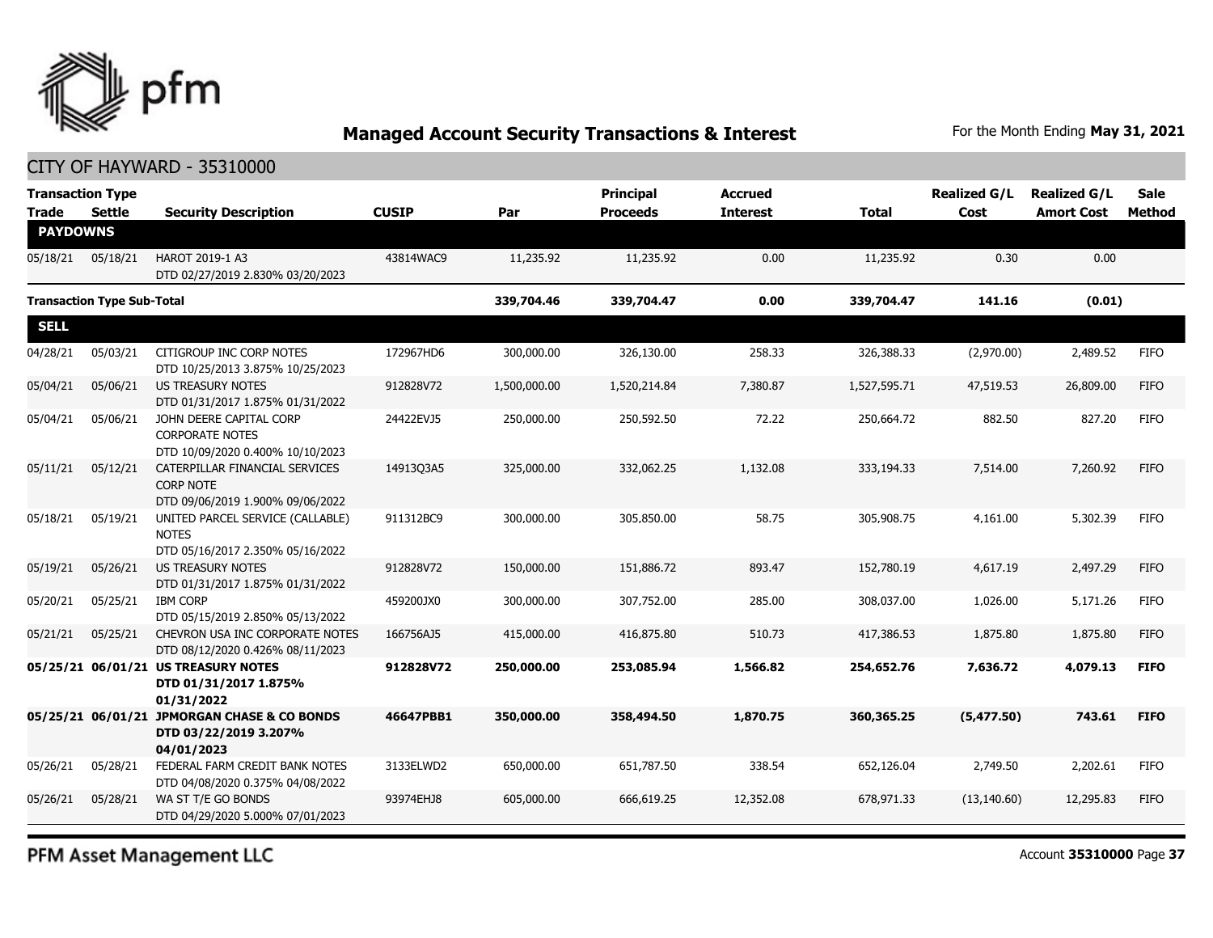## Managed Account Security Transactions & Interest

For the Month Ending **May 31, 2021**

CITY OF HAYWARD - 35310000

| Transaction Type Trade | Settle | Security Description | CUSIP | Par | Principal Proceeds | Accrued Interest | Total | Realized G/L Cost | Realized G/L Amort Cost | Sale Method |
|---|---|---|---|---|---|---|---|---|---|---|
| **PAYDOWNS** | | | | | | | | | | |
| 05/18/21 | 05/18/21 | HAROT 2019-1 A3 DTD 02/27/2019 2.830% 03/20/2023 | 43814WAC9 | 11,235.92 | 11,235.92 | 0.00 | 11,235.92 | 0.30 | 0.00 | |
| **Transaction Type Sub-Total** | | | | **339,704.46** | **339,704.47** | **0.00** | **339,704.47** | **141.16** | **(0.01)** | |
| **SELL** | | | | | | | | | | |
| 04/28/21 | 05/03/21 | CITIGROUP INC CORP NOTES DTD 10/25/2013 3.875% 10/25/2023 | 172967HD6 | 300,000.00 | 326,130.00 | 258.33 | 326,388.33 | (2,970.00) | 2,489.52 | FIFO |
| 05/04/21 | 05/06/21 | US TREASURY NOTES DTD 01/31/2017 1.875% 01/31/2022 | 912828V72 | 1,500,000.00 | 1,520,214.84 | 7,380.87 | 1,527,595.71 | 47,519.53 | 26,809.00 | FIFO |
| 05/04/21 | 05/06/21 | JOHN DEERE CAPITAL CORP CORPORATE NOTES DTD 10/09/2020 0.400% 10/10/2023 | 24422EVJ5 | 250,000.00 | 250,592.50 | 72.22 | 250,664.72 | 882.50 | 827.20 | FIFO |
| 05/11/21 | 05/12/21 | CATERPILLAR FINANCIAL SERVICES CORP NOTE DTD 09/06/2019 1.900% 09/06/2022 | 14913Q3A5 | 325,000.00 | 332,062.25 | 1,132.08 | 333,194.33 | 7,514.00 | 7,260.92 | FIFO |
| 05/18/21 | 05/19/21 | UNITED PARCEL SERVICE (CALLABLE) NOTES DTD 05/16/2017 2.350% 05/16/2022 | 911312BC9 | 300,000.00 | 305,850.00 | 58.75 | 305,908.75 | 4,161.00 | 5,302.39 | FIFO |
| 05/19/21 | 05/26/21 | US TREASURY NOTES DTD 01/31/2017 1.875% 01/31/2022 | 912828V72 | 150,000.00 | 151,886.72 | 893.47 | 152,780.19 | 4,617.19 | 2,497.29 | FIFO |
| 05/20/21 | 05/25/21 | IBM CORP DTD 05/15/2019 2.850% 05/13/2022 | 459200JX0 | 300,000.00 | 307,752.00 | 285.00 | 308,037.00 | 1,026.00 | 5,171.26 | FIFO |
| 05/21/21 | 05/25/21 | CHEVRON USA INC CORPORATE NOTES DTD 08/12/2020 0.426% 08/11/2023 | 166756AJ5 | 415,000.00 | 416,875.80 | 510.73 | 417,386.53 | 1,875.80 | 1,875.80 | FIFO |
| **05/25/21** | **06/01/21** | **US TREASURY NOTES DTD 01/31/2017 1.875% 01/31/2022** | **912828V72** | **250,000.00** | **253,085.94** | **1,566.82** | **254,652.76** | **7,636.72** | **4,079.13** | **FIFO** |
| **05/25/21** | **06/01/21** | **JPMORGAN CHASE & CO BONDS DTD 03/22/2019 3.207% 04/01/2023** | **46647PBB1** | **350,000.00** | **358,494.50** | **1,870.75** | **360,365.25** | **(5,477.50)** | **743.61** | **FIFO** |
| 05/26/21 | 05/28/21 | FEDERAL FARM CREDIT BANK NOTES DTD 04/08/2020 0.375% 04/08/2022 | 3133ELWD2 | 650,000.00 | 651,787.50 | 338.54 | 652,126.04 | 2,749.50 | 2,202.61 | FIFO |
| 05/26/21 | 05/28/21 | WA ST T/E GO BONDS DTD 04/29/2020 5.000% 07/01/2023 | 93974EHJ8 | 605,000.00 | 666,619.25 | 12,352.08 | 678,971.33 | (13,140.60) | 12,295.83 | FIFO |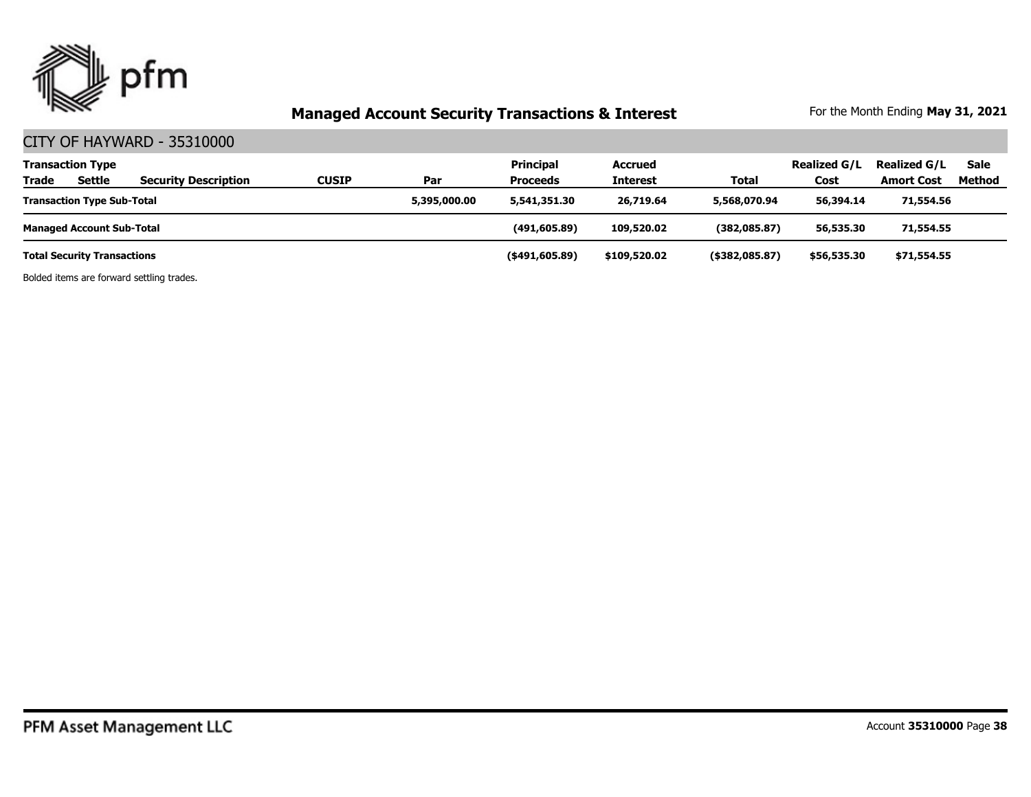## Managed Account Security Transactions & Interest

For the Month Ending **May 31, 2021**

### CITY OF HAYWARD - 35310000

| Transaction Type Trade | Settle | Security Description | CUSIP | Par | Principal Proceeds | Accrued Interest | Total | Realized G/L Cost | Realized G/L Amort Cost | Sale Method |
|---|---|---|---|---|---|---|---|---|---|---|
| **Transaction Type Sub-Total** | | | | **5,395,000.00** | **5,541,351.30** | **26,719.64** | **5,568,070.94** | **56,394.14** | **71,554.56** | |
| **Managed Account Sub-Total** | | | | | **(491,605.89)** | **109,520.02** | **(382,085.87)** | **56,535.30** | **71,554.55** | |
| **Total Security Transactions** | | | | | **($491,605.89)** | **$109,520.02** | **($382,085.87)** | **$56,535.30** | **$71,554.55** | |

Bolded items are forward settling trades.